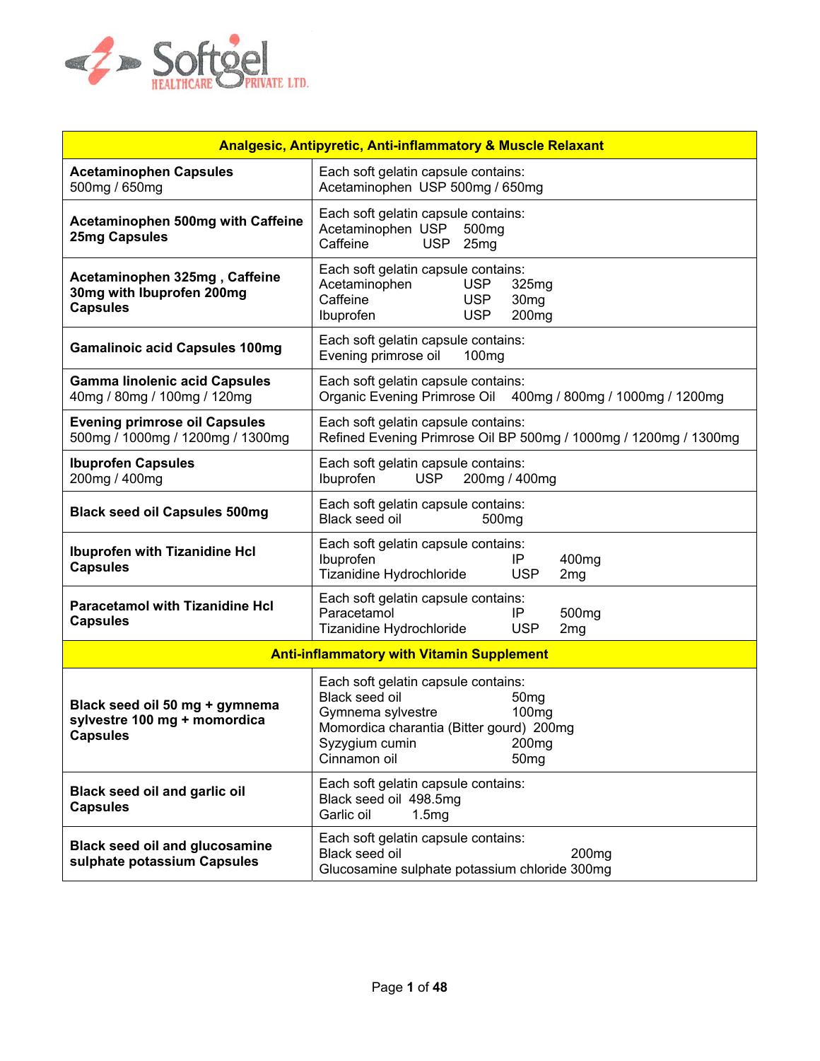Softgel HEALTHCARE PRIVATE LTD.

| Analgesic, Antipyretic, Anti-inflammatory & Muscle Relaxant | |
|---|---|
| **Acetaminophen Capsules**<br>500mg / 650mg | Each soft gelatin capsule contains:<br>Acetaminophen USP 500mg / 650mg |
| **Acetaminophen 500mg with Caffeine 25mg Capsules** | Each soft gelatin capsule contains:<br>Acetaminophen USP 500mg<br>Caffeine USP 25mg |
| **Acetaminophen 325mg , Caffeine 30mg with Ibuprofen 200mg Capsules** | Each soft gelatin capsule contains:<br>Acetaminophen USP 325mg<br>Caffeine USP 30mg<br>Ibuprofen USP 200mg |
| **Gamalinoic acid Capsules 100mg** | Each soft gelatin capsule contains:<br>Evening primrose oil 100mg |
| **Gamma linolenic acid Capsules**<br>40mg / 80mg / 100mg / 120mg | Each soft gelatin capsule contains:<br>Organic Evening Primrose Oil 400mg / 800mg / 1000mg / 1200mg |
| **Evening primrose oil Capsules**<br>500mg / 1000mg / 1200mg / 1300mg | Each soft gelatin capsule contains:<br>Refined Evening Primrose Oil BP 500mg / 1000mg / 1200mg / 1300mg |
| **Ibuprofen Capsules**<br>200mg / 400mg | Each soft gelatin capsule contains:<br>Ibuprofen USP 200mg / 400mg |
| **Black seed oil Capsules 500mg** | Each soft gelatin capsule contains:<br>Black seed oil 500mg |
| **Ibuprofen with Tizanidine Hcl Capsules** | Each soft gelatin capsule contains:<br>Ibuprofen IP 400mg<br>Tizanidine Hydrochloride USP 2mg |
| **Paracetamol with Tizanidine Hcl Capsules** | Each soft gelatin capsule contains:<br>Paracetamol IP 500mg<br>Tizanidine Hydrochloride USP 2mg |
| **Anti-inflammatory with Vitamin Supplement** | |
| **Black seed oil 50 mg + gymnema sylvestre 100 mg + momordica Capsules** | Each soft gelatin capsule contains:<br>Black seed oil 50mg<br>Gymnema sylvestre 100mg<br>Momordica charantia (Bitter gourd) 200mg<br>Syzygium cumin 200mg<br>Cinnamon oil 50mg |
| **Black seed oil and garlic oil Capsules** | Each soft gelatin capsule contains:<br>Black seed oil 498.5mg<br>Garlic oil 1.5mg |
| **Black seed oil and glucosamine sulphate potassium Capsules** | Each soft gelatin capsule contains:<br>Black seed oil 200mg<br>Glucosamine sulphate potassium chloride 300mg |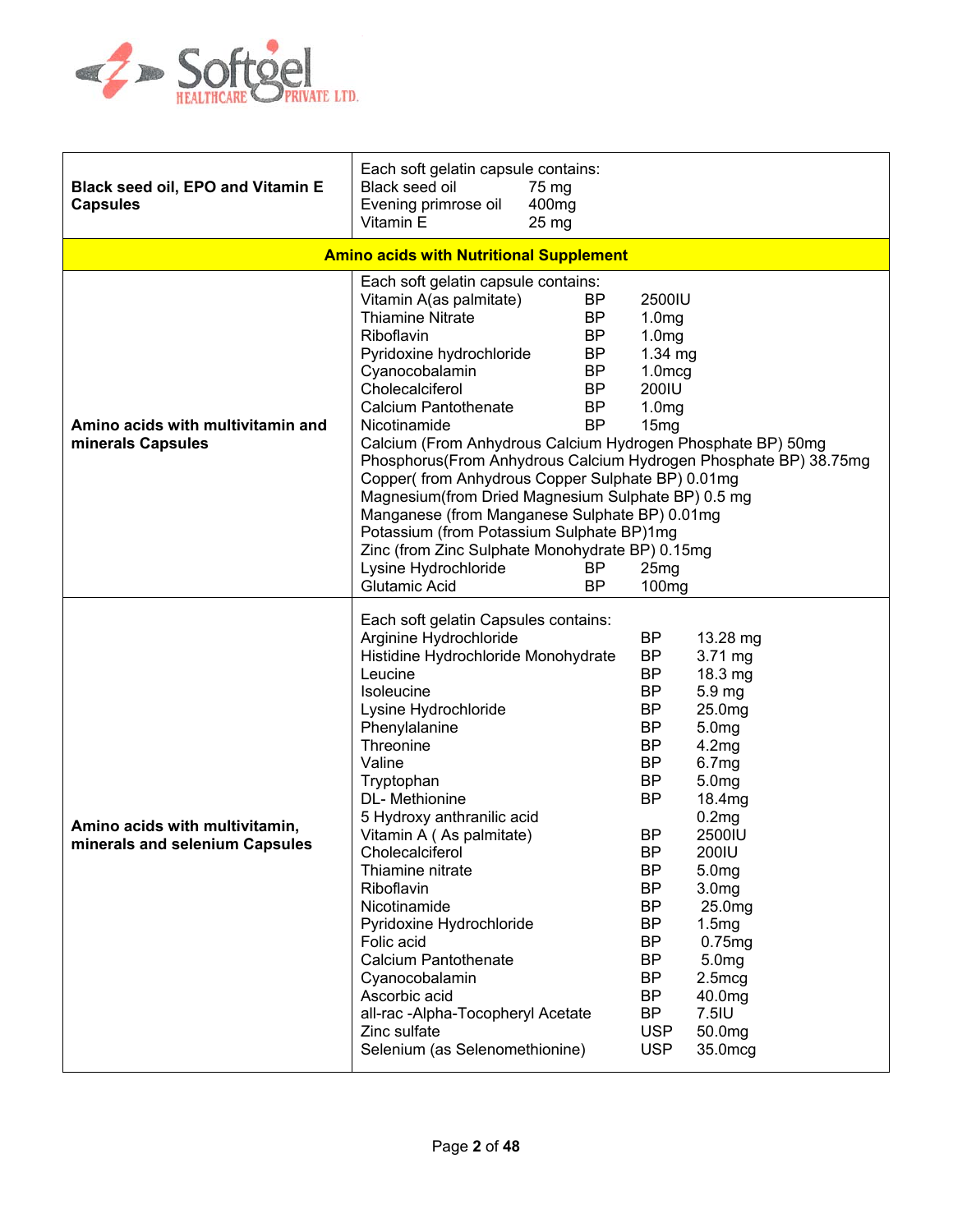Softgel HEALTHCARE PRIVATE LTD.

| | |
|---|---|
| **Black seed oil, EPO and Vitamin E Capsules** | Each soft gelatin capsule contains:<br>Black seed oil 75 mg<br>Evening primrose oil 400mg<br>Vitamin E 25 mg |
| **Amino acids with Nutritional Supplement** | |
| **Amino acids with multivitamin and minerals Capsules** | Each soft gelatin capsule contains:<br>Vitamin A(as palmitate) BP 2500IU<br>Thiamine Nitrate BP 1.0mg<br>Riboflavin BP 1.0mg<br>Pyridoxine hydrochloride BP 1.34 mg<br>Cyanocobalamin BP 1.0mcg<br>Cholecalciferol BP 200IU<br>Calcium Pantothenate BP 1.0mg<br>Nicotinamide BP 15mg<br>Calcium (From Anhydrous Calcium Hydrogen Phosphate BP) 50mg<br>Phosphorus(From Anhydrous Calcium Hydrogen Phosphate BP) 38.75mg<br>Copper( from Anhydrous Copper Sulphate BP) 0.01mg<br>Magnesium(from Dried Magnesium Sulphate BP) 0.5 mg<br>Manganese (from Manganese Sulphate BP) 0.01mg<br>Potassium (from Potassium Sulphate BP)1mg<br>Zinc (from Zinc Sulphate Monohydrate BP) 0.15mg<br>Lysine Hydrochloride BP 25mg<br>Glutamic Acid BP 100mg |
| **Amino acids with multivitamin, minerals and selenium Capsules** | Each soft gelatin Capsules contains:<br>Arginine Hydrochloride BP 13.28 mg<br>Histidine Hydrochloride Monohydrate BP 3.71 mg<br>Leucine BP 18.3 mg<br>Isoleucine BP 5.9 mg<br>Lysine Hydrochloride BP 25.0mg<br>Phenylalanine BP 5.0mg<br>Threonine BP 4.2mg<br>Valine BP 6.7mg<br>Tryptophan BP 5.0mg<br>DL- Methionine BP 18.4mg<br>5 Hydroxy anthranilic acid 0.2mg<br>Vitamin A ( As palmitate) BP 2500IU<br>Cholecalciferol BP 200IU<br>Thiamine nitrate BP 5.0mg<br>Riboflavin BP 3.0mg<br>Nicotinamide BP 25.0mg<br>Pyridoxine Hydrochloride BP 1.5mg<br>Folic acid BP 0.75mg<br>Calcium Pantothenate BP 5.0mg<br>Cyanocobalamin BP 2.5mcg<br>Ascorbic acid BP 40.0mg<br>all-rac -Alpha-Tocopheryl Acetate BP 7.5IU<br>Zinc sulfate USP 50.0mg<br>Selenium (as Selenomethionine) USP 35.0mcg |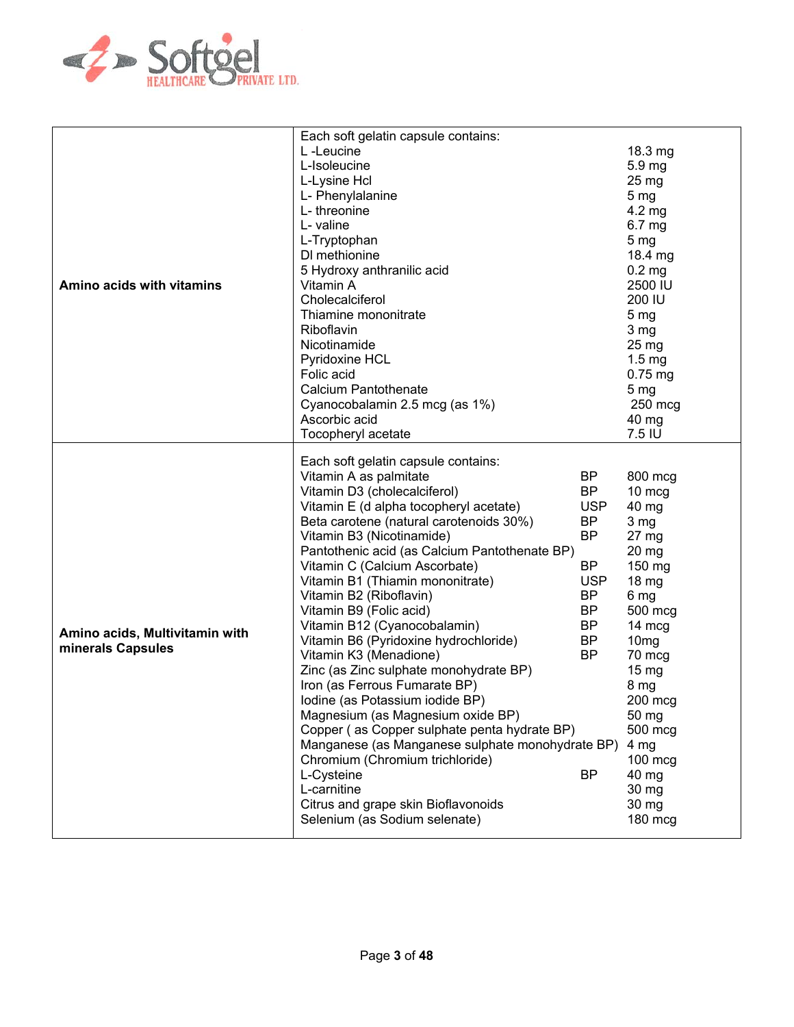| Product | Composition | | |
|---|---|---|---|
| **Amino acids with vitamins** | Each soft gelatin capsule contains: | | |
| | L -Leucine | | 18.3 mg |
| | L-Isoleucine | | 5.9 mg |
| | L-Lysine Hcl | | 25 mg |
| | L- Phenylalanine | | 5 mg |
| | L- threonine | | 4.2 mg |
| | L- valine | | 6.7 mg |
| | L-Tryptophan | | 5 mg |
| | Dl methionine | | 18.4 mg |
| | 5 Hydroxy anthranilic acid | | 0.2 mg |
| | Vitamin A | | 2500 IU |
| | Cholecalciferol | | 200 IU |
| | Thiamine mononitrate | | 5 mg |
| | Riboflavin | | 3 mg |
| | Nicotinamide | | 25 mg |
| | Pyridoxine HCL | | 1.5 mg |
| | Folic acid | | 0.75 mg |
| | Calcium Pantothenate | | 5 mg |
| | Cyanocobalamin 2.5 mcg (as 1%) | | 250 mcg |
| | Ascorbic acid | | 40 mg |
| | Tocopheryl acetate | | 7.5 IU |
| **Amino acids, Multivitamin with minerals Capsules** | Each soft gelatin capsule contains: | | |
| | Vitamin A as palmitate | BP | 800 mcg |
| | Vitamin D3 (cholecalciferol) | BP | 10 mcg |
| | Vitamin E (d alpha tocopheryl acetate) | USP | 40 mg |
| | Beta carotene (natural carotenoids 30%) | BP | 3 mg |
| | Vitamin B3 (Nicotinamide) | BP | 27 mg |
| | Pantothenic acid (as Calcium Pantothenate BP) | | 20 mg |
| | Vitamin C (Calcium Ascorbate) | BP | 150 mg |
| | Vitamin B1 (Thiamin mononitrate) | USP | 18 mg |
| | Vitamin B2 (Riboflavin) | BP | 6 mg |
| | Vitamin B9 (Folic acid) | BP | 500 mcg |
| | Vitamin B12 (Cyanocobalamin) | BP | 14 mcg |
| | Vitamin B6 (Pyridoxine hydrochloride) | BP | 10mg |
| | Vitamin K3 (Menadione) | BP | 70 mcg |
| | Zinc (as Zinc sulphate monohydrate BP) | | 15 mg |
| | Iron (as Ferrous Fumarate BP) | | 8 mg |
| | Iodine (as Potassium iodide BP) | | 200 mcg |
| | Magnesium (as Magnesium oxide BP) | | 50 mg |
| | Copper ( as Copper sulphate penta hydrate BP) | | 500 mcg |
| | Manganese (as Manganese sulphate monohydrate BP) | | 4 mg |
| | Chromium (Chromium trichloride) | | 100 mcg |
| | L-Cysteine | BP | 40 mg |
| | L-carnitine | | 30 mg |
| | Citrus and grape skin Bioflavonoids | | 30 mg |
| | Selenium (as Sodium selenate) | | 180 mcg |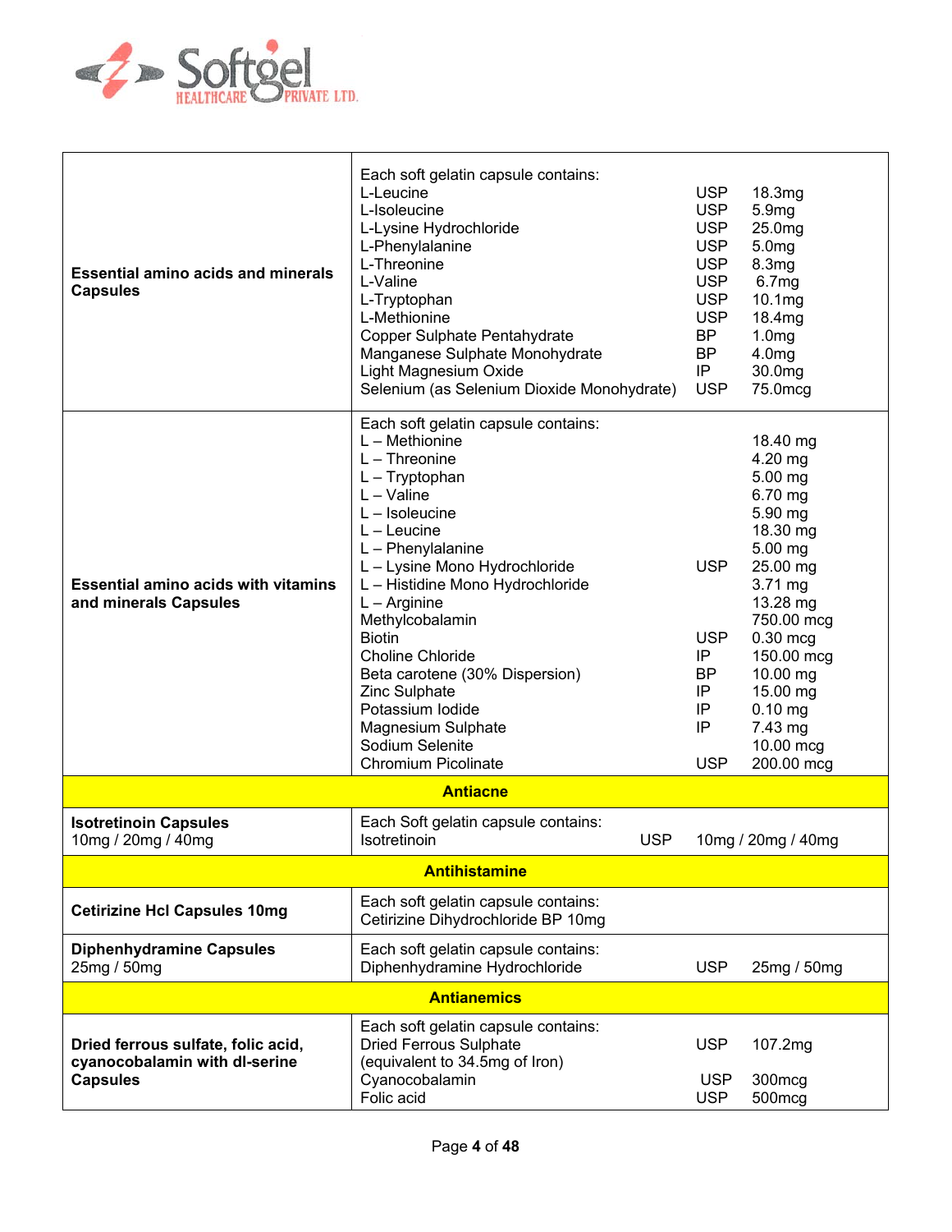| Product | Composition | | |
|---|---|---|---|
| **Essential amino acids and minerals Capsules** | Each soft gelatin capsule contains: | | |
| | L-Leucine | USP | 18.3mg |
| | L-Isoleucine | USP | 5.9mg |
| | L-Lysine Hydrochloride | USP | 25.0mg |
| | L-Phenylalanine | USP | 5.0mg |
| | L-Threonine | USP | 8.3mg |
| | L-Valine | USP | 6.7mg |
| | L-Tryptophan | USP | 10.1mg |
| | L-Methionine | USP | 18.4mg |
| | Copper Sulphate Pentahydrate | BP | 1.0mg |
| | Manganese Sulphate Monohydrate | BP | 4.0mg |
| | Light Magnesium Oxide | IP | 30.0mg |
| | Selenium (as Selenium Dioxide Monohydrate) | USP | 75.0mcg |
| **Essential amino acids with vitamins and minerals Capsules** | Each soft gelatin capsule contains: | | |
| | L – Methionine | | 18.40 mg |
| | L – Threonine | | 4.20 mg |
| | L – Tryptophan | | 5.00 mg |
| | L – Valine | | 6.70 mg |
| | L – Isoleucine | | 5.90 mg |
| | L – Leucine | | 18.30 mg |
| | L – Phenylalanine | | 5.00 mg |
| | L – Lysine Mono Hydrochloride | USP | 25.00 mg |
| | L – Histidine Mono Hydrochloride | | 3.71 mg |
| | L – Arginine | | 13.28 mg |
| | Methylcobalamin | | 750.00 mcg |
| | Biotin | USP | 0.30 mcg |
| | Choline Chloride | IP | 150.00 mcg |
| | Beta carotene (30% Dispersion) | BP | 10.00 mg |
| | Zinc Sulphate | IP | 15.00 mg |
| | Potassium Iodide | IP | 0.10 mg |
| | Magnesium Sulphate | IP | 7.43 mg |
| | Sodium Selenite | | 10.00 mcg |
| | Chromium Picolinate | USP | 200.00 mcg |
| **Antiacne** | | | |
| **Isotretinoin Capsules** 10mg / 20mg / 40mg | Each Soft gelatin capsule contains: | | |
| | Isotretinoin | USP | 10mg / 20mg / 40mg |
| **Antihistamine** | | | |
| **Cetirizine Hcl Capsules 10mg** | Each soft gelatin capsule contains: Cetirizine Dihydrochloride BP 10mg | | |
| **Diphenhydramine Capsules** 25mg / 50mg | Each soft gelatin capsule contains: | | |
| | Diphenhydramine Hydrochloride | USP | 25mg / 50mg |
| **Antianemics** | | | |
| **Dried ferrous sulfate, folic acid, cyanocobalamin with dl-serine Capsules** | Each soft gelatin capsule contains: | | |
| | Dried Ferrous Sulphate (equivalent to 34.5mg of Iron) | USP | 107.2mg |
| | Cyanocobalamin | USP | 300mcg |
| | Folic acid | USP | 500mcg |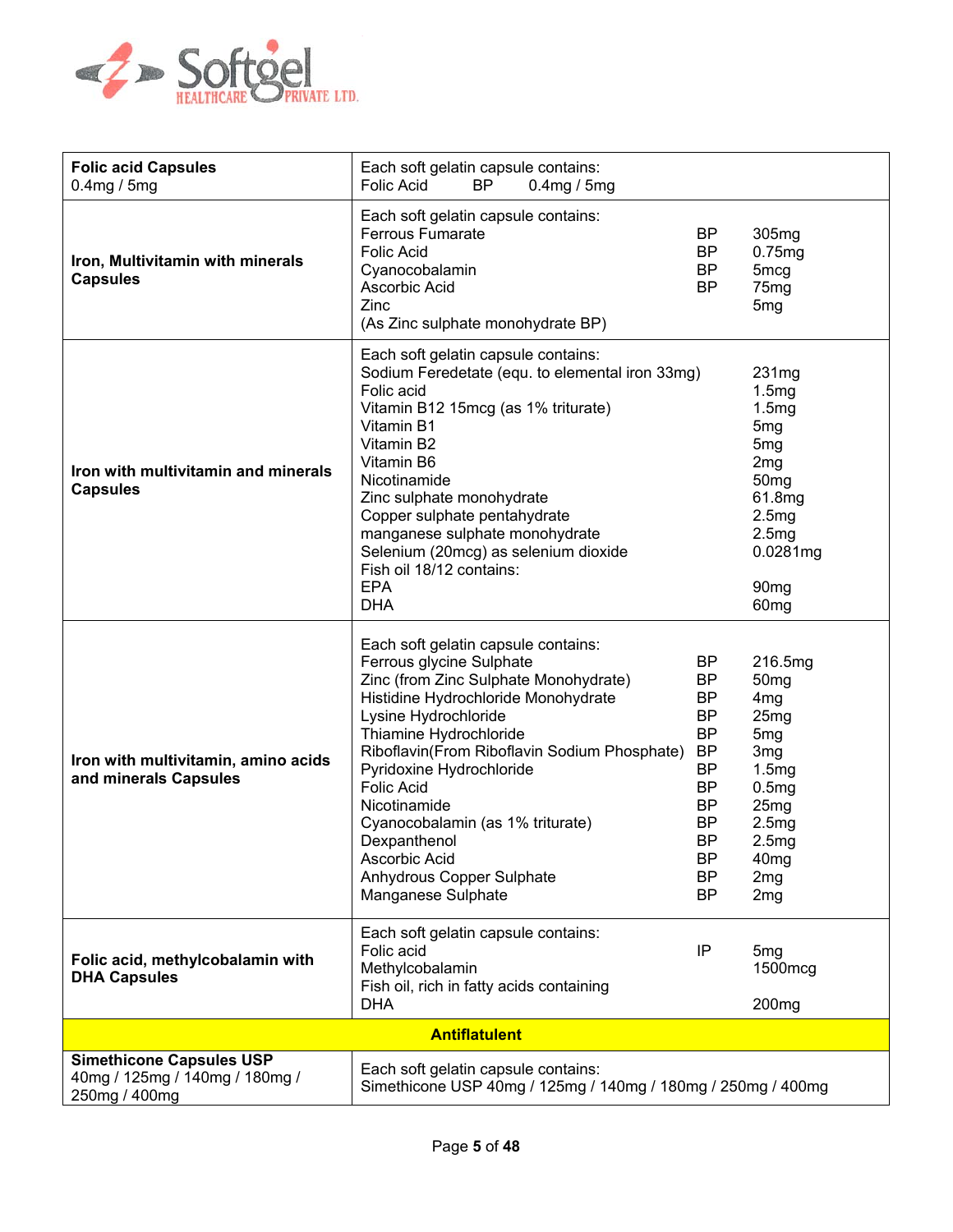| | |
|---|---|
| **Folic acid Capsules**<br>0.4mg / 5mg | Each soft gelatin capsule contains:<br>Folic Acid BP 0.4mg / 5mg |
| **Iron, Multivitamin with minerals Capsules** | Each soft gelatin capsule contains:<br>Ferrous Fumarate BP 305mg<br>Folic Acid BP 0.75mg<br>Cyanocobalamin BP 5mcg<br>Ascorbic Acid BP 75mg<br>Zinc 5mg<br>(As Zinc sulphate monohydrate BP) |
| **Iron with multivitamin and minerals Capsules** | Each soft gelatin capsule contains:<br>Sodium Feredetate (equ. to elemental iron 33mg) 231mg<br>Folic acid 1.5mg<br>Vitamin B12 15mcg (as 1% triturate) 1.5mg<br>Vitamin B1 5mg<br>Vitamin B2 5mg<br>Vitamin B6 2mg<br>Nicotinamide 50mg<br>Zinc sulphate monohydrate 61.8mg<br>Copper sulphate pentahydrate 2.5mg<br>manganese sulphate monohydrate 2.5mg<br>Selenium (20mcg) as selenium dioxide 0.0281mg<br>Fish oil 18/12 contains:<br>EPA 90mg<br>DHA 60mg |
| **Iron with multivitamin, amino acids and minerals Capsules** | Each soft gelatin capsule contains:<br>Ferrous glycine Sulphate BP 216.5mg<br>Zinc (from Zinc Sulphate Monohydrate) BP 50mg<br>Histidine Hydrochloride Monohydrate BP 4mg<br>Lysine Hydrochloride BP 25mg<br>Thiamine Hydrochloride BP 5mg<br>Riboflavin(From Riboflavin Sodium Phosphate) BP 3mg<br>Pyridoxine Hydrochloride BP 1.5mg<br>Folic Acid BP 0.5mg<br>Nicotinamide BP 25mg<br>Cyanocobalamin (as 1% triturate) BP 2.5mg<br>Dexpanthenol BP 2.5mg<br>Ascorbic Acid BP 40mg<br>Anhydrous Copper Sulphate BP 2mg<br>Manganese Sulphate BP 2mg |
| **Folic acid, methylcobalamin with DHA Capsules** | Each soft gelatin capsule contains:<br>Folic acid IP 5mg<br>Methylcobalamin 1500mcg<br>Fish oil, rich in fatty acids containing<br>DHA 200mg |
| **Antiflatulent** | |
| **Simethicone Capsules USP**<br>40mg / 125mg / 140mg / 180mg / 250mg / 400mg | Each soft gelatin capsule contains:<br>Simethicone USP 40mg / 125mg / 140mg / 180mg / 250mg / 400mg |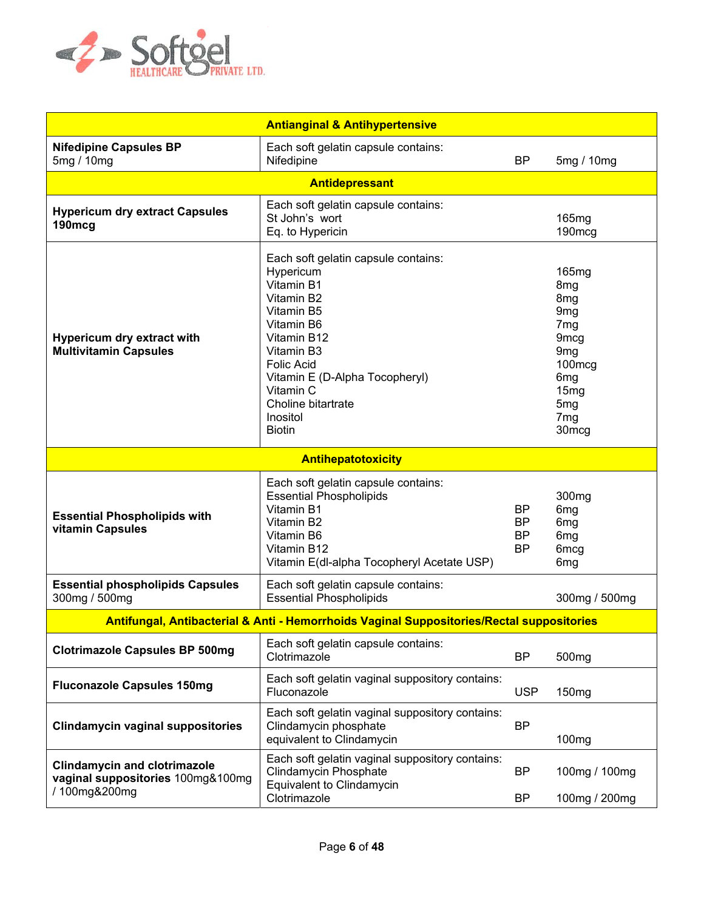Softgel HEALTHCARE PRIVATE LTD.

| Product | Composition | Standard | Strength |
|---|---|---|---|
| **Antianginal & Antihypertensive** | | | |
| **Nifedipine Capsules BP** 5mg / 10mg | Each soft gelatin capsule contains:<br>Nifedipine | BP | 5mg / 10mg |
| **Antidepressant** | | | |
| **Hypericum dry extract Capsules 190mcg** | Each soft gelatin capsule contains:<br>St John's wort<br>Eq. to Hypericin | | <br>165mg<br>190mcg |
| **Hypericum dry extract with Multivitamin Capsules** | Each soft gelatin capsule contains:<br>Hypericum<br>Vitamin B1<br>Vitamin B2<br>Vitamin B5<br>Vitamin B6<br>Vitamin B12<br>Vitamin B3<br>Folic Acid<br>Vitamin E (D-Alpha Tocopheryl)<br>Vitamin C<br>Choline bitartrate<br>Inositol<br>Biotin | | <br>165mg<br>8mg<br>8mg<br>9mg<br>7mg<br>9mcg<br>9mg<br>100mcg<br>6mg<br>15mg<br>5mg<br>7mg<br>30mcg |
| **Antihepatotoxicity** | | | |
| **Essential Phospholipids with vitamin Capsules** | Each soft gelatin capsule contains:<br>Essential Phospholipids<br>Vitamin B1<br>Vitamin B2<br>Vitamin B6<br>Vitamin B12<br>Vitamin E(dl-alpha Tocopheryl Acetate USP) | <br><br>BP<br>BP<br>BP<br>BP | <br>300mg<br>6mg<br>6mg<br>6mg<br>6mcg<br>6mg |
| **Essential phospholipids Capsules** 300mg / 500mg | Each soft gelatin capsule contains:<br>Essential Phospholipids | | 300mg / 500mg |
| **Antifungal, Antibacterial & Anti - Hemorrhoids Vaginal Suppositories/Rectal suppositories** | | | |
| **Clotrimazole Capsules BP 500mg** | Each soft gelatin capsule contains:<br>Clotrimazole | BP | 500mg |
| **Fluconazole Capsules 150mg** | Each soft gelatin vaginal suppository contains:<br>Fluconazole | USP | 150mg |
| **Clindamycin vaginal suppositories** | Each soft gelatin vaginal suppository contains:<br>Clindamycin phosphate<br>equivalent to Clindamycin | BP | 100mg |
| **Clindamycin and clotrimazole vaginal suppositories** 100mg&100mg / 100mg&200mg | Each soft gelatin vaginal suppository contains:<br>Clindamycin Phosphate<br>Equivalent to Clindamycin<br>Clotrimazole | BP<br><br>BP | 100mg / 100mg<br><br>100mg / 200mg |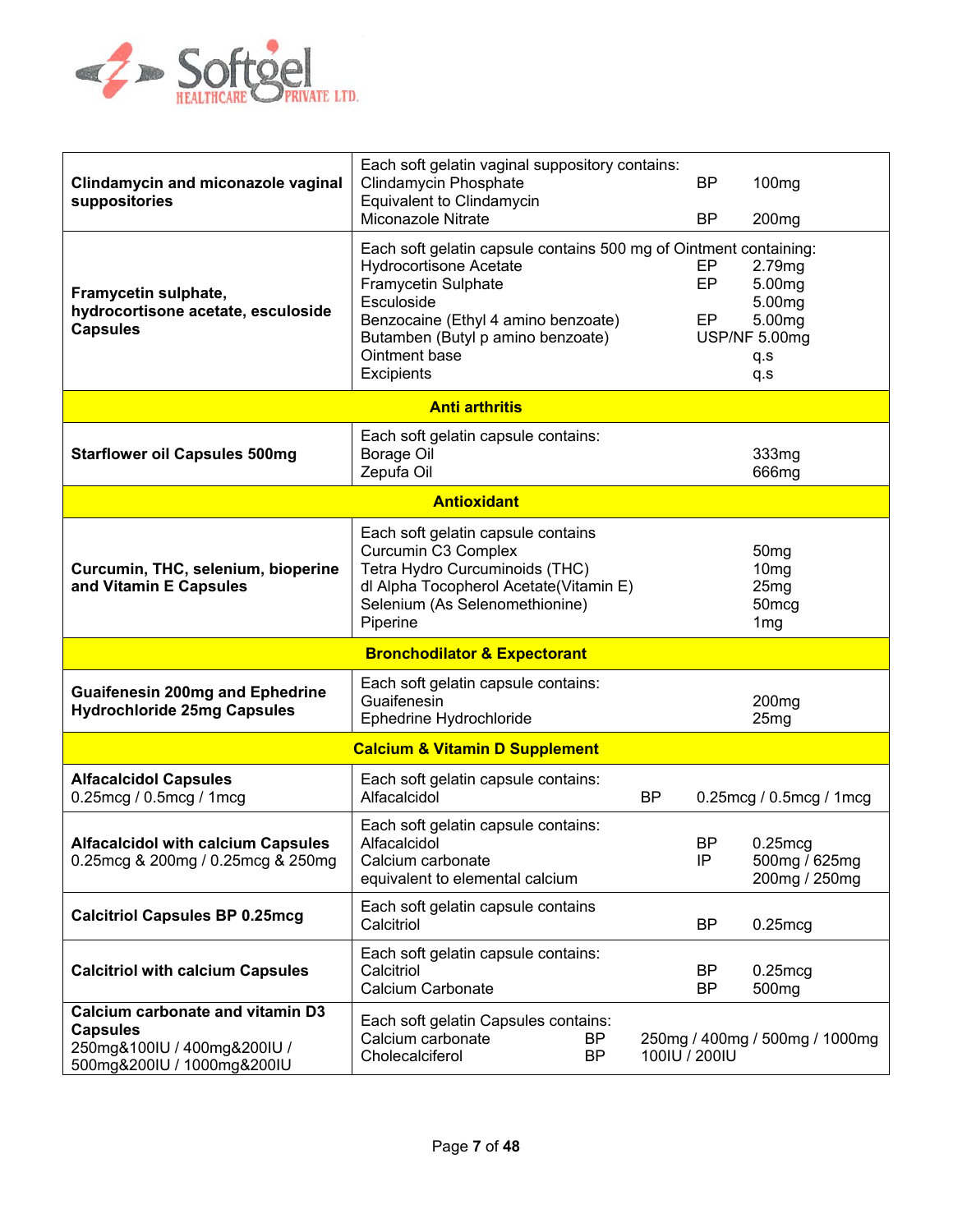| Product | Composition |
|---|---|
| **Clindamycin and miconazole vaginal suppositories** | Each soft gelatin vaginal suppository contains:<br>Clindamycin Phosphate BP 100mg<br>Equivalent to Clindamycin<br>Miconazole Nitrate BP 200mg |
| **Framycetin sulphate, hydrocortisone acetate, esculoside Capsules** | Each soft gelatin capsule contains 500 mg of Ointment containing:<br>Hydrocortisone Acetate EP 2.79mg<br>Framycetin Sulphate EP 5.00mg<br>Esculoside 5.00mg<br>Benzocaine (Ethyl 4 amino benzoate) EP 5.00mg<br>Butamben (Butyl p amino benzoate) USP/NF 5.00mg<br>Ointment base q.s<br>Excipients q.s |
| **Anti arthritis** | |
| **Starflower oil Capsules 500mg** | Each soft gelatin capsule contains:<br>Borage Oil 333mg<br>Zepufa Oil 666mg |
| **Antioxidant** | |
| **Curcumin, THC, selenium, bioperine and Vitamin E Capsules** | Each soft gelatin capsule contains<br>Curcumin C3 Complex 50mg<br>Tetra Hydro Curcuminoids (THC) 10mg<br>dl Alpha Tocopherol Acetate(Vitamin E) 25mg<br>Selenium (As Selenomethionine) 50mcg<br>Piperine 1mg |
| **Bronchodilator & Expectorant** | |
| **Guaifenesin 200mg and Ephedrine Hydrochloride 25mg Capsules** | Each soft gelatin capsule contains:<br>Guaifenesin 200mg<br>Ephedrine Hydrochloride 25mg |
| **Calcium & Vitamin D Supplement** | |
| **Alfacalcidol Capsules**<br>0.25mcg / 0.5mcg / 1mcg | Each soft gelatin capsule contains:<br>Alfacalcidol BP 0.25mcg / 0.5mcg / 1mcg |
| **Alfacalcidol with calcium Capsules**<br>0.25mcg & 200mg / 0.25mcg & 250mg | Each soft gelatin capsule contains:<br>Alfacalcidol BP 0.25mcg<br>Calcium carbonate IP 500mg / 625mg<br>equivalent to elemental calcium 200mg / 250mg |
| **Calcitriol Capsules BP 0.25mcg** | Each soft gelatin capsule contains<br>Calcitriol BP 0.25mcg |
| **Calcitriol with calcium Capsules** | Each soft gelatin capsule contains:<br>Calcitriol BP 0.25mcg<br>Calcium Carbonate BP 500mg |
| **Calcium carbonate and vitamin D3 Capsules**<br>250mg&100IU / 400mg&200IU / 500mg&200IU / 1000mg&200IU | Each soft gelatin Capsules contains:<br>Calcium carbonate BP 250mg / 400mg / 500mg / 1000mg<br>Cholecalciferol BP 100IU / 200IU |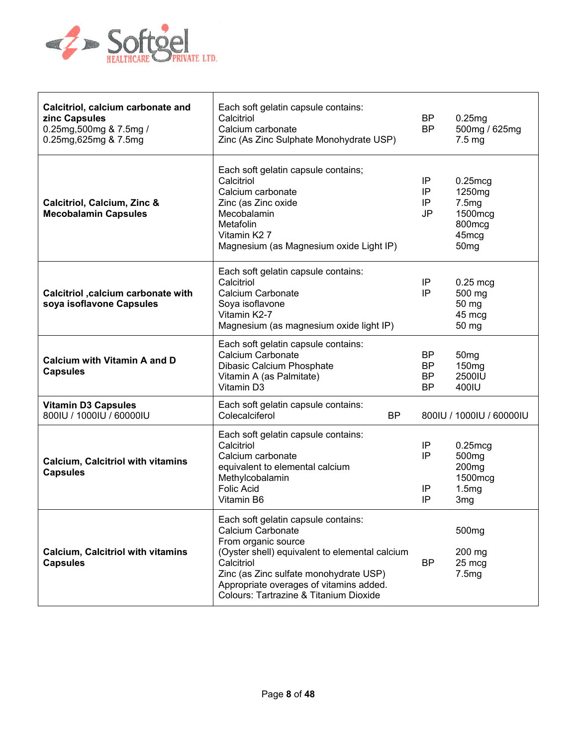| Product | Composition | | |
|---|---|---|---|
| **Calcitriol, calcium carbonate and zinc Capsules** 0.25mg,500mg & 7.5mg / 0.25mg,625mg & 7.5mg | Each soft gelatin capsule contains: | | |
| | Calcitriol | BP | 0.25mg |
| | Calcium carbonate | BP | 500mg / 625mg |
| | Zinc (As Zinc Sulphate Monohydrate USP) | | 7.5 mg |
| **Calcitriol, Calcium, Zinc & Mecobalamin Capsules** | Each soft gelatin capsule contains; | | |
| | Calcitriol | IP | 0.25mcg |
| | Calcium carbonate | IP | 1250mg |
| | Zinc (as Zinc oxide | IP | 7.5mg |
| | Mecobalamin | JP | 1500mcg |
| | Metafolin | | 800mcg |
| | Vitamin K2 7 | | 45mcg |
| | Magnesium (as Magnesium oxide Light IP) | | 50mg |
| **Calcitriol ,calcium carbonate with soya isoflavone Capsules** | Each soft gelatin capsule contains: | | |
| | Calcitriol | IP | 0.25 mcg |
| | Calcium Carbonate | IP | 500 mg |
| | Soya isoflavone | | 50 mg |
| | Vitamin K2-7 | | 45 mcg |
| | Magnesium (as magnesium oxide light IP) | | 50 mg |
| **Calcium with Vitamin A and D Capsules** | Each soft gelatin capsule contains: | | |
| | Calcium Carbonate | BP | 50mg |
| | Dibasic Calcium Phosphate | BP | 150mg |
| | Vitamin A (as Palmitate) | BP | 2500IU |
| | Vitamin D3 | BP | 400IU |
| **Vitamin D3 Capsules** 800IU / 1000IU / 60000IU | Each soft gelatin capsule contains: | | |
| | Colecalciferol | BP | 800IU / 1000IU / 60000IU |
| **Calcium, Calcitriol with vitamins Capsules** | Each soft gelatin capsule contains: | | |
| | Calcitriol | IP | 0.25mcg |
| | Calcium carbonate | IP | 500mg |
| | equivalent to elemental calcium | | 200mg |
| | Methylcobalamin | | 1500mcg |
| | Folic Acid | IP | 1.5mg |
| | Vitamin B6 | IP | 3mg |
| **Calcium, Calcitriol with vitamins Capsules** | Each soft gelatin capsule contains: | | |
| | Calcium Carbonate | | 500mg |
| | From organic source | | |
| | (Oyster shell) equivalent to elemental calcium | | 200 mg |
| | Calcitriol | BP | 25 mcg |
| | Zinc (as Zinc sulfate monohydrate USP) | | 7.5mg |
| | Appropriate overages of vitamins added. | | |
| | Colours: Tartrazine & Titanium Dioxide | | |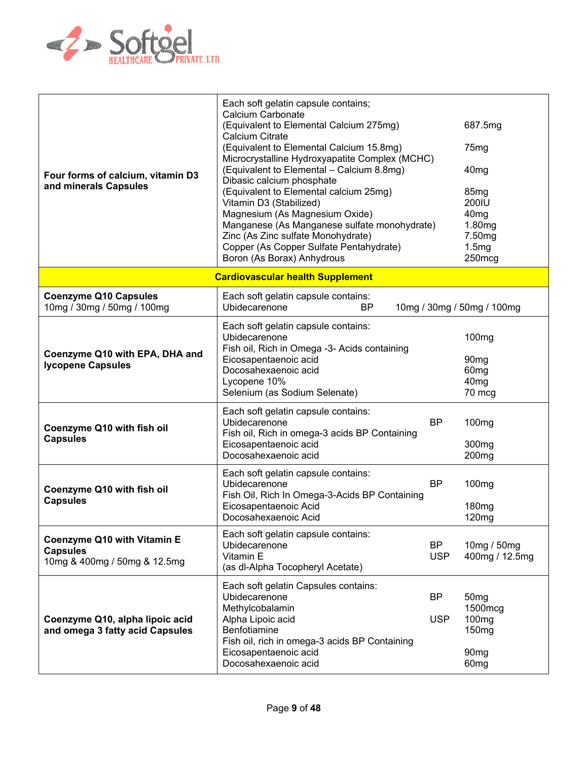| | |
|---|---|
| **Four forms of calcium, vitamin D3 and minerals Capsules** | Each soft gelatin capsule contains;<br>Calcium Carbonate<br>(Equivalent to Elemental Calcium 275mg) 687.5mg<br>Calcium Citrate<br>(Equivalent to Elemental Calcium 15.8mg) 75mg<br>Microcrystalline Hydroxyapatite Complex (MCHC)<br>(Equivalent to Elemental – Calcium 8.8mg) 40mg<br>Dibasic calcium phosphate<br>(Equivalent to Elemental calcium 25mg) 85mg<br>Vitamin D3 (Stabilized) 200IU<br>Magnesium (As Magnesium Oxide) 40mg<br>Manganese (As Manganese sulfate monohydrate) 1.80mg<br>Zinc (As Zinc sulfate Monohydrate) 7.50mg<br>Copper (As Copper Sulfate Pentahydrate) 1.5mg<br>Boron (As Borax) Anhydrous 250mcg |
| **Cardiovascular health Supplement** | |
| **Coenzyme Q10 Capsules**<br>10mg / 30mg / 50mg / 100mg | Each soft gelatin capsule contains:<br>Ubidecarenone BP 10mg / 30mg / 50mg / 100mg |
| **Coenzyme Q10 with EPA, DHA and lycopene Capsules** | Each soft gelatin capsule contains:<br>Ubidecarenone 100mg<br>Fish oil, Rich in Omega -3- Acids containing<br>Eicosapentaenoic acid 90mg<br>Docosahexaenoic acid 60mg<br>Lycopene 10% 40mg<br>Selenium (as Sodium Selenate) 70 mcg |
| **Coenzyme Q10 with fish oil Capsules** | Each soft gelatin capsule contains:<br>Ubidecarenone BP 100mg<br>Fish oil, Rich in omega-3 acids BP Containing<br>Eicosapentaenoic acid 300mg<br>Docosahexaenoic acid 200mg |
| **Coenzyme Q10 with fish oil Capsules** | Each soft gelatin capsule contains:<br>Ubidecarenone BP 100mg<br>Fish Oil, Rich In Omega-3-Acids BP Containing<br>Eicosapentaenoic Acid 180mg<br>Docosahexaenoic Acid 120mg |
| **Coenzyme Q10 with Vitamin E Capsules**<br>10mg & 400mg / 50mg & 12.5mg | Each soft gelatin capsule contains:<br>Ubidecarenone BP 10mg / 50mg<br>Vitamin E USP 400mg / 12.5mg<br>(as dl-Alpha Tocopheryl Acetate) |
| **Coenzyme Q10, alpha lipoic acid and omega 3 fatty acid Capsules** | Each soft gelatin Capsules contains:<br>Ubidecarenone BP 50mg<br>Methylcobalamin 1500mcg<br>Alpha Lipoic acid USP 100mg<br>Benfotiamine 150mg<br>Fish oil, rich in omega-3 acids BP Containing<br>Eicosapentaenoic acid 90mg<br>Docosahexaenoic acid 60mg |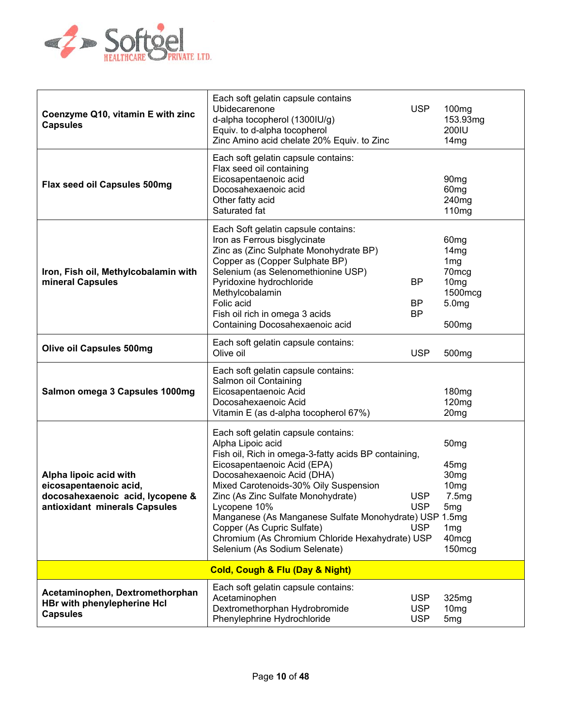| Product | Composition | Standard | Strength |
|---|---|---|---|
| **Coenzyme Q10, vitamin E with zinc Capsules** | Each soft gelatin capsule contains | | |
| | Ubidecarenone | USP | 100mg |
| | d-alpha tocopherol (1300IU/g) | | 153.93mg |
| | Equiv. to d-alpha tocopherol | | 200IU |
| | Zinc Amino acid chelate 20% Equiv. to Zinc | | 14mg |
| **Flax seed oil Capsules 500mg** | Each soft gelatin capsule contains: | | |
| | Flax seed oil containing | | |
| | Eicosapentaenoic acid | | 90mg |
| | Docosahexaenoic acid | | 60mg |
| | Other fatty acid | | 240mg |
| | Saturated fat | | 110mg |
| **Iron, Fish oil, Methylcobalamin with mineral Capsules** | Each Soft gelatin capsule contains: | | |
| | Iron as Ferrous bisglycinate | | 60mg |
| | Zinc as (Zinc Sulphate Monohydrate BP) | | 14mg |
| | Copper as (Copper Sulphate BP) | | 1mg |
| | Selenium (as Selenomethionine USP) | | 70mcg |
| | Pyridoxine hydrochloride | BP | 10mg |
| | Methylcobalamin | | 1500mcg |
| | Folic acid | BP | 5.0mg |
| | Fish oil rich in omega 3 acids | BP | |
| | Containing Docosahexaenoic acid | | 500mg |
| **Olive oil Capsules 500mg** | Each soft gelatin capsule contains: | | |
| | Olive oil | USP | 500mg |
| **Salmon omega 3 Capsules 1000mg** | Each soft gelatin capsule contains: | | |
| | Salmon oil Containing | | |
| | Eicosapentaenoic Acid | | 180mg |
| | Docosahexaenoic Acid | | 120mg |
| | Vitamin E (as d-alpha tocopherol 67%) | | 20mg |
| **Alpha lipoic acid with eicosapentaenoic acid, docosahexaenoic acid, lycopene & antioxidant minerals Capsules** | Each soft gelatin capsule contains: | | |
| | Alpha Lipoic acid | | 50mg |
| | Fish oil, Rich in omega-3-fatty acids BP containing, | | |
| | Eicosapentaenoic Acid (EPA) | | 45mg |
| | Docosahexaenoic Acid (DHA) | | 30mg |
| | Mixed Carotenoids-30% Oily Suspension | | 10mg |
| | Zinc (As Zinc Sulfate Monohydrate) | USP | 7.5mg |
| | Lycopene 10% | USP | 5mg |
| | Manganese (As Manganese Sulfate Monohydrate) | USP | 1.5mg |
| | Copper (As Cupric Sulfate) | USP | 1mg |
| | Chromium (As Chromium Chloride Hexahydrate) | USP | 40mcg |
| | Selenium (As Sodium Selenate) | | 150mcg |
| | **Cold, Cough & Flu (Day & Night)** | | |
| **Acetaminophen, Dextromethorphan HBr with phenylepherine Hcl Capsules** | Each soft gelatin capsule contains: | | |
| | Acetaminophen | USP | 325mg |
| | Dextromethorphan Hydrobromide | USP | 10mg |
| | Phenylephrine Hydrochloride | USP | 5mg |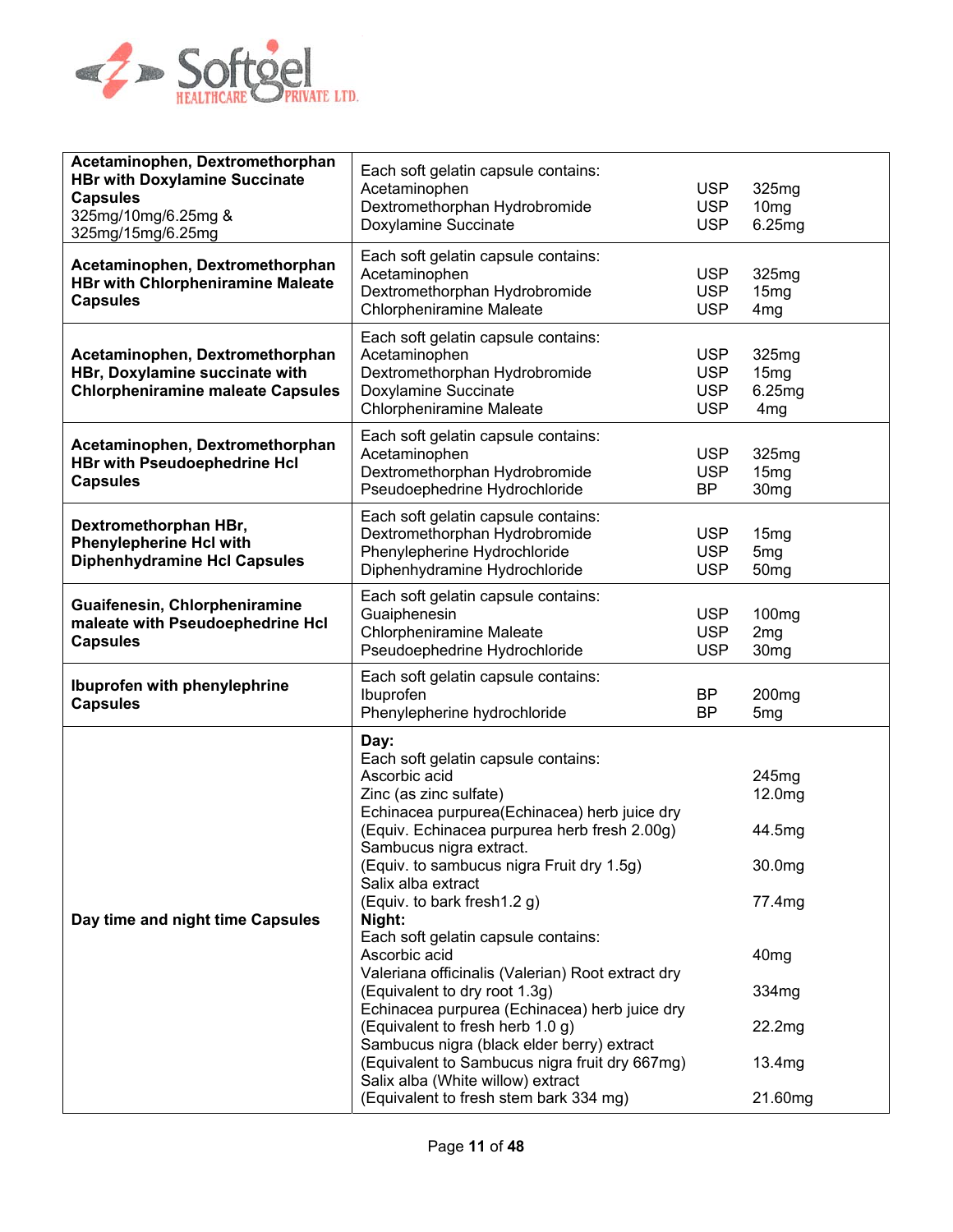| Product | Composition | Standard | Strength |
|---|---|---|---|
| **Acetaminophen, Dextromethorphan HBr with Doxylamine Succinate Capsules** 325mg/10mg/6.25mg & 325mg/15mg/6.25mg | Each soft gelatin capsule contains: | | |
| | Acetaminophen | USP | 325mg |
| | Dextromethorphan Hydrobromide | USP | 10mg |
| | Doxylamine Succinate | USP | 6.25mg |
| **Acetaminophen, Dextromethorphan HBr with Chlorpheniramine Maleate Capsules** | Each soft gelatin capsule contains: | | |
| | Acetaminophen | USP | 325mg |
| | Dextromethorphan Hydrobromide | USP | 15mg |
| | Chlorpheniramine Maleate | USP | 4mg |
| **Acetaminophen, Dextromethorphan HBr, Doxylamine succinate with Chlorpheniramine maleate Capsules** | Each soft gelatin capsule contains: | | |
| | Acetaminophen | USP | 325mg |
| | Dextromethorphan Hydrobromide | USP | 15mg |
| | Doxylamine Succinate | USP | 6.25mg |
| | Chlorpheniramine Maleate | USP | 4mg |
| **Acetaminophen, Dextromethorphan HBr with Pseudoephedrine Hcl Capsules** | Each soft gelatin capsule contains: | | |
| | Acetaminophen | USP | 325mg |
| | Dextromethorphan Hydrobromide | USP | 15mg |
| | Pseudoephedrine Hydrochloride | BP | 30mg |
| **Dextromethorphan HBr, Phenylepherine Hcl with Diphenhydramine Hcl Capsules** | Each soft gelatin capsule contains: | | |
| | Dextromethorphan Hydrobromide | USP | 15mg |
| | Phenylepherine Hydrochloride | USP | 5mg |
| | Diphenhydramine Hydrochloride | USP | 50mg |
| **Guaifenesin, Chlorpheniramine maleate with Pseudoephedrine Hcl Capsules** | Each soft gelatin capsule contains: | | |
| | Guaiphenesin | USP | 100mg |
| | Chlorpheniramine Maleate | USP | 2mg |
| | Pseudoephedrine Hydrochloride | USP | 30mg |
| **Ibuprofen with phenylephrine Capsules** | Each soft gelatin capsule contains: | | |
| | Ibuprofen | BP | 200mg |
| | Phenylepherine hydrochloride | BP | 5mg |
| **Day time and night time Capsules** | **Day:** | | |
| | Each soft gelatin capsule contains: | | |
| | Ascorbic acid | | 245mg |
| | Zinc (as zinc sulfate) | | 12.0mg |
| | Echinacea purpurea(Echinacea) herb juice dry (Equiv. Echinacea purpurea herb fresh 2.00g) | | 44.5mg |
| | Sambucus nigra extract. (Equiv. to sambucus nigra Fruit dry 1.5g) | | 30.0mg |
| | Salix alba extract (Equiv. to bark fresh1.2 g) | | 77.4mg |
| | **Night:** | | |
| | Each soft gelatin capsule contains: | | |
| | Ascorbic acid | | 40mg |
| | Valeriana officinalis (Valerian) Root extract dry (Equivalent to dry root 1.3g) | | 334mg |
| | Echinacea purpurea (Echinacea) herb juice dry (Equivalent to fresh herb 1.0 g) | | 22.2mg |
| | Sambucus nigra (black elder berry) extract (Equivalent to Sambucus nigra fruit dry 667mg) | | 13.4mg |
| | Salix alba (White willow) extract (Equivalent to fresh stem bark 334 mg) | | 21.60mg |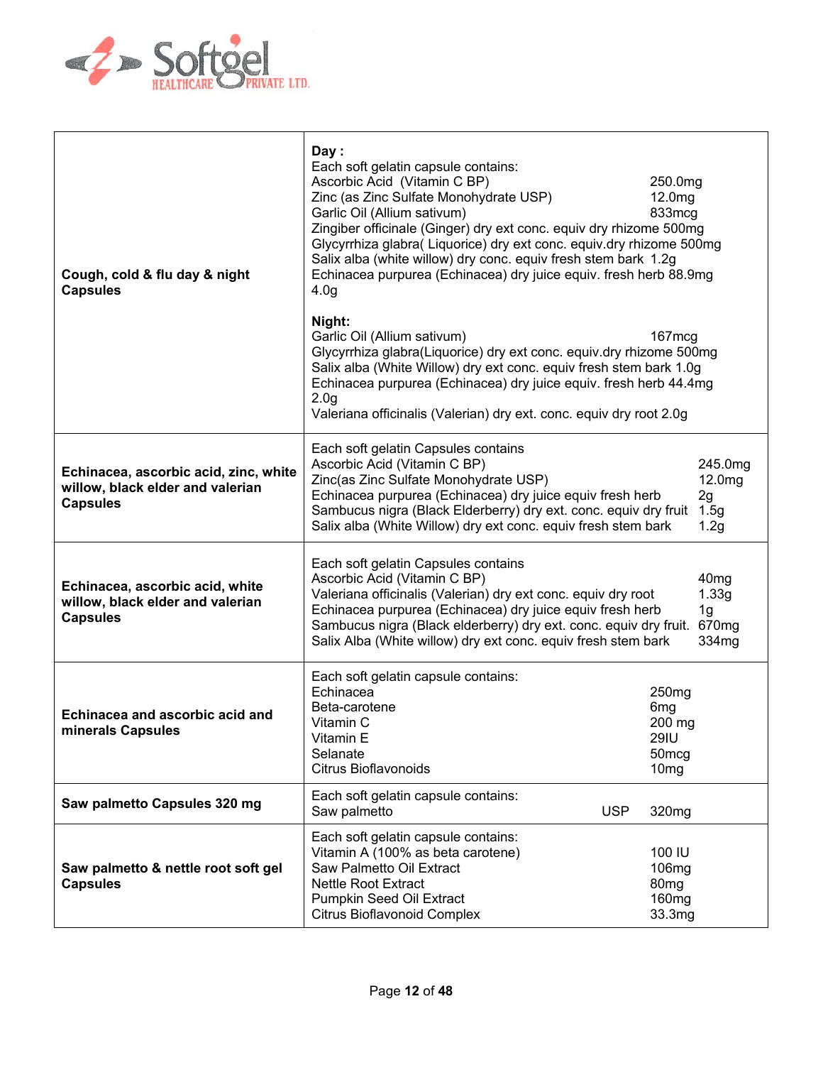| | |
|---|---|
| **Cough, cold & flu day & night Capsules** | **Day :**<br>Each soft gelatin capsule contains:<br>Ascorbic Acid (Vitamin C BP) 250.0mg<br>Zinc (as Zinc Sulfate Monohydrate USP) 12.0mg<br>Garlic Oil (Allium sativum) 833mcg<br>Zingiber officinale (Ginger) dry ext conc. equiv dry rhizome 500mg<br>Glycyrrhiza glabra( Liquorice) dry ext conc. equiv.dry rhizome 500mg<br>Salix alba (white willow) dry conc. equiv fresh stem bark 1.2g<br>Echinacea purpurea (Echinacea) dry juice equiv. fresh herb 88.9mg 4.0g<br><br>**Night:**<br>Garlic Oil (Allium sativum) 167mcg<br>Glycyrrhiza glabra(Liquorice) dry ext conc. equiv.dry rhizome 500mg<br>Salix alba (White Willow) dry ext conc. equiv fresh stem bark 1.0g<br>Echinacea purpurea (Echinacea) dry juice equiv. fresh herb 44.4mg 2.0g<br>Valeriana officinalis (Valerian) dry ext. conc. equiv dry root 2.0g |
| **Echinacea, ascorbic acid, zinc, white willow, black elder and valerian Capsules** | Each soft gelatin Capsules contains<br>Ascorbic Acid (Vitamin C BP) 245.0mg<br>Zinc(as Zinc Sulfate Monohydrate USP) 12.0mg<br>Echinacea purpurea (Echinacea) dry juice equiv fresh herb 2g<br>Sambucus nigra (Black Elderberry) dry ext. conc. equiv dry fruit 1.5g<br>Salix alba (White Willow) dry ext conc. equiv fresh stem bark 1.2g |
| **Echinacea, ascorbic acid, white willow, black elder and valerian Capsules** | Each soft gelatin Capsules contains<br>Ascorbic Acid (Vitamin C BP) 40mg<br>Valeriana officinalis (Valerian) dry ext conc. equiv dry root 1.33g<br>Echinacea purpurea (Echinacea) dry juice equiv fresh herb 1g<br>Sambucus nigra (Black elderberry) dry ext. conc. equiv dry fruit. 670mg<br>Salix Alba (White willow) dry ext conc. equiv fresh stem bark 334mg |
| **Echinacea and ascorbic acid and minerals Capsules** | Each soft gelatin capsule contains:<br>Echinacea 250mg<br>Beta-carotene 6mg<br>Vitamin C 200 mg<br>Vitamin E 29IU<br>Selanate 50mcg<br>Citrus Bioflavonoids 10mg |
| **Saw palmetto Capsules 320 mg** | Each soft gelatin capsule contains:<br>Saw palmetto USP 320mg |
| **Saw palmetto & nettle root soft gel Capsules** | Each soft gelatin capsule contains:<br>Vitamin A (100% as beta carotene) 100 IU<br>Saw Palmetto Oil Extract 106mg<br>Nettle Root Extract 80mg<br>Pumpkin Seed Oil Extract 160mg<br>Citrus Bioflavonoid Complex 33.3mg |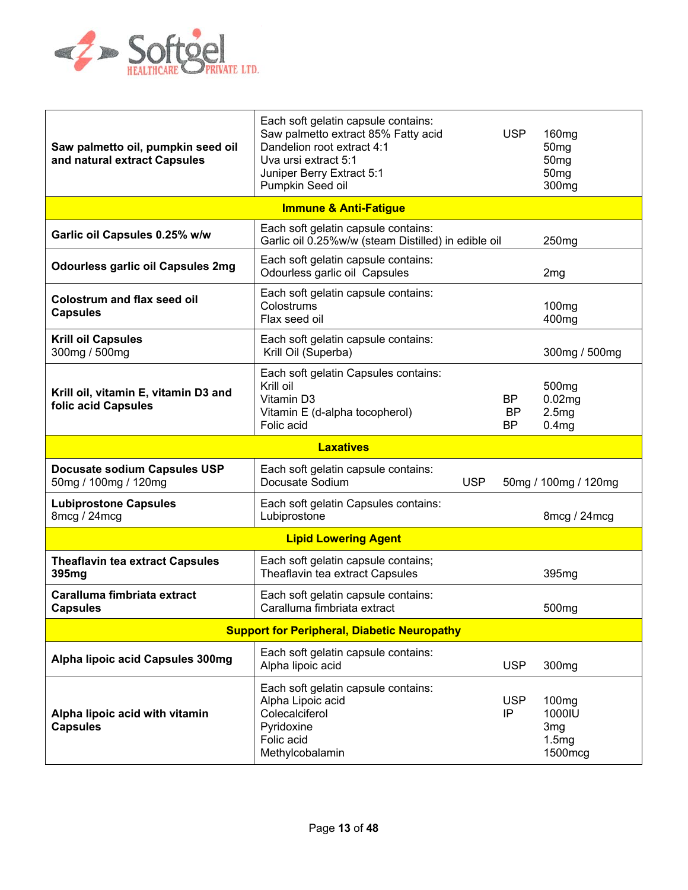| Product | Composition | | |
|---|---|---|---|
| **Saw palmetto oil, pumpkin seed oil and natural extract Capsules** | Each soft gelatin capsule contains:<br>Saw palmetto extract 85% Fatty acid<br>Dandelion root extract 4:1<br>Uva ursi extract 5:1<br>Juniper Berry Extract 5:1<br>Pumpkin Seed oil | USP | 160mg<br>50mg<br>50mg<br>50mg<br>300mg |
| **Immune & Anti-Fatigue** | | | |
| **Garlic oil Capsules 0.25% w/w** | Each soft gelatin capsule contains:<br>Garlic oil 0.25%w/w (steam Distilled) in edible oil | | 250mg |
| **Odourless garlic oil Capsules 2mg** | Each soft gelatin capsule contains:<br>Odourless garlic oil Capsules | | 2mg |
| **Colostrum and flax seed oil Capsules** | Each soft gelatin capsule contains:<br>Colostrums<br>Flax seed oil | | 100mg<br>400mg |
| **Krill oil Capsules**<br>300mg / 500mg | Each soft gelatin capsule contains:<br>Krill Oil (Superba) | | 300mg / 500mg |
| **Krill oil, vitamin E, vitamin D3 and folic acid Capsules** | Each soft gelatin Capsules contains:<br>Krill oil<br>Vitamin D3<br>Vitamin E (d-alpha tocopherol)<br>Folic acid | <br>BP<br>BP<br>BP | 500mg<br>0.02mg<br>2.5mg<br>0.4mg |
| **Laxatives** | | | |
| **Docusate sodium Capsules USP**<br>50mg / 100mg / 120mg | Each soft gelatin capsule contains:<br>Docusate Sodium | USP | 50mg / 100mg / 120mg |
| **Lubiprostone Capsules**<br>8mcg / 24mcg | Each soft gelatin Capsules contains:<br>Lubiprostone | | 8mcg / 24mcg |
| **Lipid Lowering Agent** | | | |
| **Theaflavin tea extract Capsules 395mg** | Each soft gelatin capsule contains;<br>Theaflavin tea extract Capsules | | 395mg |
| **Caralluma fimbriata extract Capsules** | Each soft gelatin capsule contains:<br>Caralluma fimbriata extract | | 500mg |
| **Support for Peripheral, Diabetic Neuropathy** | | | |
| **Alpha lipoic acid Capsules 300mg** | Each soft gelatin capsule contains:<br>Alpha lipoic acid | USP | 300mg |
| **Alpha lipoic acid with vitamin Capsules** | Each soft gelatin capsule contains:<br>Alpha Lipoic acid<br>Colecalciferol<br>Pyridoxine<br>Folic acid<br>Methylcobalamin | USP<br>IP | 100mg<br>1000IU<br>3mg<br>1.5mg<br>1500mcg |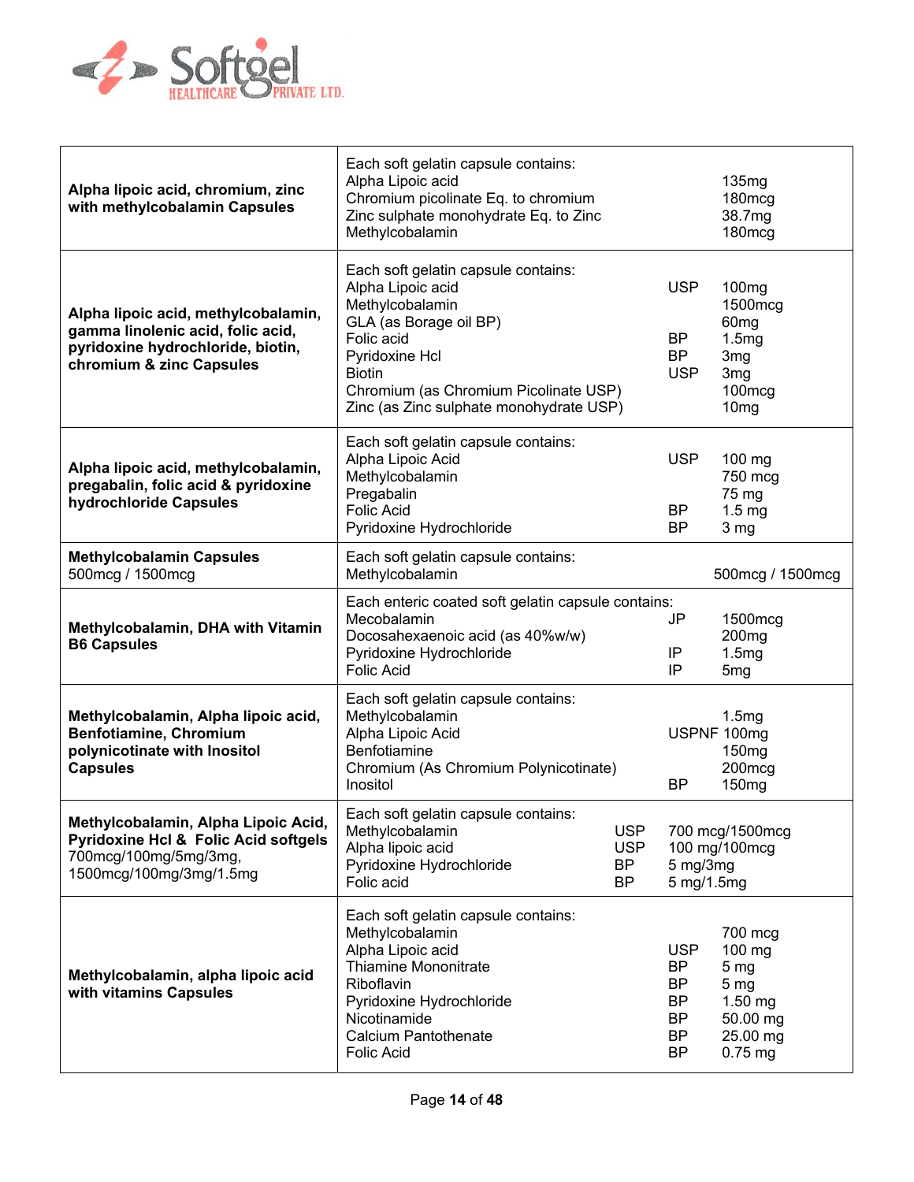| Product | Composition |
|---|---|
| **Alpha lipoic acid, chromium, zinc with methylcobalamin Capsules** | Each soft gelatin capsule contains:<br>Alpha Lipoic acid 135mg<br>Chromium picolinate Eq. to chromium 180mcg<br>Zinc sulphate monohydrate Eq. to Zinc 38.7mg<br>Methylcobalamin 180mcg |
| **Alpha lipoic acid, methylcobalamin, gamma linolenic acid, folic acid, pyridoxine hydrochloride, biotin, chromium & zinc Capsules** | Each soft gelatin capsule contains:<br>Alpha Lipoic acid USP 100mg<br>Methylcobalamin 1500mcg<br>GLA (as Borage oil BP) 60mg<br>Folic acid BP 1.5mg<br>Pyridoxine Hcl BP 3mg<br>Biotin USP 3mg<br>Chromium (as Chromium Picolinate USP) 100mcg<br>Zinc (as Zinc sulphate monohydrate USP) 10mg |
| **Alpha lipoic acid, methylcobalamin, pregabalin, folic acid & pyridoxine hydrochloride Capsules** | Each soft gelatin capsule contains:<br>Alpha Lipoic Acid USP 100 mg<br>Methylcobalamin 750 mcg<br>Pregabalin 75 mg<br>Folic Acid BP 1.5 mg<br>Pyridoxine Hydrochloride BP 3 mg |
| **Methylcobalamin Capsules** 500mcg / 1500mcg | Each soft gelatin capsule contains:<br>Methylcobalamin 500mcg / 1500mcg |
| **Methylcobalamin, DHA with Vitamin B6 Capsules** | Each enteric coated soft gelatin capsule contains:<br>Mecobalamin JP 1500mcg<br>Docosahexaenoic acid (as 40%w/w) 200mg<br>Pyridoxine Hydrochloride IP 1.5mg<br>Folic Acid IP 5mg |
| **Methylcobalamin, Alpha lipoic acid, Benfotiamine, Chromium polynicotinate with Inositol Capsules** | Each soft gelatin capsule contains:<br>Methylcobalamin 1.5mg<br>Alpha Lipoic Acid USPNF 100mg<br>Benfotiamine 150mg<br>Chromium (As Chromium Polynicotinate) 200mcg<br>Inositol BP 150mg |
| **Methylcobalamin, Alpha Lipoic Acid, Pyridoxine Hcl & Folic Acid softgels** 700mcg/100mg/5mg/3mg, 1500mcg/100mg/3mg/1.5mg | Each soft gelatin capsule contains:<br>Methylcobalamin USP 700 mcg/1500mcg<br>Alpha lipoic acid USP 100 mg/100mcg<br>Pyridoxine Hydrochloride BP 5 mg/3mg<br>Folic acid BP 5 mg/1.5mg |
| **Methylcobalamin, alpha lipoic acid with vitamins Capsules** | Each soft gelatin capsule contains:<br>Methylcobalamin 700 mcg<br>Alpha Lipoic acid USP 100 mg<br>Thiamine Mononitrate BP 5 mg<br>Riboflavin BP 5 mg<br>Pyridoxine Hydrochloride BP 1.50 mg<br>Nicotinamide BP 50.00 mg<br>Calcium Pantothenate BP 25.00 mg<br>Folic Acid BP 0.75 mg |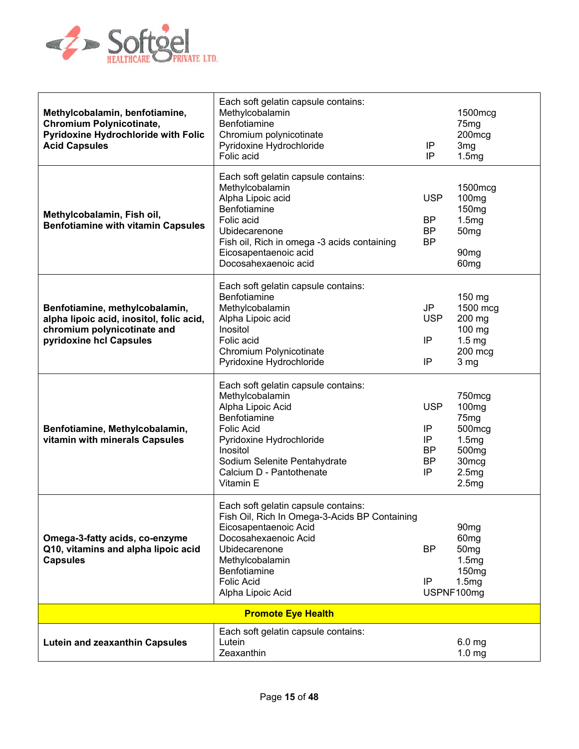| Product | Composition | | |
|---|---|---|---|
| **Methylcobalamin, benfotiamine, Chromium Polynicotinate, Pyridoxine Hydrochloride with Folic Acid Capsules** | Each soft gelatin capsule contains: | | |
| | Methylcobalamin | | 1500mcg |
| | Benfotiamine | | 75mg |
| | Chromium polynicotinate | | 200mcg |
| | Pyridoxine Hydrochloride | IP | 3mg |
| | Folic acid | IP | 1.5mg |
| **Methylcobalamin, Fish oil, Benfotiamine with vitamin Capsules** | Each soft gelatin capsule contains: | | |
| | Methylcobalamin | | 1500mcg |
| | Alpha Lipoic acid | USP | 100mg |
| | Benfotiamine | | 150mg |
| | Folic acid | BP | 1.5mg |
| | Ubidecarenone | BP | 50mg |
| | Fish oil, Rich in omega -3 acids containing | BP | |
| | Eicosapentaenoic acid | | 90mg |
| | Docosahexaenoic acid | | 60mg |
| **Benfotiamine, methylcobalamin, alpha lipoic acid, inositol, folic acid, chromium polynicotinate and pyridoxine hcl Capsules** | Each soft gelatin capsule contains: | | |
| | Benfotiamine | | 150 mg |
| | Methylcobalamin | JP | 1500 mcg |
| | Alpha Lipoic acid | USP | 200 mg |
| | Inositol | | 100 mg |
| | Folic acid | IP | 1.5 mg |
| | Chromium Polynicotinate | | 200 mcg |
| | Pyridoxine Hydrochloride | IP | 3 mg |
| **Benfotiamine, Methylcobalamin, vitamin with minerals Capsules** | Each soft gelatin capsule contains: | | |
| | Methylcobalamin | | 750mcg |
| | Alpha Lipoic Acid | USP | 100mg |
| | Benfotiamine | | 75mg |
| | Folic Acid | IP | 500mcg |
| | Pyridoxine Hydrochloride | IP | 1.5mg |
| | Inositol | BP | 500mg |
| | Sodium Selenite Pentahydrate | BP | 30mcg |
| | Calcium D - Pantothenate | IP | 2.5mg |
| | Vitamin E | | 2.5mg |
| **Omega-3-fatty acids, co-enzyme Q10, vitamins and alpha lipoic acid Capsules** | Each soft gelatin capsule contains: | | |
| | Fish Oil, Rich In Omega-3-Acids BP Containing | | |
| | Eicosapentaenoic Acid | | 90mg |
| | Docosahexaenoic Acid | | 60mg |
| | Ubidecarenone | BP | 50mg |
| | Methylcobalamin | | 1.5mg |
| | Benfotiamine | | 150mg |
| | Folic Acid | IP | 1.5mg |
| | Alpha Lipoic Acid | USPNF | 100mg |
| **Promote Eye Health** | | | |
| **Lutein and zeaxanthin Capsules** | Each soft gelatin capsule contains: | | |
| | Lutein | | 6.0 mg |
| | Zeaxanthin | | 1.0 mg |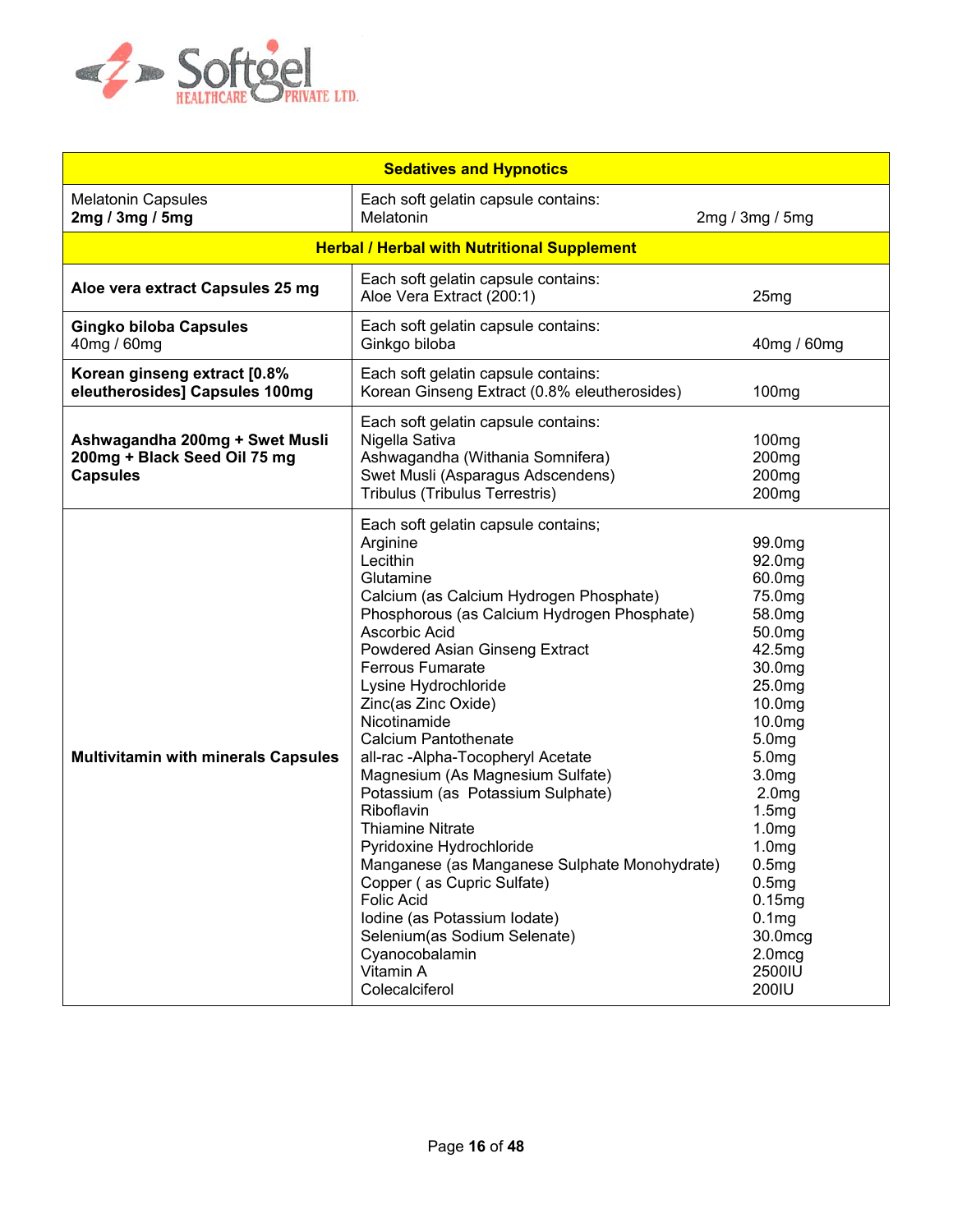| Sedatives and Hypnotics | | |
|---|---|---|
| Melatonin Capsules<br>**2mg / 3mg / 5mg** | Each soft gelatin capsule contains:<br>Melatonin | 2mg / 3mg / 5mg |
| **Herbal / Herbal with Nutritional Supplement** | | |
| **Aloe vera extract Capsules 25 mg** | Each soft gelatin capsule contains:<br>Aloe Vera Extract (200:1) | 25mg |
| **Gingko biloba Capsules**<br>40mg / 60mg | Each soft gelatin capsule contains:<br>Ginkgo biloba | 40mg / 60mg |
| **Korean ginseng extract [0.8% eleutherosides] Capsules 100mg** | Each soft gelatin capsule contains:<br>Korean Ginseng Extract (0.8% eleutherosides) | 100mg |
| **Ashwagandha 200mg + Swet Musli 200mg + Black Seed Oil 75 mg Capsules** | Each soft gelatin capsule contains:<br>Nigella Sativa<br>Ashwagandha (Withania Somnifera)<br>Swet Musli (Asparagus Adscendens)<br>Tribulus (Tribulus Terrestris) | <br>100mg<br>200mg<br>200mg<br>200mg |
| **Multivitamin with minerals Capsules** | Each soft gelatin capsule contains;<br>Arginine<br>Lecithin<br>Glutamine<br>Calcium (as Calcium Hydrogen Phosphate)<br>Phosphorous (as Calcium Hydrogen Phosphate)<br>Ascorbic Acid<br>Powdered Asian Ginseng Extract<br>Ferrous Fumarate<br>Lysine Hydrochloride<br>Zinc(as Zinc Oxide)<br>Nicotinamide<br>Calcium Pantothenate<br>all-rac -Alpha-Tocopheryl Acetate<br>Magnesium (As Magnesium Sulfate)<br>Potassium (as Potassium Sulphate)<br>Riboflavin<br>Thiamine Nitrate<br>Pyridoxine Hydrochloride<br>Manganese (as Manganese Sulphate Monohydrate)<br>Copper ( as Cupric Sulfate)<br>Folic Acid<br>Iodine (as Potassium Iodate)<br>Selenium(as Sodium Selenate)<br>Cyanocobalamin<br>Vitamin A<br>Colecalciferol | <br>99.0mg<br>92.0mg<br>60.0mg<br>75.0mg<br>58.0mg<br>50.0mg<br>42.5mg<br>30.0mg<br>25.0mg<br>10.0mg<br>10.0mg<br>5.0mg<br>5.0mg<br>3.0mg<br>2.0mg<br>1.5mg<br>1.0mg<br>1.0mg<br>0.5mg<br>0.5mg<br>0.15mg<br>0.1mg<br>30.0mcg<br>2.0mcg<br>2500IU<br>200IU |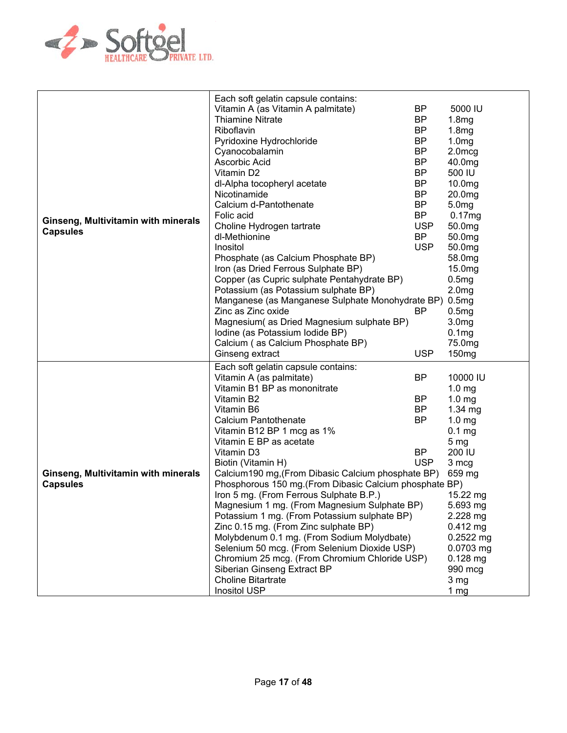| Product | Composition | | |
|---|---|---|---|
| **Ginseng, Multivitamin with minerals Capsules** | Each soft gelatin capsule contains: | | |
| | Vitamin A (as Vitamin A palmitate) | BP | 5000 IU |
| | Thiamine Nitrate | BP | 1.8mg |
| | Riboflavin | BP | 1.8mg |
| | Pyridoxine Hydrochloride | BP | 1.0mg |
| | Cyanocobalamin | BP | 2.0mcg |
| | Ascorbic Acid | BP | 40.0mg |
| | Vitamin D2 | BP | 500 IU |
| | dl-Alpha tocopheryl acetate | BP | 10.0mg |
| | Nicotinamide | BP | 20.0mg |
| | Calcium d-Pantothenate | BP | 5.0mg |
| | Folic acid | BP | 0.17mg |
| | Choline Hydrogen tartrate | USP | 50.0mg |
| | dl-Methionine | BP | 50.0mg |
| | Inositol | USP | 50.0mg |
| | Phosphate (as Calcium Phosphate BP) | | 58.0mg |
| | Iron (as Dried Ferrous Sulphate BP) | | 15.0mg |
| | Copper (as Cupric sulphate Pentahydrate BP) | | 0.5mg |
| | Potassium (as Potassium sulphate BP) | | 2.0mg |
| | Manganese (as Manganese Sulphate Monohydrate BP) | | 0.5mg |
| | Zinc as Zinc oxide | BP | 0.5mg |
| | Magnesium( as Dried Magnesium sulphate BP) | | 3.0mg |
| | Iodine (as Potassium Iodide BP) | | 0.1mg |
| | Calcium ( as Calcium Phosphate BP) | | 75.0mg |
| | Ginseng extract | USP | 150mg |
| **Ginseng, Multivitamin with minerals Capsules** | Each soft gelatin capsule contains: | | |
| | Vitamin A (as palmitate) | BP | 10000 IU |
| | Vitamin B1 BP as mononitrate | | 1.0 mg |
| | Vitamin B2 | BP | 1.0 mg |
| | Vitamin B6 | BP | 1.34 mg |
| | Calcium Pantothenate | BP | 1.0 mg |
| | Vitamin B12 BP 1 mcg as 1% | | 0.1 mg |
| | Vitamin E BP as acetate | | 5 mg |
| | Vitamin D3 | BP | 200 IU |
| | Biotin (Vitamin H) | USP | 3 mcg |
| | Calcium190 mg,(From Dibasic Calcium phosphate BP) | | 659 mg |
| | Phosphorous 150 mg.(From Dibasic Calcium phosphate BP) | | |
| | Iron 5 mg. (From Ferrous Sulphate B.P.) | | 15.22 mg |
| | Magnesium 1 mg. (From Magnesium Sulphate BP) | | 5.693 mg |
| | Potassium 1 mg. (From Potassium sulphate BP) | | 2.228 mg |
| | Zinc 0.15 mg. (From Zinc sulphate BP) | | 0.412 mg |
| | Molybdenum 0.1 mg. (From Sodium Molydbate) | | 0.2522 mg |
| | Selenium 50 mcg. (From Selenium Dioxide USP) | | 0.0703 mg |
| | Chromium 25 mcg. (From Chromium Chloride USP) | | 0.128 mg |
| | Siberian Ginseng Extract BP | | 990 mcg |
| | Choline Bitartrate | | 3 mg |
| | Inositol USP | | 1 mg |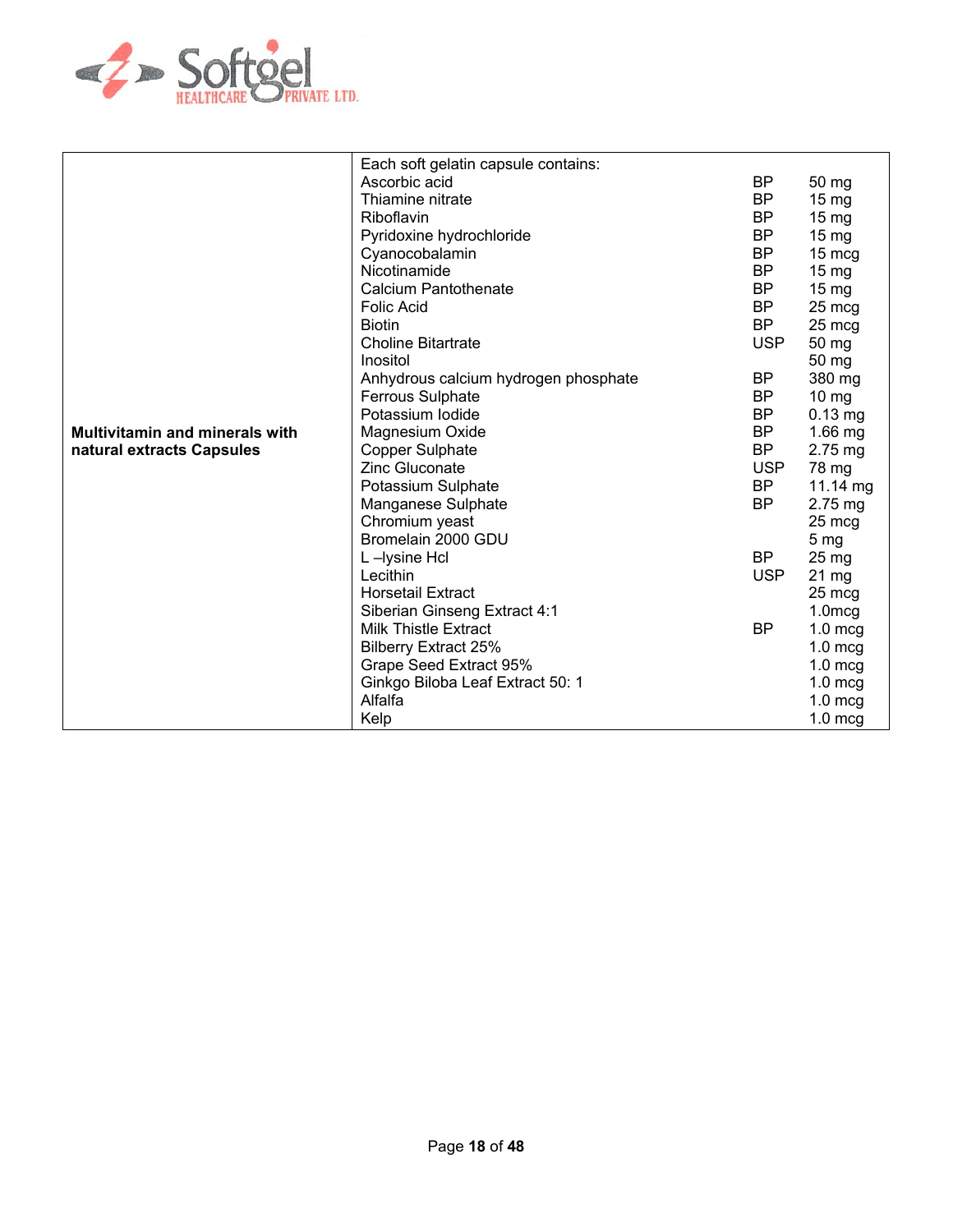| Product | Composition | Standard | Quantity |
|---|---|---|---|
| **Multivitamin and minerals with natural extracts Capsules** | Each soft gelatin capsule contains: | | |
| | Ascorbic acid | BP | 50 mg |
| | Thiamine nitrate | BP | 15 mg |
| | Riboflavin | BP | 15 mg |
| | Pyridoxine hydrochloride | BP | 15 mg |
| | Cyanocobalamin | BP | 15 mcg |
| | Nicotinamide | BP | 15 mg |
| | Calcium Pantothenate | BP | 15 mg |
| | Folic Acid | BP | 25 mcg |
| | Biotin | BP | 25 mcg |
| | Choline Bitartrate | USP | 50 mg |
| | Inositol | | 50 mg |
| | Anhydrous calcium hydrogen phosphate | BP | 380 mg |
| | Ferrous Sulphate | BP | 10 mg |
| | Potassium Iodide | BP | 0.13 mg |
| | Magnesium Oxide | BP | 1.66 mg |
| | Copper Sulphate | BP | 2.75 mg |
| | Zinc Gluconate | USP | 78 mg |
| | Potassium Sulphate | BP | 11.14 mg |
| | Manganese Sulphate | BP | 2.75 mg |
| | Chromium yeast | | 25 mcg |
| | Bromelain 2000 GDU | | 5 mg |
| | L –lysine Hcl | BP | 25 mg |
| | Lecithin | USP | 21 mg |
| | Horsetail Extract | | 25 mcg |
| | Siberian Ginseng Extract 4:1 | | 1.0mcg |
| | Milk Thistle Extract | BP | 1.0 mcg |
| | Bilberry Extract 25% | | 1.0 mcg |
| | Grape Seed Extract 95% | | 1.0 mcg |
| | Ginkgo Biloba Leaf Extract 50: 1 | | 1.0 mcg |
| | Alfalfa | | 1.0 mcg |
| | Kelp | | 1.0 mcg |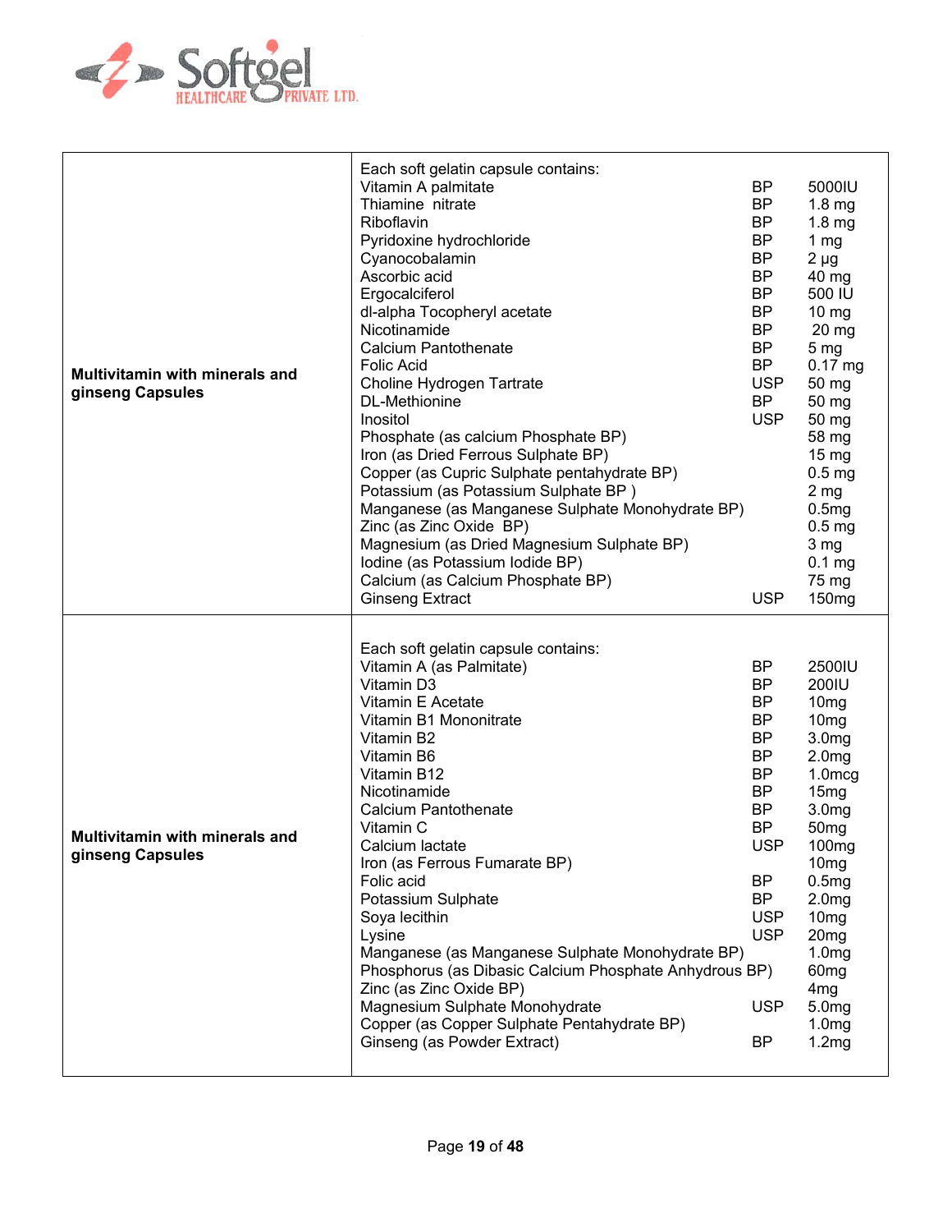| Product | Composition | | |
|---|---|---|---|
| **Multivitamin with minerals and ginseng Capsules** | Each soft gelatin capsule contains: | | |
| | Vitamin A palmitate | BP | 5000IU |
| | Thiamine nitrate | BP | 1.8 mg |
| | Riboflavin | BP | 1.8 mg |
| | Pyridoxine hydrochloride | BP | 1 mg |
| | Cyanocobalamin | BP | 2 µg |
| | Ascorbic acid | BP | 40 mg |
| | Ergocalciferol | BP | 500 IU |
| | dl-alpha Tocopheryl acetate | BP | 10 mg |
| | Nicotinamide | BP | 20 mg |
| | Calcium Pantothenate | BP | 5 mg |
| | Folic Acid | BP | 0.17 mg |
| | Choline Hydrogen Tartrate | USP | 50 mg |
| | DL-Methionine | BP | 50 mg |
| | Inositol | USP | 50 mg |
| | Phosphate (as calcium Phosphate BP) | | 58 mg |
| | Iron (as Dried Ferrous Sulphate BP) | | 15 mg |
| | Copper (as Cupric Sulphate pentahydrate BP) | | 0.5 mg |
| | Potassium (as Potassium Sulphate BP ) | | 2 mg |
| | Manganese (as Manganese Sulphate Monohydrate BP) | | 0.5mg |
| | Zinc (as Zinc Oxide BP) | | 0.5 mg |
| | Magnesium (as Dried Magnesium Sulphate BP) | | 3 mg |
| | Iodine (as Potassium Iodide BP) | | 0.1 mg |
| | Calcium (as Calcium Phosphate BP) | | 75 mg |
| | Ginseng Extract | USP | 150mg |
| **Multivitamin with minerals and ginseng Capsules** | Each soft gelatin capsule contains: | | |
| | Vitamin A (as Palmitate) | BP | 2500IU |
| | Vitamin D3 | BP | 200IU |
| | Vitamin E Acetate | BP | 10mg |
| | Vitamin B1 Mononitrate | BP | 10mg |
| | Vitamin B2 | BP | 3.0mg |
| | Vitamin B6 | BP | 2.0mg |
| | Vitamin B12 | BP | 1.0mcg |
| | Nicotinamide | BP | 15mg |
| | Calcium Pantothenate | BP | 3.0mg |
| | Vitamin C | BP | 50mg |
| | Calcium lactate | USP | 100mg |
| | Iron (as Ferrous Fumarate BP) | | 10mg |
| | Folic acid | BP | 0.5mg |
| | Potassium Sulphate | BP | 2.0mg |
| | Soya lecithin | USP | 10mg |
| | Lysine | USP | 20mg |
| | Manganese (as Manganese Sulphate Monohydrate BP) | | 1.0mg |
| | Phosphorus (as Dibasic Calcium Phosphate Anhydrous BP) | | 60mg |
| | Zinc (as Zinc Oxide BP) | | 4mg |
| | Magnesium Sulphate Monohydrate | USP | 5.0mg |
| | Copper (as Copper Sulphate Pentahydrate BP) | | 1.0mg |
| | Ginseng (as Powder Extract) | BP | 1.2mg |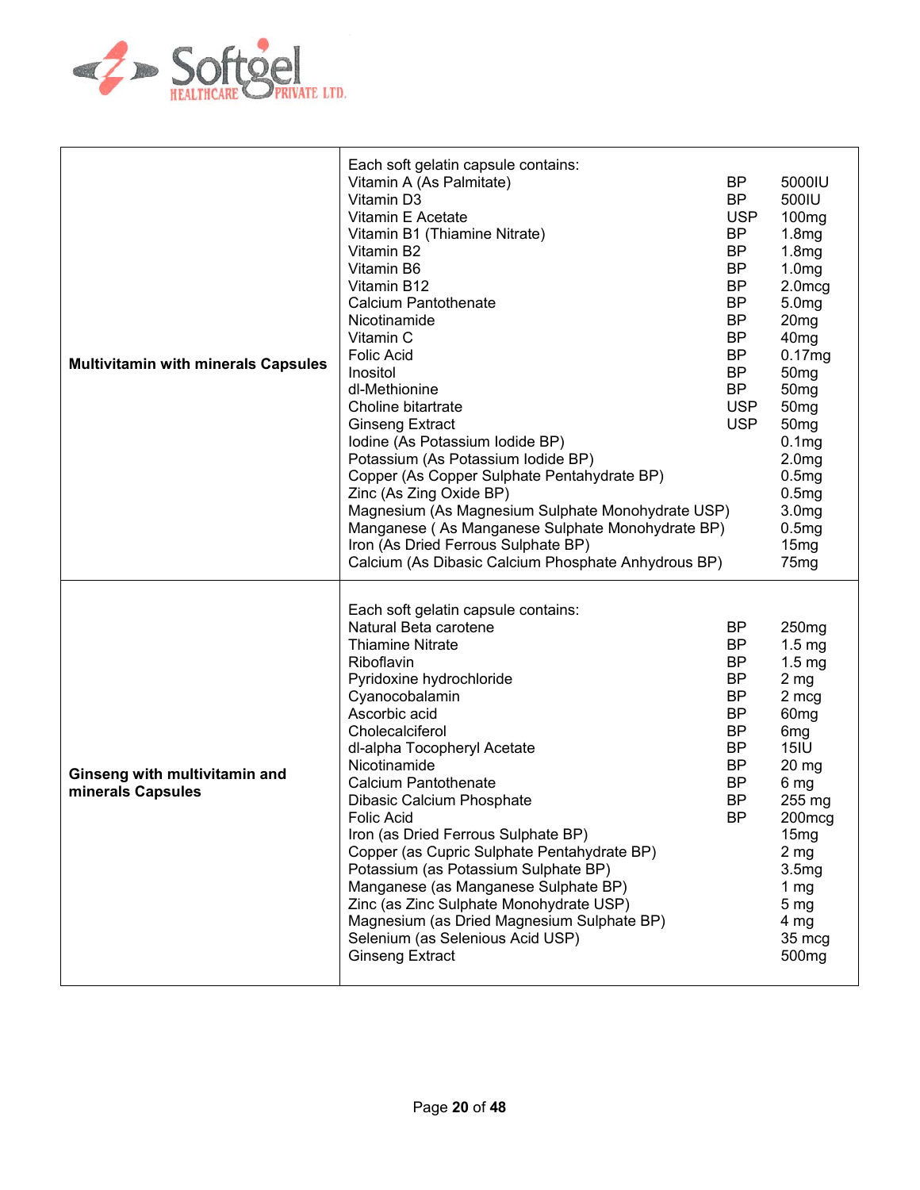| Product | Composition | | |
|---|---|---|---|
| **Multivitamin with minerals Capsules** | Each soft gelatin capsule contains: | | |
| | Vitamin A (As Palmitate) | BP | 5000IU |
| | Vitamin D3 | BP | 500IU |
| | Vitamin E Acetate | USP | 100mg |
| | Vitamin B1 (Thiamine Nitrate) | BP | 1.8mg |
| | Vitamin B2 | BP | 1.8mg |
| | Vitamin B6 | BP | 1.0mg |
| | Vitamin B12 | BP | 2.0mcg |
| | Calcium Pantothenate | BP | 5.0mg |
| | Nicotinamide | BP | 20mg |
| | Vitamin C | BP | 40mg |
| | Folic Acid | BP | 0.17mg |
| | Inositol | BP | 50mg |
| | dl-Methionine | BP | 50mg |
| | Choline bitartrate | USP | 50mg |
| | Ginseng Extract | USP | 50mg |
| | Iodine (As Potassium Iodide BP) | | 0.1mg |
| | Potassium (As Potassium Iodide BP) | | 2.0mg |
| | Copper (As Copper Sulphate Pentahydrate BP) | | 0.5mg |
| | Zinc (As Zing Oxide BP) | | 0.5mg |
| | Magnesium (As Magnesium Sulphate Monohydrate USP) | | 3.0mg |
| | Manganese ( As Manganese Sulphate Monohydrate BP) | | 0.5mg |
| | Iron (As Dried Ferrous Sulphate BP) | | 15mg |
| | Calcium (As Dibasic Calcium Phosphate Anhydrous BP) | | 75mg |
| **Ginseng with multivitamin and minerals Capsules** | Each soft gelatin capsule contains: | | |
| | Natural Beta carotene | BP | 250mg |
| | Thiamine Nitrate | BP | 1.5 mg |
| | Riboflavin | BP | 1.5 mg |
| | Pyridoxine hydrochloride | BP | 2 mg |
| | Cyanocobalamin | BP | 2 mcg |
| | Ascorbic acid | BP | 60mg |
| | Cholecalciferol | BP | 6mg |
| | dl-alpha Tocopheryl Acetate | BP | 15IU |
| | Nicotinamide | BP | 20 mg |
| | Calcium Pantothenate | BP | 6 mg |
| | Dibasic Calcium Phosphate | BP | 255 mg |
| | Folic Acid | BP | 200mcg |
| | Iron (as Dried Ferrous Sulphate BP) | | 15mg |
| | Copper (as Cupric Sulphate Pentahydrate BP) | | 2 mg |
| | Potassium (as Potassium Sulphate BP) | | 3.5mg |
| | Manganese (as Manganese Sulphate BP) | | 1 mg |
| | Zinc (as Zinc Sulphate Monohydrate USP) | | 5 mg |
| | Magnesium (as Dried Magnesium Sulphate BP) | | 4 mg |
| | Selenium (as Selenious Acid USP) | | 35 mcg |
| | Ginseng Extract | | 500mg |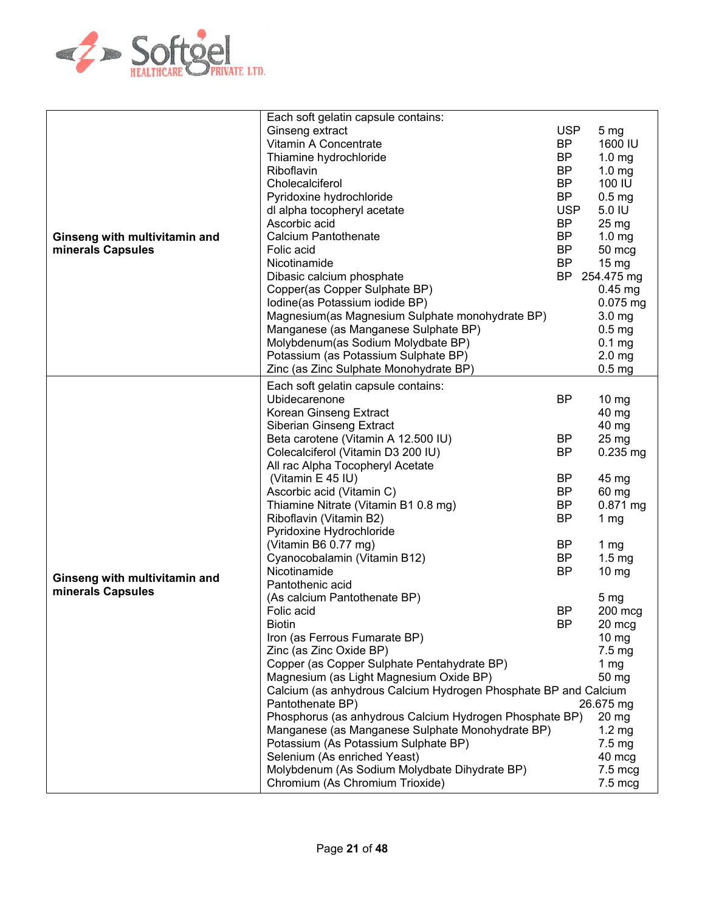| Product | Composition |
|---|---|
| **Ginseng with multivitamin and minerals Capsules** | Each soft gelatin capsule contains:<br>Ginseng extract USP 5 mg<br>Vitamin A Concentrate BP 1600 IU<br>Thiamine hydrochloride BP 1.0 mg<br>Riboflavin BP 1.0 mg<br>Cholecalciferol BP 100 IU<br>Pyridoxine hydrochloride BP 0.5 mg<br>dl alpha tocopheryl acetate USP 5.0 IU<br>Ascorbic acid BP 25 mg<br>Calcium Pantothenate BP 1.0 mg<br>Folic acid BP 50 mcg<br>Nicotinamide BP 15 mg<br>Dibasic calcium phosphate BP 254.475 mg<br>Copper(as Copper Sulphate BP) 0.45 mg<br>Iodine(as Potassium iodide BP) 0.075 mg<br>Magnesium(as Magnesium Sulphate monohydrate BP) 3.0 mg<br>Manganese (as Manganese Sulphate BP) 0.5 mg<br>Molybdenum(as Sodium Molydbate BP) 0.1 mg<br>Potassium (as Potassium Sulphate BP) 2.0 mg<br>Zinc (as Zinc Sulphate Monohydrate BP) 0.5 mg |
| **Ginseng with multivitamin and minerals Capsules** | Each soft gelatin capsule contains:<br>Ubidecarenone BP 10 mg<br>Korean Ginseng Extract 40 mg<br>Siberian Ginseng Extract 40 mg<br>Beta carotene (Vitamin A 12.500 IU) BP 25 mg<br>Colecalciferol (Vitamin D3 200 IU) BP 0.235 mg<br>All rac Alpha Tocopheryl Acetate (Vitamin E 45 IU) BP 45 mg<br>Ascorbic acid (Vitamin C) BP 60 mg<br>Thiamine Nitrate (Vitamin B1 0.8 mg) BP 0.871 mg<br>Riboflavin (Vitamin B2) BP 1 mg<br>Pyridoxine Hydrochloride (Vitamin B6 0.77 mg) BP 1 mg<br>Cyanocobalamin (Vitamin B12) BP 1.5 mg<br>Nicotinamide BP 10 mg<br>Pantothenic acid (As calcium Pantothenate BP) 5 mg<br>Folic acid BP 200 mcg<br>Biotin BP 20 mcg<br>Iron (as Ferrous Fumarate BP) 10 mg<br>Zinc (as Zinc Oxide BP) 7.5 mg<br>Copper (as Copper Sulphate Pentahydrate BP) 1 mg<br>Magnesium (as Light Magnesium Oxide BP) 50 mg<br>Calcium (as anhydrous Calcium Hydrogen Phosphate BP and Calcium Pantothenate BP) 26.675 mg<br>Phosphorus (as anhydrous Calcium Hydrogen Phosphate BP) 20 mg<br>Manganese (as Manganese Sulphate Monohydrate BP) 1.2 mg<br>Potassium (As Potassium Sulphate BP) 7.5 mg<br>Selenium (As enriched Yeast) 40 mcg<br>Molybdenum (As Sodium Molydbate Dihydrate BP) 7.5 mcg<br>Chromium (As Chromium Trioxide) 7.5 mcg |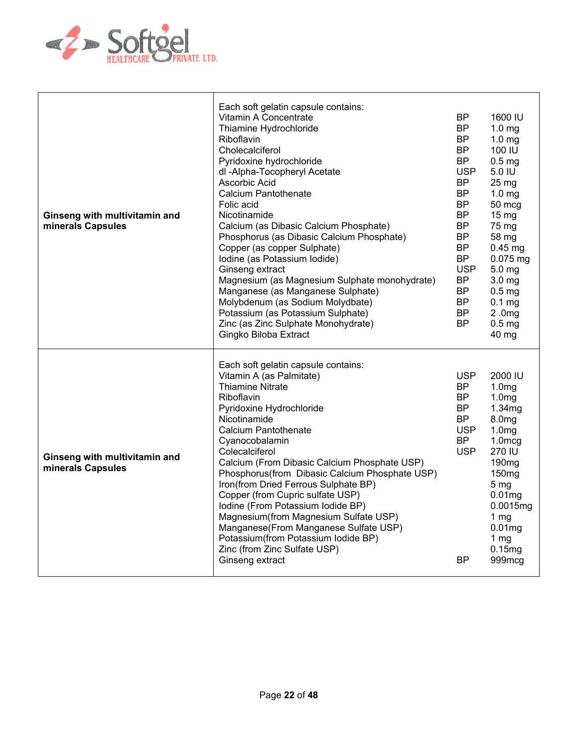| | Each soft gelatin capsule contains: | | |
|---|---|---|---|
| **Ginseng with multivitamin and minerals Capsules** | Vitamin A Concentrate | BP | 1600 IU |
| | Thiamine Hydrochloride | BP | 1.0 mg |
| | Riboflavin | BP | 1.0 mg |
| | Cholecalciferol | BP | 100 IU |
| | Pyridoxine hydrochloride | BP | 0.5 mg |
| | dl -Alpha-Tocopheryl Acetate | USP | 5.0 IU |
| | Ascorbic Acid | BP | 25 mg |
| | Calcium Pantothenate | BP | 1.0 mg |
| | Folic acid | BP | 50 mcg |
| | Nicotinamide | BP | 15 mg |
| | Calcium (as Dibasic Calcium Phosphate) | BP | 75 mg |
| | Phosphorus (as Dibasic Calcium Phosphate) | BP | 58 mg |
| | Copper (as copper Sulphate) | BP | 0.45 mg |
| | Iodine (as Potassium Iodide) | BP | 0.075 mg |
| | Ginseng extract | USP | 5.0 mg |
| | Magnesium (as Magnesium Sulphate monohydrate) | BP | 3.0 mg |
| | Manganese (as Manganese Sulphate) | BP | 0.5 mg |
| | Molybdenum (as Sodium Molydbate) | BP | 0.1 mg |
| | Potassium (as Potassium Sulphate) | BP | 2 .0mg |
| | Zinc (as Zinc Sulphate Monohydrate) | BP | 0.5 mg |
| | Gingko Biloba Extract | | 40 mg |
| | Each soft gelatin capsule contains: | | |
| **Ginseng with multivitamin and minerals Capsules** | Vitamin A (as Palmitate) | USP | 2000 IU |
| | Thiamine Nitrate | BP | 1.0mg |
| | Riboflavin | BP | 1.0mg |
| | Pyridoxine Hydrochloride | BP | 1.34mg |
| | Nicotinamide | BP | 8.0mg |
| | Calcium Pantothenate | USP | 1.0mg |
| | Cyanocobalamin | BP | 1.0mcg |
| | Colecalciferol | USP | 270 IU |
| | Calcium (From Dibasic Calcium Phosphate USP) | | 190mg |
| | Phosphorus(from Dibasic Calcium Phosphate USP) | | 150mg |
| | Iron(from Dried Ferrous Sulphate BP) | | 5 mg |
| | Copper (from Cupric sulfate USP) | | 0.01mg |
| | Iodine (From Potassium Iodide BP) | | 0.0015mg |
| | Magnesium(from Magnesium Sulfate USP) | | 1 mg |
| | Manganese(From Manganese Sulfate USP) | | 0.01mg |
| | Potassium(from Potassium Iodide BP) | | 1 mg |
| | Zinc (from Zinc Sulfate USP) | | 0.15mg |
| | Ginseng extract | BP | 999mcg |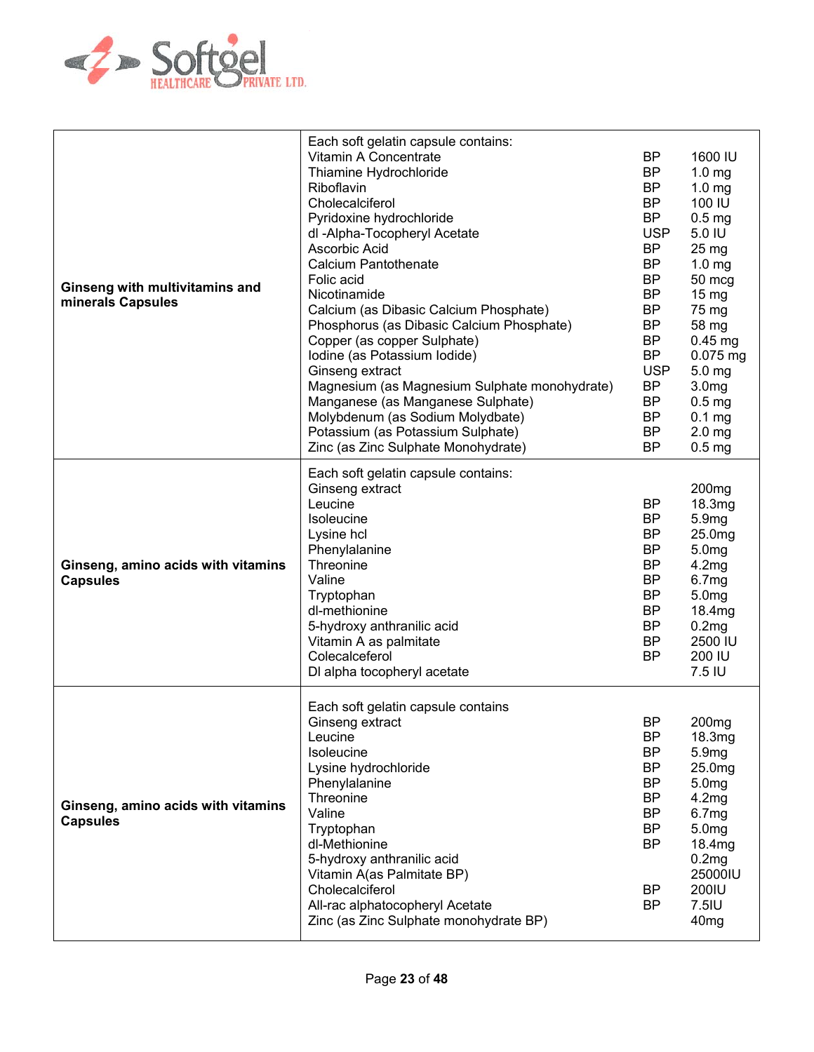| Product | Composition | Standard | Quantity |
| --- | --- | --- | --- |
| **Ginseng with multivitamins and minerals Capsules** | Each soft gelatin capsule contains: | | |
| | Vitamin A Concentrate | BP | 1600 IU |
| | Thiamine Hydrochloride | BP | 1.0 mg |
| | Riboflavin | BP | 1.0 mg |
| | Cholecalciferol | BP | 100 IU |
| | Pyridoxine hydrochloride | BP | 0.5 mg |
| | dl -Alpha-Tocopheryl Acetate | USP | 5.0 IU |
| | Ascorbic Acid | BP | 25 mg |
| | Calcium Pantothenate | BP | 1.0 mg |
| | Folic acid | BP | 50 mcg |
| | Nicotinamide | BP | 15 mg |
| | Calcium (as Dibasic Calcium Phosphate) | BP | 75 mg |
| | Phosphorus (as Dibasic Calcium Phosphate) | BP | 58 mg |
| | Copper (as copper Sulphate) | BP | 0.45 mg |
| | Iodine (as Potassium Iodide) | BP | 0.075 mg |
| | Ginseng extract | USP | 5.0 mg |
| | Magnesium (as Magnesium Sulphate monohydrate) | BP | 3.0mg |
| | Manganese (as Manganese Sulphate) | BP | 0.5 mg |
| | Molybdenum (as Sodium Molydbate) | BP | 0.1 mg |
| | Potassium (as Potassium Sulphate) | BP | 2.0 mg |
| | Zinc (as Zinc Sulphate Monohydrate) | BP | 0.5 mg |
| **Ginseng, amino acids with vitamins Capsules** | Each soft gelatin capsule contains: | | |
| | Ginseng extract | | 200mg |
| | Leucine | BP | 18.3mg |
| | Isoleucine | BP | 5.9mg |
| | Lysine hcl | BP | 25.0mg |
| | Phenylalanine | BP | 5.0mg |
| | Threonine | BP | 4.2mg |
| | Valine | BP | 6.7mg |
| | Tryptophan | BP | 5.0mg |
| | dl-methionine | BP | 18.4mg |
| | 5-hydroxy anthranilic acid | BP | 0.2mg |
| | Vitamin A as palmitate | BP | 2500 IU |
| | Colecalceferol | BP | 200 IU |
| | Dl alpha tocopheryl acetate | | 7.5 IU |
| **Ginseng, amino acids with vitamins Capsules** | Each soft gelatin capsule contains | | |
| | Ginseng extract | BP | 200mg |
| | Leucine | BP | 18.3mg |
| | Isoleucine | BP | 5.9mg |
| | Lysine hydrochloride | BP | 25.0mg |
| | Phenylalanine | BP | 5.0mg |
| | Threonine | BP | 4.2mg |
| | Valine | BP | 6.7mg |
| | Tryptophan | BP | 5.0mg |
| | dl-Methionine | BP | 18.4mg |
| | 5-hydroxy anthranilic acid | | 0.2mg |
| | Vitamin A(as Palmitate BP) | | 25000IU |
| | Cholecalciferol | BP | 200IU |
| | All-rac alphatocopheryl Acetate | BP | 7.5IU |
| | Zinc (as Zinc Sulphate monohydrate BP) | | 40mg |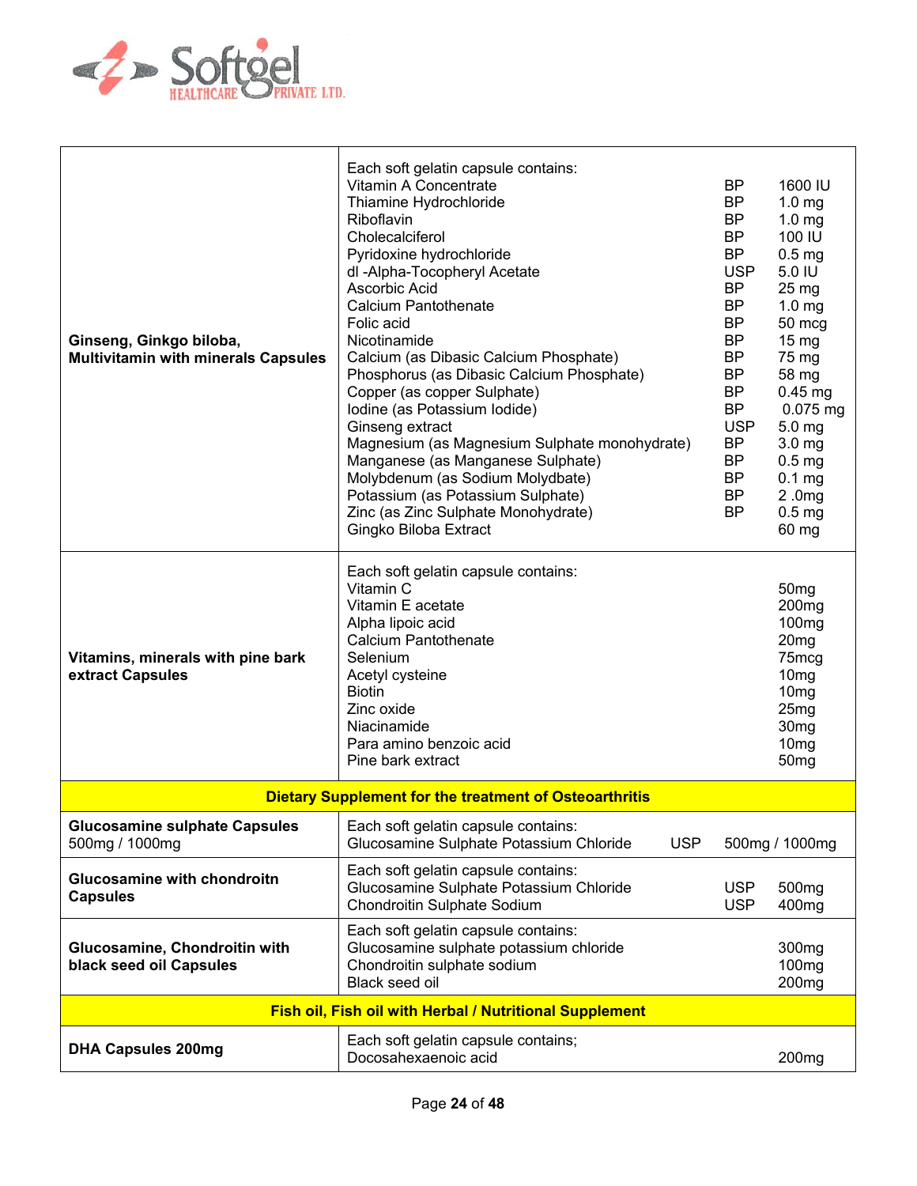| | | | |
|---|---|---|---|
| **Ginseng, Ginkgo biloba, Multivitamin with minerals Capsules** | Each soft gelatin capsule contains:<br>Vitamin A Concentrate<br>Thiamine Hydrochloride<br>Riboflavin<br>Cholecalciferol<br>Pyridoxine hydrochloride<br>dl -Alpha-Tocopheryl Acetate<br>Ascorbic Acid<br>Calcium Pantothenate<br>Folic acid<br>Nicotinamide<br>Calcium (as Dibasic Calcium Phosphate)<br>Phosphorus (as Dibasic Calcium Phosphate)<br>Copper (as copper Sulphate)<br>Iodine (as Potassium Iodide)<br>Ginseng extract<br>Magnesium (as Magnesium Sulphate monohydrate)<br>Manganese (as Manganese Sulphate)<br>Molybdenum (as Sodium Molydbate)<br>Potassium (as Potassium Sulphate)<br>Zinc (as Zinc Sulphate Monohydrate)<br>Gingko Biloba Extract | <br>BP<br>BP<br>BP<br>BP<br>BP<br>USP<br>BP<br>BP<br>BP<br>BP<br>BP<br>BP<br>BP<br>BP<br>USP<br>BP<br>BP<br>BP<br>BP<br>BP | <br>1600 IU<br>1.0 mg<br>1.0 mg<br>100 IU<br>0.5 mg<br>5.0 IU<br>25 mg<br>1.0 mg<br>50 mcg<br>15 mg<br>75 mg<br>58 mg<br>0.45 mg<br>0.075 mg<br>5.0 mg<br>3.0 mg<br>0.5 mg<br>0.1 mg<br>2 .0mg<br>0.5 mg<br>60 mg |
| **Vitamins, minerals with pine bark extract Capsules** | Each soft gelatin capsule contains:<br>Vitamin C<br>Vitamin E acetate<br>Alpha lipoic acid<br>Calcium Pantothenate<br>Selenium<br>Acetyl cysteine<br>Biotin<br>Zinc oxide<br>Niacinamide<br>Para amino benzoic acid<br>Pine bark extract | | <br>50mg<br>200mg<br>100mg<br>20mg<br>75mcg<br>10mg<br>10mg<br>25mg<br>30mg<br>10mg<br>50mg |
| **Dietary Supplement for the treatment of Osteoarthritis** | | | |
| **Glucosamine sulphate Capsules** 500mg / 1000mg | Each soft gelatin capsule contains:<br>Glucosamine Sulphate Potassium Chloride | <br>USP | <br>500mg / 1000mg |
| **Glucosamine with chondroitn Capsules** | Each soft gelatin capsule contains:<br>Glucosamine Sulphate Potassium Chloride<br>Chondroitin Sulphate Sodium | <br>USP<br>USP | <br>500mg<br>400mg |
| **Glucosamine, Chondroitin with black seed oil Capsules** | Each soft gelatin capsule contains:<br>Glucosamine sulphate potassium chloride<br>Chondroitin sulphate sodium<br>Black seed oil | | <br>300mg<br>100mg<br>200mg |
| **Fish oil, Fish oil with Herbal / Nutritional Supplement** | | | |
| **DHA Capsules 200mg** | Each soft gelatin capsule contains;<br>Docosahexaenoic acid | | <br>200mg |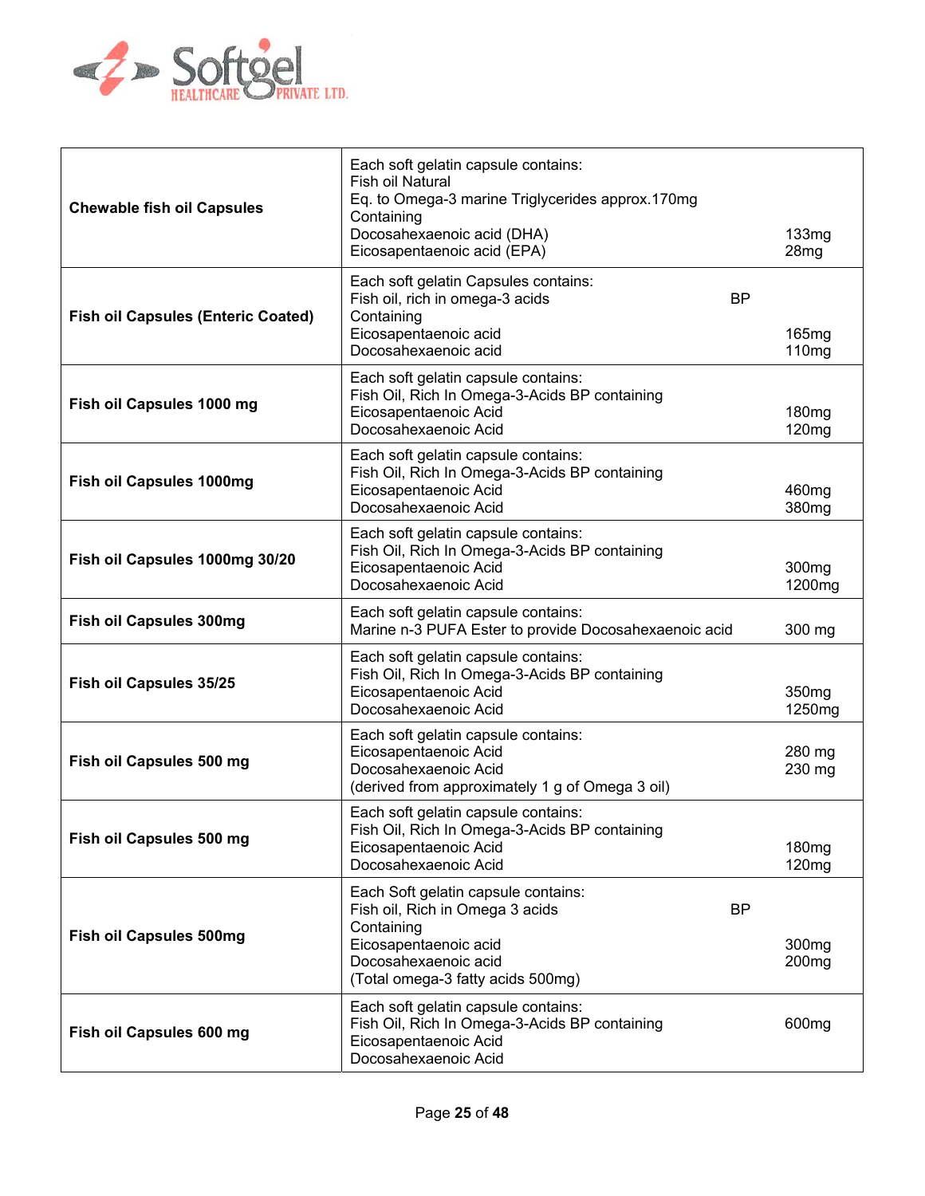| | | |
|---|---|---|
| **Chewable fish oil Capsules** | Each soft gelatin capsule contains:<br>Fish oil Natural<br>Eq. to Omega-3 marine Triglycerides approx.170mg<br>Containing<br>Docosahexaenoic acid (DHA)<br>Eicosapentaenoic acid (EPA) | <br><br><br><br>133mg<br>28mg |
| **Fish oil Capsules (Enteric Coated)** | Each soft gelatin Capsules contains:<br>Fish oil, rich in omega-3 acids BP<br>Containing<br>Eicosapentaenoic acid<br>Docosahexaenoic acid | <br><br><br>165mg<br>110mg |
| **Fish oil Capsules 1000 mg** | Each soft gelatin capsule contains:<br>Fish Oil, Rich In Omega-3-Acids BP containing<br>Eicosapentaenoic Acid<br>Docosahexaenoic Acid | <br><br>180mg<br>120mg |
| **Fish oil Capsules 1000mg** | Each soft gelatin capsule contains:<br>Fish Oil, Rich In Omega-3-Acids BP containing<br>Eicosapentaenoic Acid<br>Docosahexaenoic Acid | <br><br>460mg<br>380mg |
| **Fish oil Capsules 1000mg 30/20** | Each soft gelatin capsule contains:<br>Fish Oil, Rich In Omega-3-Acids BP containing<br>Eicosapentaenoic Acid<br>Docosahexaenoic Acid | <br><br>300mg<br>1200mg |
| **Fish oil Capsules 300mg** | Each soft gelatin capsule contains:<br>Marine n-3 PUFA Ester to provide Docosahexaenoic acid | <br>300 mg |
| **Fish oil Capsules 35/25** | Each soft gelatin capsule contains:<br>Fish Oil, Rich In Omega-3-Acids BP containing<br>Eicosapentaenoic Acid<br>Docosahexaenoic Acid | <br><br>350mg<br>1250mg |
| **Fish oil Capsules 500 mg** | Each soft gelatin capsule contains:<br>Eicosapentaenoic Acid<br>Docosahexaenoic Acid<br>(derived from approximately 1 g of Omega 3 oil) | <br>280 mg<br>230 mg |
| **Fish oil Capsules 500 mg** | Each soft gelatin capsule contains:<br>Fish Oil, Rich In Omega-3-Acids BP containing<br>Eicosapentaenoic Acid<br>Docosahexaenoic Acid | <br><br>180mg<br>120mg |
| **Fish oil Capsules 500mg** | Each Soft gelatin capsule contains:<br>Fish oil, Rich in Omega 3 acids BP<br>Containing<br>Eicosapentaenoic acid<br>Docosahexaenoic acid<br>(Total omega-3 fatty acids 500mg) | <br><br><br>300mg<br>200mg |
| **Fish oil Capsules 600 mg** | Each soft gelatin capsule contains:<br>Fish Oil, Rich In Omega-3-Acids BP containing<br>Eicosapentaenoic Acid<br>Docosahexaenoic Acid | <br>600mg |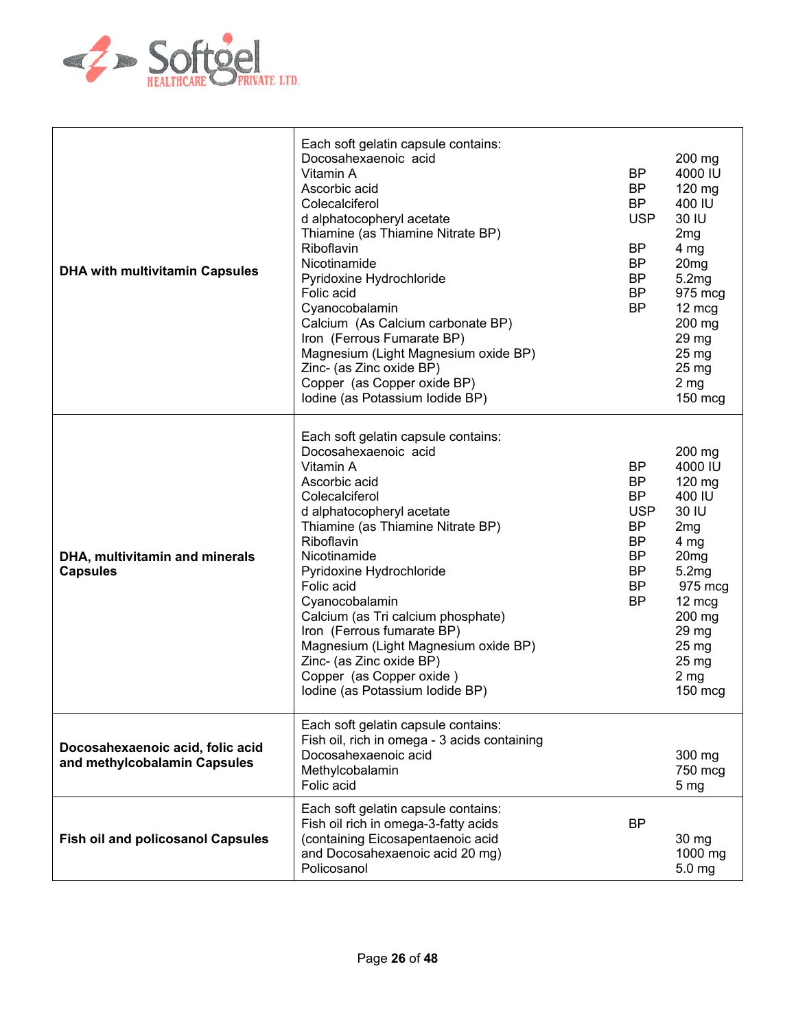| | |
|---|---|
| **DHA with multivitamin Capsules** | Each soft gelatin capsule contains:<br>Docosahexaenoic acid — 200 mg<br>Vitamin A BP 4000 IU<br>Ascorbic acid BP 120 mg<br>Colecalciferol BP 400 IU<br>d alphatocopheryl acetate USP 30 IU<br>Thiamine (as Thiamine Nitrate BP) 2mg<br>Riboflavin BP 4 mg<br>Nicotinamide BP 20mg<br>Pyridoxine Hydrochloride BP 5.2mg<br>Folic acid BP 975 mcg<br>Cyanocobalamin BP 12 mcg<br>Calcium (As Calcium carbonate BP) 200 mg<br>Iron (Ferrous Fumarate BP) 29 mg<br>Magnesium (Light Magnesium oxide BP) 25 mg<br>Zinc- (as Zinc oxide BP) 25 mg<br>Copper (as Copper oxide BP) 2 mg<br>Iodine (as Potassium Iodide BP) 150 mcg |
| **DHA, multivitamin and minerals Capsules** | Each soft gelatin capsule contains:<br>Docosahexaenoic acid 200 mg<br>Vitamin A BP 4000 IU<br>Ascorbic acid BP 120 mg<br>Colecalciferol BP 400 IU<br>d alphatocopheryl acetate USP 30 IU<br>Thiamine (as Thiamine Nitrate BP) BP 2mg<br>Riboflavin BP 4 mg<br>Nicotinamide BP 20mg<br>Pyridoxine Hydrochloride BP 5.2mg<br>Folic acid BP 975 mcg<br>Cyanocobalamin BP 12 mcg<br>Calcium (as Tri calcium phosphate) 200 mg<br>Iron (Ferrous fumarate BP) 29 mg<br>Magnesium (Light Magnesium oxide BP) 25 mg<br>Zinc- (as Zinc oxide BP) 25 mg<br>Copper (as Copper oxide ) 2 mg<br>Iodine (as Potassium Iodide BP) 150 mcg |
| **Docosahexaenoic acid, folic acid and methylcobalamin Capsules** | Each soft gelatin capsule contains:<br>Fish oil, rich in omega - 3 acids containing<br>Docosahexaenoic acid 300 mg<br>Methylcobalamin 750 mcg<br>Folic acid 5 mg |
| **Fish oil and policosanol Capsules** | Each soft gelatin capsule contains:<br>Fish oil rich in omega-3-fatty acids BP<br>(containing Eicosapentaenoic acid 30 mg<br>and Docosahexaenoic acid 20 mg) 1000 mg<br>Policosanol 5.0 mg |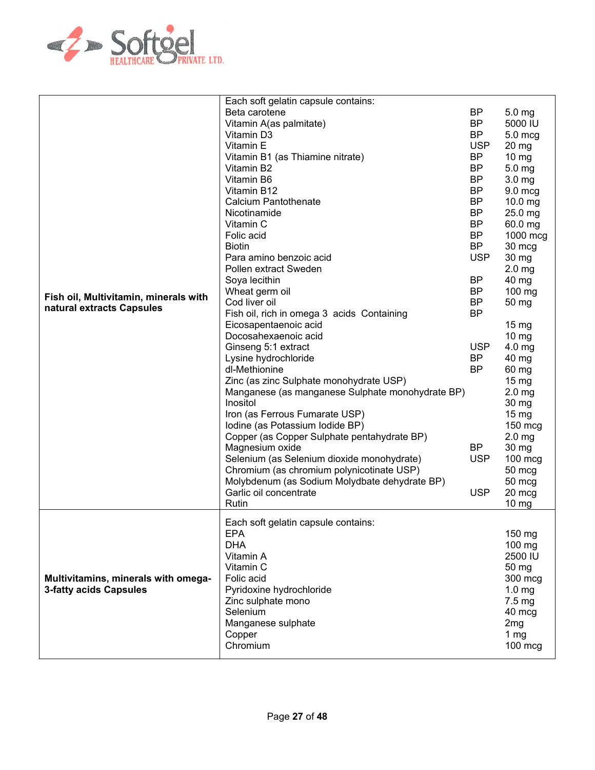| Product | Composition | Standard | Quantity |
|---|---|---|---|
| **Fish oil, Multivitamin, minerals with natural extracts Capsules** | Each soft gelatin capsule contains: | | |
| | Beta carotene | BP | 5.0 mg |
| | Vitamin A(as palmitate) | BP | 5000 IU |
| | Vitamin D3 | BP | 5.0 mcg |
| | Vitamin E | USP | 20 mg |
| | Vitamin B1 (as Thiamine nitrate) | BP | 10 mg |
| | Vitamin B2 | BP | 5.0 mg |
| | Vitamin B6 | BP | 3.0 mg |
| | Vitamin B12 | BP | 9.0 mcg |
| | Calcium Pantothenate | BP | 10.0 mg |
| | Nicotinamide | BP | 25.0 mg |
| | Vitamin C | BP | 60.0 mg |
| | Folic acid | BP | 1000 mcg |
| | Biotin | BP | 30 mcg |
| | Para amino benzoic acid | USP | 30 mg |
| | Pollen extract Sweden | | 2.0 mg |
| | Soya lecithin | BP | 40 mg |
| | Wheat germ oil | BP | 100 mg |
| | Cod liver oil | BP | 50 mg |
| | Fish oil, rich in omega 3 acids Containing | BP | |
| | Eicosapentaenoic acid | | 15 mg |
| | Docosahexaenoic acid | | 10 mg |
| | Ginseng 5:1 extract | USP | 4.0 mg |
| | Lysine hydrochloride | BP | 40 mg |
| | dl-Methionine | BP | 60 mg |
| | Zinc (as zinc Sulphate monohydrate USP) | | 15 mg |
| | Manganese (as manganese Sulphate monohydrate BP) | | 2.0 mg |
| | Inositol | | 30 mg |
| | Iron (as Ferrous Fumarate USP) | | 15 mg |
| | Iodine (as Potassium Iodide BP) | | 150 mcg |
| | Copper (as Copper Sulphate pentahydrate BP) | | 2.0 mg |
| | Magnesium oxide | BP | 30 mg |
| | Selenium (as Selenium dioxide monohydrate) | USP | 100 mcg |
| | Chromium (as chromium polynicotinate USP) | | 50 mcg |
| | Molybdenum (as Sodium Molydbate dehydrate BP) | | 50 mcg |
| | Garlic oil concentrate | USP | 20 mcg |
| | Rutin | | 10 mg |
| **Multivitamins, minerals with omega-3-fatty acids Capsules** | Each soft gelatin capsule contains: | | |
| | EPA | | 150 mg |
| | DHA | | 100 mg |
| | Vitamin A | | 2500 IU |
| | Vitamin C | | 50 mg |
| | Folic acid | | 300 mcg |
| | Pyridoxine hydrochloride | | 1.0 mg |
| | Zinc sulphate mono | | 7.5 mg |
| | Selenium | | 40 mcg |
| | Manganese sulphate | | 2mg |
| | Copper | | 1 mg |
| | Chromium | | 100 mcg |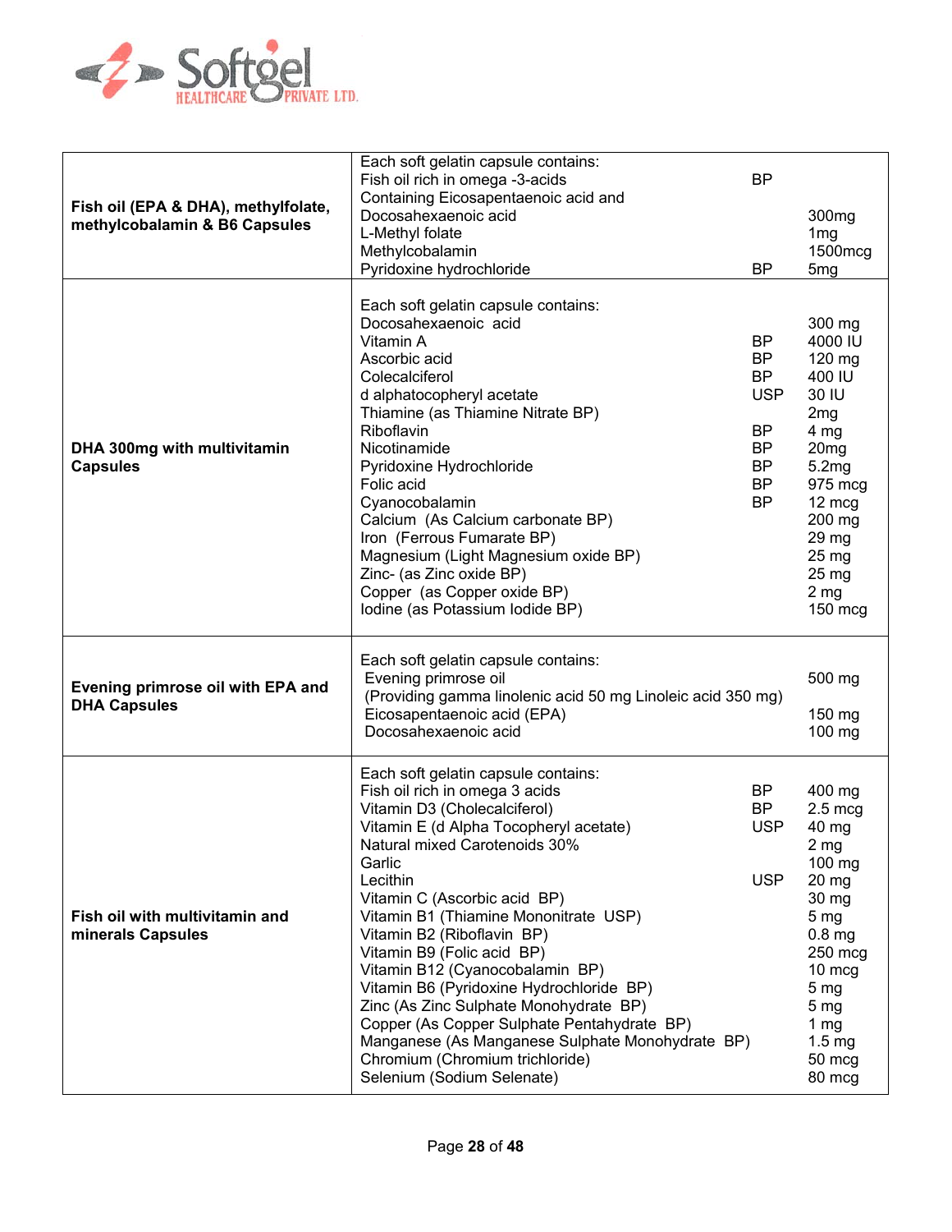| Product | Composition | | |
|---|---|---|---|
| **Fish oil (EPA & DHA), methylfolate, methylcobalamin & B6 Capsules** | Each soft gelatin capsule contains: | | |
| | Fish oil rich in omega -3-acids | BP | |
| | Containing Eicosapentaenoic acid and | | |
| | Docosahexaenoic acid | | 300mg |
| | L-Methyl folate | | 1mg |
| | Methylcobalamin | | 1500mcg |
| | Pyridoxine hydrochloride | BP | 5mg |
| **DHA 300mg with multivitamin Capsules** | Each soft gelatin capsule contains: | | |
| | Docosahexaenoic acid | | 300 mg |
| | Vitamin A | BP | 4000 IU |
| | Ascorbic acid | BP | 120 mg |
| | Colecalciferol | BP | 400 IU |
| | d alphatocopheryl acetate | USP | 30 IU |
| | Thiamine (as Thiamine Nitrate BP) | | 2mg |
| | Riboflavin | BP | 4 mg |
| | Nicotinamide | BP | 20mg |
| | Pyridoxine Hydrochloride | BP | 5.2mg |
| | Folic acid | BP | 975 mcg |
| | Cyanocobalamin | BP | 12 mcg |
| | Calcium (As Calcium carbonate BP) | | 200 mg |
| | Iron (Ferrous Fumarate BP) | | 29 mg |
| | Magnesium (Light Magnesium oxide BP) | | 25 mg |
| | Zinc- (as Zinc oxide BP) | | 25 mg |
| | Copper (as Copper oxide BP) | | 2 mg |
| | Iodine (as Potassium Iodide BP) | | 150 mcg |
| **Evening primrose oil with EPA and DHA Capsules** | Each soft gelatin capsule contains: | | |
| | Evening primrose oil | | 500 mg |
| | (Providing gamma linolenic acid 50 mg Linoleic acid 350 mg) | | |
| | Eicosapentaenoic acid (EPA) | | 150 mg |
| | Docosahexaenoic acid | | 100 mg |
| **Fish oil with multivitamin and minerals Capsules** | Each soft gelatin capsule contains: | | |
| | Fish oil rich in omega 3 acids | BP | 400 mg |
| | Vitamin D3 (Cholecalciferol) | BP | 2.5 mcg |
| | Vitamin E (d Alpha Tocopheryl acetate) | USP | 40 mg |
| | Natural mixed Carotenoids 30% | | 2 mg |
| | Garlic | | 100 mg |
| | Lecithin | USP | 20 mg |
| | Vitamin C (Ascorbic acid BP) | | 30 mg |
| | Vitamin B1 (Thiamine Mononitrate USP) | | 5 mg |
| | Vitamin B2 (Riboflavin BP) | | 0.8 mg |
| | Vitamin B9 (Folic acid BP) | | 250 mcg |
| | Vitamin B12 (Cyanocobalamin BP) | | 10 mcg |
| | Vitamin B6 (Pyridoxine Hydrochloride BP) | | 5 mg |
| | Zinc (As Zinc Sulphate Monohydrate BP) | | 5 mg |
| | Copper (As Copper Sulphate Pentahydrate BP) | | 1 mg |
| | Manganese (As Manganese Sulphate Monohydrate BP) | | 1.5 mg |
| | Chromium (Chromium trichloride) | | 50 mcg |
| | Selenium (Sodium Selenate) | | 80 mcg |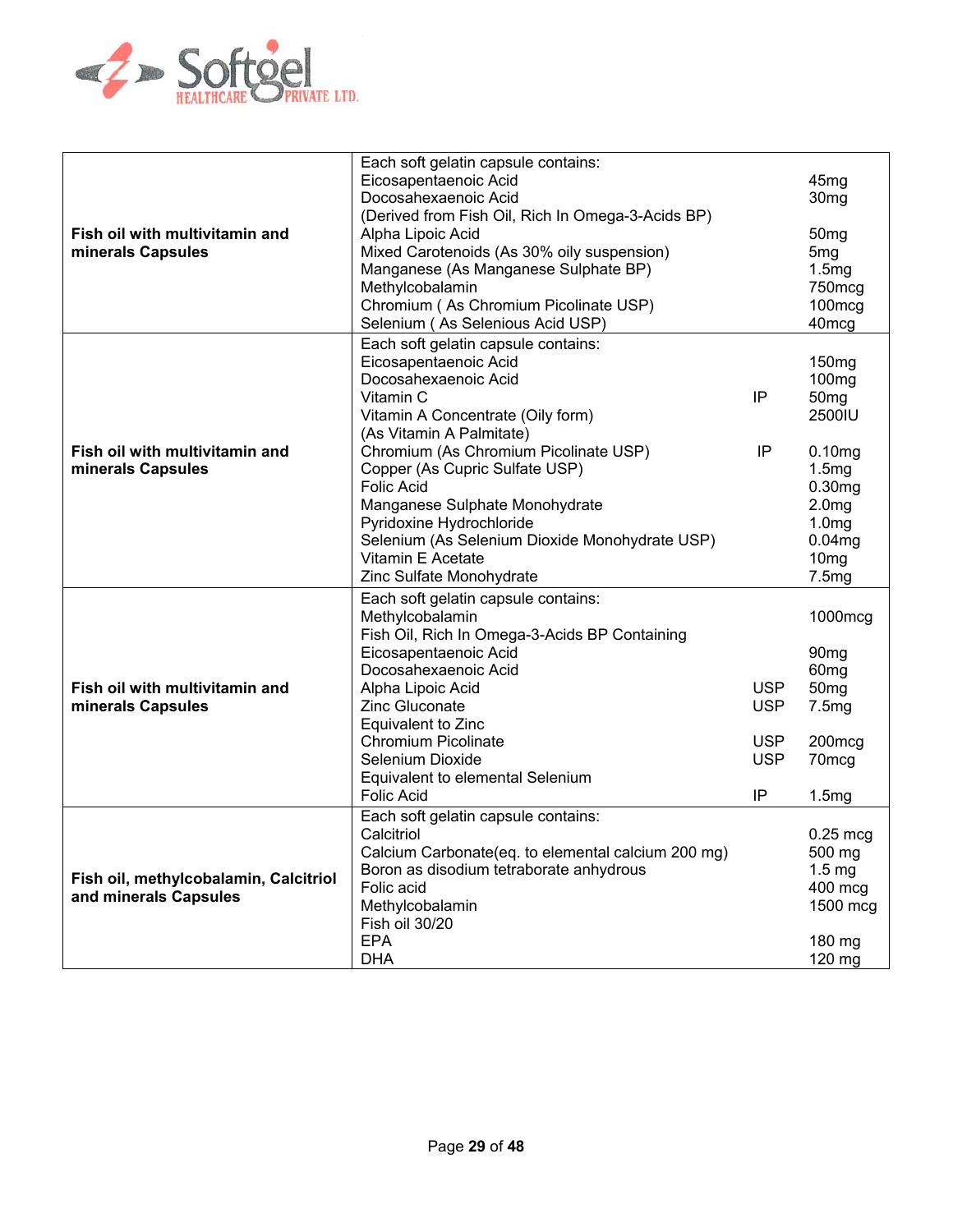| | | | |
|---|---|---|---|
| **Fish oil with multivitamin and minerals Capsules** | Each soft gelatin capsule contains:<br>Eicosapentaenoic Acid<br>Docosahexaenoic Acid<br>(Derived from Fish Oil, Rich In Omega-3-Acids BP)<br>Alpha Lipoic Acid<br>Mixed Carotenoids (As 30% oily suspension)<br>Manganese (As Manganese Sulphate BP)<br>Methylcobalamin<br>Chromium ( As Chromium Picolinate USP)<br>Selenium ( As Selenious Acid USP) | | <br>45mg<br>30mg<br><br>50mg<br>5mg<br>1.5mg<br>750mcg<br>100mcg<br>40mcg |
| **Fish oil with multivitamin and minerals Capsules** | Each soft gelatin capsule contains:<br>Eicosapentaenoic Acid<br>Docosahexaenoic Acid<br>Vitamin C<br>Vitamin A Concentrate (Oily form)<br>(As Vitamin A Palmitate)<br>Chromium (As Chromium Picolinate USP)<br>Copper (As Cupric Sulfate USP)<br>Folic Acid<br>Manganese Sulphate Monohydrate<br>Pyridoxine Hydrochloride<br>Selenium (As Selenium Dioxide Monohydrate USP)<br>Vitamin E Acetate<br>Zinc Sulfate Monohydrate | <br><br><br>IP<br><br><br>IP | <br>150mg<br>100mg<br>50mg<br>2500IU<br><br>0.10mg<br>1.5mg<br>0.30mg<br>2.0mg<br>1.0mg<br>0.04mg<br>10mg<br>7.5mg |
| **Fish oil with multivitamin and minerals Capsules** | Each soft gelatin capsule contains:<br>Methylcobalamin<br>Fish Oil, Rich In Omega-3-Acids BP Containing<br>Eicosapentaenoic Acid<br>Docosahexaenoic Acid<br>Alpha Lipoic Acid<br>Zinc Gluconate<br>Equivalent to Zinc<br>Chromium Picolinate<br>Selenium Dioxide<br>Equivalent to elemental Selenium<br>Folic Acid | <br><br><br><br><br>USP<br>USP<br><br>USP<br>USP<br><br>IP | <br>1000mcg<br><br>90mg<br>60mg<br>50mg<br>7.5mg<br><br>200mcg<br>70mcg<br><br>1.5mg |
| **Fish oil, methylcobalamin, Calcitriol and minerals Capsules** | Each soft gelatin capsule contains:<br>Calcitriol<br>Calcium Carbonate(eq. to elemental calcium 200 mg)<br>Boron as disodium tetraborate anhydrous<br>Folic acid<br>Methylcobalamin<br>Fish oil 30/20<br>EPA<br>DHA | | <br>0.25 mcg<br>500 mg<br>1.5 mg<br>400 mcg<br>1500 mcg<br><br>180 mg<br>120 mg |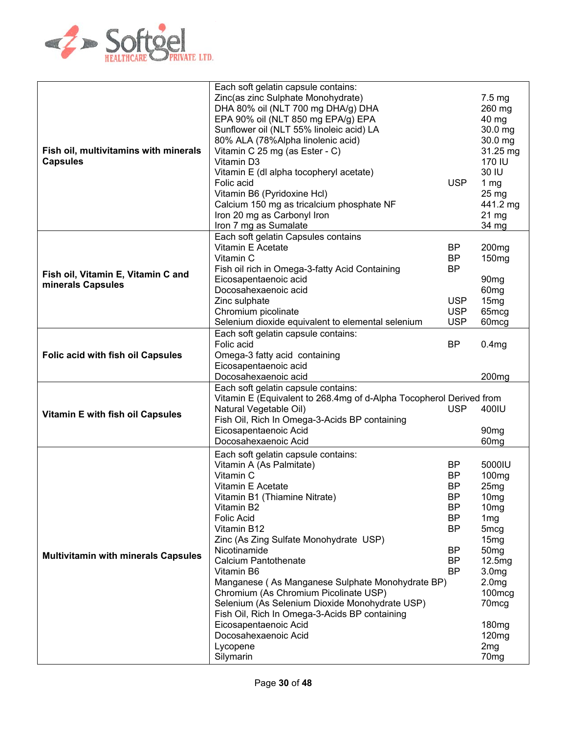| Product | Composition | Standard | Quantity |
|---|---|---|---|
| **Fish oil, multivitamins with minerals Capsules** | Each soft gelatin capsule contains: | | |
| | Zinc(as zinc Sulphate Monohydrate) | | 7.5 mg |
| | DHA 80% oil (NLT 700 mg DHA/g) DHA | | 260 mg |
| | EPA 90% oil (NLT 850 mg EPA/g) EPA | | 40 mg |
| | Sunflower oil (NLT 55% linoleic acid) LA | | 30.0 mg |
| | 80% ALA (78%Alpha linolenic acid) | | 30.0 mg |
| | Vitamin C 25 mg (as Ester - C) | | 31.25 mg |
| | Vitamin D3 | | 170 IU |
| | Vitamin E (dl alpha tocopheryl acetate) | | 30 IU |
| | Folic acid | USP | 1 mg |
| | Vitamin B6 (Pyridoxine Hcl) | | 25 mg |
| | Calcium 150 mg as tricalcium phosphate NF | | 441.2 mg |
| | Iron 20 mg as Carbonyl Iron | | 21 mg |
| | Iron 7 mg as Sumalate | | 34 mg |
| **Fish oil, Vitamin E, Vitamin C and minerals Capsules** | Each soft gelatin Capsules contains | | |
| | Vitamin E Acetate | BP | 200mg |
| | Vitamin C | BP | 150mg |
| | Fish oil rich in Omega-3-fatty Acid Containing | BP | |
| | Eicosapentaenoic acid | | 90mg |
| | Docosahexaenoic acid | | 60mg |
| | Zinc sulphate | USP | 15mg |
| | Chromium picolinate | USP | 65mcg |
| | Selenium dioxide equivalent to elemental selenium | USP | 60mcg |
| **Folic acid with fish oil Capsules** | Each soft gelatin capsule contains: | | |
| | Folic acid | BP | 0.4mg |
| | Omega-3 fatty acid containing | | |
| | Eicosapentaenoic acid | | |
| | Docosahexaenoic acid | | 200mg |
| **Vitamin E with fish oil Capsules** | Each soft gelatin capsule contains: | | |
| | Vitamin E (Equivalent to 268.4mg of d-Alpha Tocopherol Derived from Natural Vegetable Oil) | USP | 400IU |
| | Fish Oil, Rich In Omega-3-Acids BP containing | | |
| | Eicosapentaenoic Acid | | 90mg |
| | Docosahexaenoic Acid | | 60mg |
| **Multivitamin with minerals Capsules** | Each soft gelatin capsule contains: | | |
| | Vitamin A (As Palmitate) | BP | 5000IU |
| | Vitamin C | BP | 100mg |
| | Vitamin E Acetate | BP | 25mg |
| | Vitamin B1 (Thiamine Nitrate) | BP | 10mg |
| | Vitamin B2 | BP | 10mg |
| | Folic Acid | BP | 1mg |
| | Vitamin B12 | BP | 5mcg |
| | Zinc (As Zing Sulfate Monohydrate USP) | | 15mg |
| | Nicotinamide | BP | 50mg |
| | Calcium Pantothenate | BP | 12.5mg |
| | Vitamin B6 | BP | 3.0mg |
| | Manganese ( As Manganese Sulphate Monohydrate BP) | | 2.0mg |
| | Chromium (As Chromium Picolinate USP) | | 100mcg |
| | Selenium (As Selenium Dioxide Monohydrate USP) | | 70mcg |
| | Fish Oil, Rich In Omega-3-Acids BP containing | | |
| | Eicosapentaenoic Acid | | 180mg |
| | Docosahexaenoic Acid | | 120mg |
| | Lycopene | | 2mg |
| | Silymarin | | 70mg |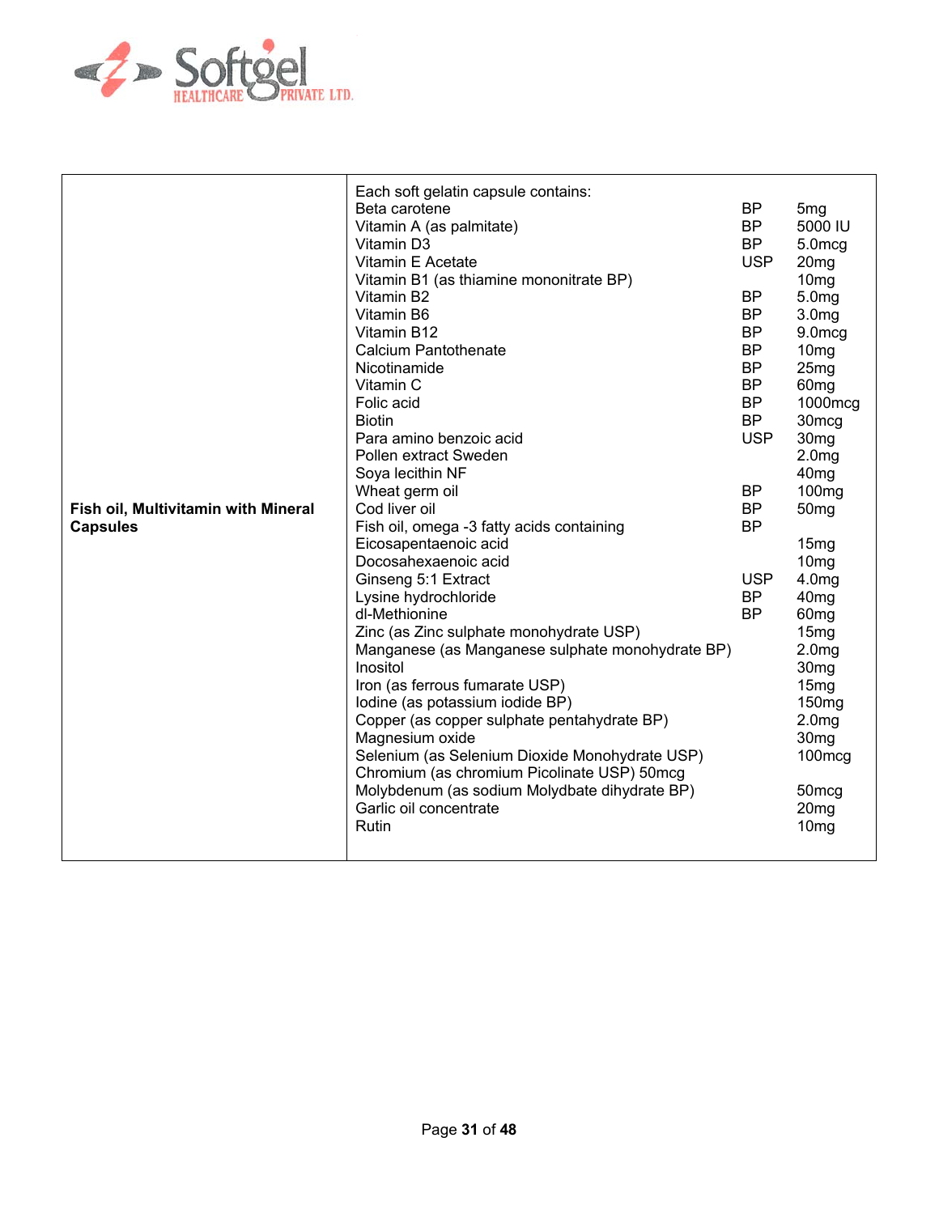| Fish oil, Multivitamin with Mineral Capsules | Each soft gelatin capsule contains: | | |
|---|---|---|---|
| | Beta carotene | BP | 5mg |
| | Vitamin A (as palmitate) | BP | 5000 IU |
| | Vitamin D3 | BP | 5.0mcg |
| | Vitamin E Acetate | USP | 20mg |
| | Vitamin B1 (as thiamine mononitrate BP) | | 10mg |
| | Vitamin B2 | BP | 5.0mg |
| | Vitamin B6 | BP | 3.0mg |
| | Vitamin B12 | BP | 9.0mcg |
| | Calcium Pantothenate | BP | 10mg |
| | Nicotinamide | BP | 25mg |
| | Vitamin C | BP | 60mg |
| | Folic acid | BP | 1000mcg |
| | Biotin | BP | 30mcg |
| | Para amino benzoic acid | USP | 30mg |
| | Pollen extract Sweden | | 2.0mg |
| | Soya lecithin NF | | 40mg |
| | Wheat germ oil | BP | 100mg |
| | Cod liver oil | BP | 50mg |
| | Fish oil, omega -3 fatty acids containing | BP | |
| | Eicosapentaenoic acid | | 15mg |
| | Docosahexaenoic acid | | 10mg |
| | Ginseng 5:1 Extract | USP | 4.0mg |
| | Lysine hydrochloride | BP | 40mg |
| | dl-Methionine | BP | 60mg |
| | Zinc (as Zinc sulphate monohydrate USP) | | 15mg |
| | Manganese (as Manganese sulphate monohydrate BP) | | 2.0mg |
| | Inositol | | 30mg |
| | Iron (as ferrous fumarate USP) | | 15mg |
| | Iodine (as potassium iodide BP) | | 150mg |
| | Copper (as copper sulphate pentahydrate BP) | | 2.0mg |
| | Magnesium oxide | | 30mg |
| | Selenium (as Selenium Dioxide Monohydrate USP) | | 100mcg |
| | Chromium (as chromium Picolinate USP) 50mcg | | |
| | Molybdenum (as sodium Molydbate dihydrate BP) | | 50mcg |
| | Garlic oil concentrate | | 20mg |
| | Rutin | | 10mg |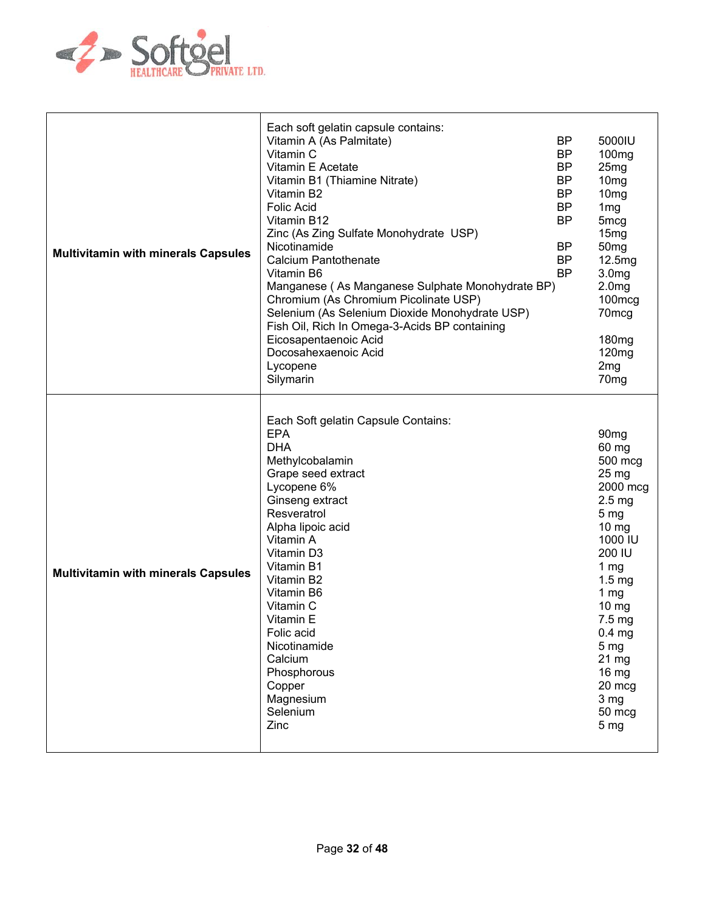| | |
|---|---|
| **Multivitamin with minerals Capsules** | Each soft gelatin capsule contains:<br>Vitamin A (As Palmitate) BP 5000IU<br>Vitamin C BP 100mg<br>Vitamin E Acetate BP 25mg<br>Vitamin B1 (Thiamine Nitrate) BP 10mg<br>Vitamin B2 BP 10mg<br>Folic Acid BP 1mg<br>Vitamin B12 BP 5mcg<br>Zinc (As Zing Sulfate Monohydrate USP) 15mg<br>Nicotinamide BP 50mg<br>Calcium Pantothenate BP 12.5mg<br>Vitamin B6 BP 3.0mg<br>Manganese ( As Manganese Sulphate Monohydrate BP) 2.0mg<br>Chromium (As Chromium Picolinate USP) 100mcg<br>Selenium (As Selenium Dioxide Monohydrate USP) 70mcg<br>Fish Oil, Rich In Omega-3-Acids BP containing<br>Eicosapentaenoic Acid 180mg<br>Docosahexaenoic Acid 120mg<br>Lycopene 2mg<br>Silymarin 70mg |
| **Multivitamin with minerals Capsules** | Each Soft gelatin Capsule Contains:<br>EPA 90mg<br>DHA 60 mg<br>Methylcobalamin 500 mcg<br>Grape seed extract 25 mg<br>Lycopene 6% 2000 mcg<br>Ginseng extract 2.5 mg<br>Resveratrol 5 mg<br>Alpha lipoic acid 10 mg<br>Vitamin A 1000 IU<br>Vitamin D3 200 IU<br>Vitamin B1 1 mg<br>Vitamin B2 1.5 mg<br>Vitamin B6 1 mg<br>Vitamin C 10 mg<br>Vitamin E 7.5 mg<br>Folic acid 0.4 mg<br>Nicotinamide 5 mg<br>Calcium 21 mg<br>Phosphorous 16 mg<br>Copper 20 mcg<br>Magnesium 3 mg<br>Selenium 50 mcg<br>Zinc 5 mg |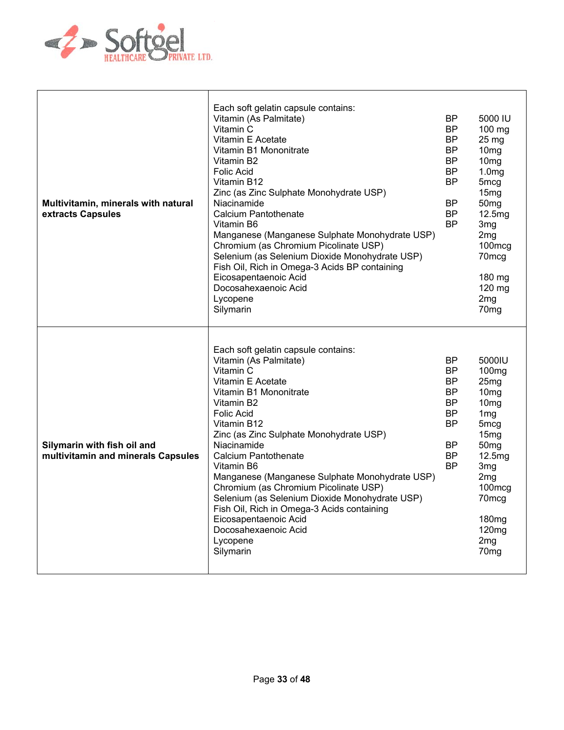| | |
|---|---|
| **Multivitamin, minerals with natural extracts Capsules** | Each soft gelatin capsule contains:<br>Vitamin (As Palmitate) BP 5000 IU<br>Vitamin C BP 100 mg<br>Vitamin E Acetate BP 25 mg<br>Vitamin B1 Mononitrate BP 10mg<br>Vitamin B2 BP 10mg<br>Folic Acid BP 1.0mg<br>Vitamin B12 BP 5mcg<br>Zinc (as Zinc Sulphate Monohydrate USP) 15mg<br>Niacinamide BP 50mg<br>Calcium Pantothenate BP 12.5mg<br>Vitamin B6 BP 3mg<br>Manganese (Manganese Sulphate Monohydrate USP) 2mg<br>Chromium (as Chromium Picolinate USP) 100mcg<br>Selenium (as Selenium Dioxide Monohydrate USP) 70mcg<br>Fish Oil, Rich in Omega-3 Acids BP containing<br>Eicosapentaenoic Acid 180 mg<br>Docosahexaenoic Acid 120 mg<br>Lycopene 2mg<br>Silymarin 70mg |
| **Silymarin with fish oil and multivitamin and minerals Capsules** | Each soft gelatin capsule contains:<br>Vitamin (As Palmitate) BP 5000IU<br>Vitamin C BP 100mg<br>Vitamin E Acetate BP 25mg<br>Vitamin B1 Mononitrate BP 10mg<br>Vitamin B2 BP 10mg<br>Folic Acid BP 1mg<br>Vitamin B12 BP 5mcg<br>Zinc (as Zinc Sulphate Monohydrate USP) 15mg<br>Niacinamide BP 50mg<br>Calcium Pantothenate BP 12.5mg<br>Vitamin B6 BP 3mg<br>Manganese (Manganese Sulphate Monohydrate USP) 2mg<br>Chromium (as Chromium Picolinate USP) 100mcg<br>Selenium (as Selenium Dioxide Monohydrate USP) 70mcg<br>Fish Oil, Rich in Omega-3 Acids containing<br>Eicosapentaenoic Acid 180mg<br>Docosahexaenoic Acid 120mg<br>Lycopene 2mg<br>Silymarin 70mg |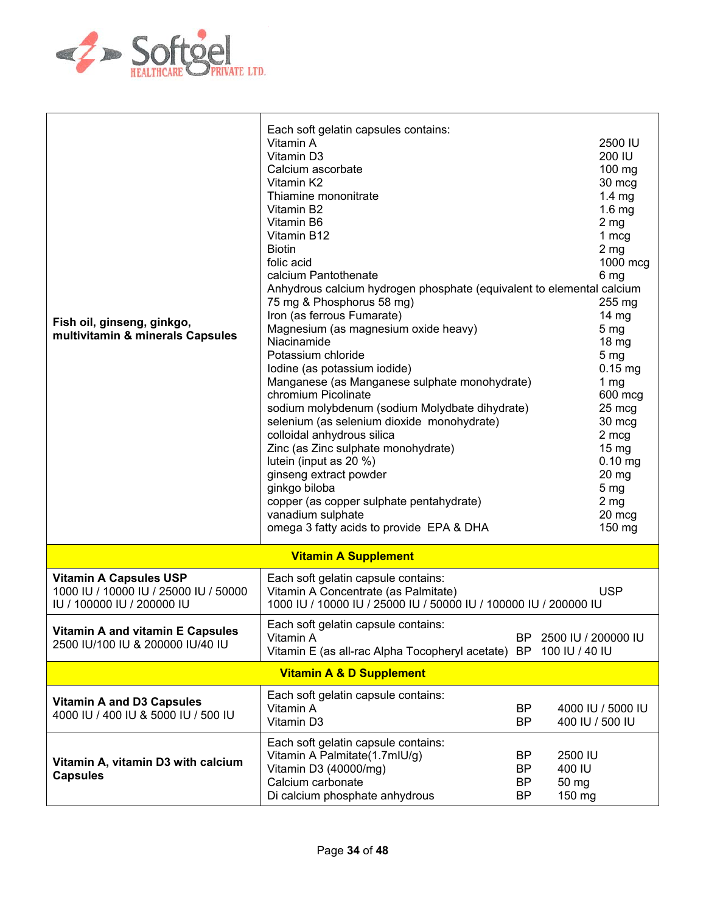| Product | Composition |
|---|---|
| **Fish oil, ginseng, ginkgo, multivitamin & minerals Capsules** | Each soft gelatin capsules contains:<br>Vitamin A 2500 IU<br>Vitamin D3 200 IU<br>Calcium ascorbate 100 mg<br>Vitamin K2 30 mcg<br>Thiamine mononitrate 1.4 mg<br>Vitamin B2 1.6 mg<br>Vitamin B6 2 mg<br>Vitamin B12 1 mcg<br>Biotin 2 mg<br>folic acid 1000 mcg<br>calcium Pantothenate 6 mg<br>Anhydrous calcium hydrogen phosphate (equivalent to elemental calcium 75 mg & Phosphorus 58 mg) 255 mg<br>Iron (as ferrous Fumarate) 14 mg<br>Magnesium (as magnesium oxide heavy) 5 mg<br>Niacinamide 18 mg<br>Potassium chloride 5 mg<br>Iodine (as potassium iodide) 0.15 mg<br>Manganese (as Manganese sulphate monohydrate) 1 mg<br>chromium Picolinate 600 mcg<br>sodium molybdenum (sodium Molydbate dihydrate) 25 mcg<br>selenium (as selenium dioxide monohydrate) 30 mcg<br>colloidal anhydrous silica 2 mcg<br>Zinc (as Zinc sulphate monohydrate) 15 mg<br>lutein (input as 20 %) 0.10 mg<br>ginseng extract powder 20 mg<br>ginkgo biloba 5 mg<br>copper (as copper sulphate pentahydrate) 2 mg<br>vanadium sulphate 20 mcg<br>omega 3 fatty acids to provide EPA & DHA 150 mg |
| **Vitamin A Supplement** | |
| **Vitamin A Capsules USP**<br>1000 IU / 10000 IU / 25000 IU / 50000 IU / 100000 IU / 200000 IU | Each soft gelatin capsule contains:<br>Vitamin A Concentrate (as Palmitate) USP<br>1000 IU / 10000 IU / 25000 IU / 50000 IU / 100000 IU / 200000 IU |
| **Vitamin A and vitamin E Capsules**<br>2500 IU/100 IU & 200000 IU/40 IU | Each soft gelatin capsule contains:<br>Vitamin A BP 2500 IU / 200000 IU<br>Vitamin E (as all-rac Alpha Tocopheryl acetate) BP 100 IU / 40 IU |
| **Vitamin A & D Supplement** | |
| **Vitamin A and D3 Capsules**<br>4000 IU / 400 IU & 5000 IU / 500 IU | Each soft gelatin capsule contains:<br>Vitamin A BP 4000 IU / 5000 IU<br>Vitamin D3 BP 400 IU / 500 IU |
| **Vitamin A, vitamin D3 with calcium Capsules** | Each soft gelatin capsule contains:<br>Vitamin A Palmitate(1.7mIU/g) BP 2500 IU<br>Vitamin D3 (40000/mg) BP 400 IU<br>Calcium carbonate BP 50 mg<br>Di calcium phosphate anhydrous BP 150 mg |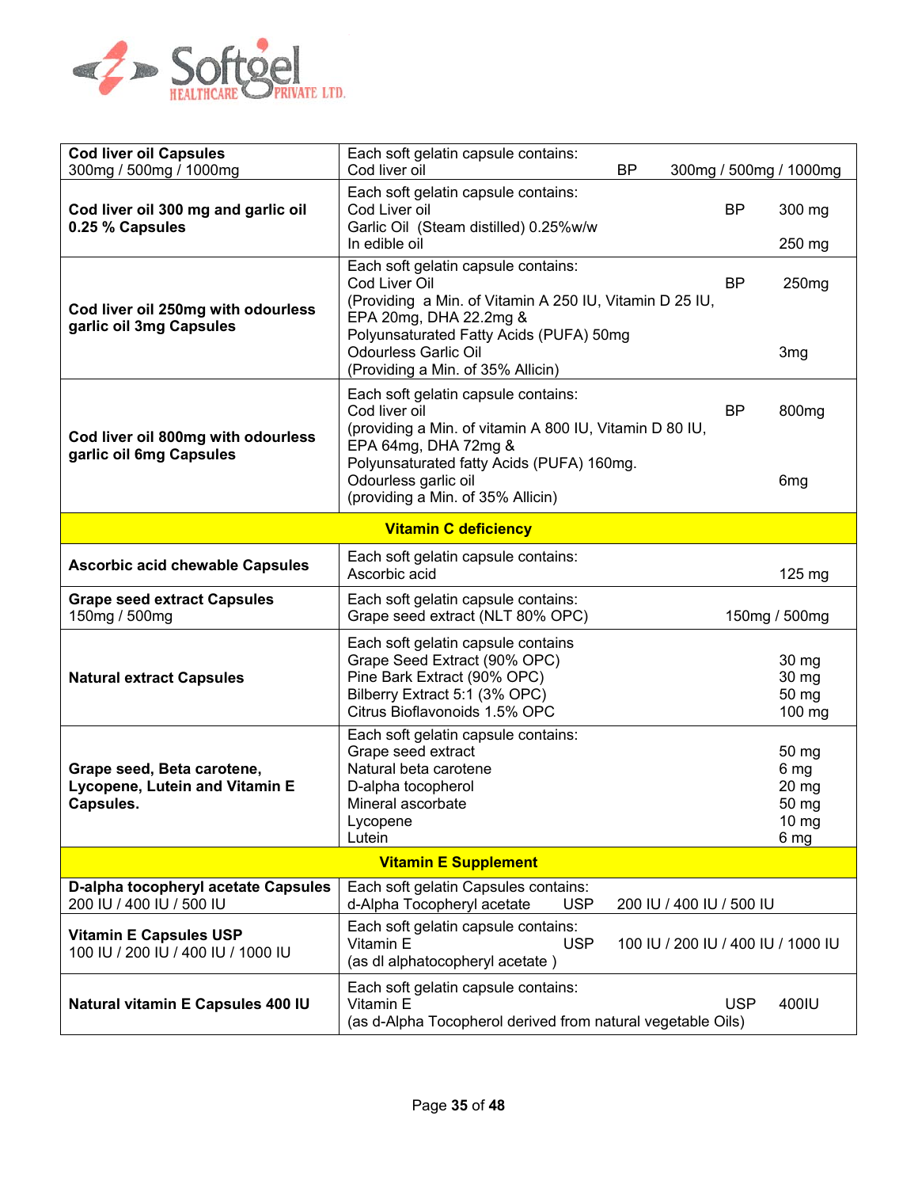| | |
|---|---|
| **Cod liver oil Capsules** 300mg / 500mg / 1000mg | Each soft gelatin capsule contains:<br>Cod liver oil BP 300mg / 500mg / 1000mg |
| **Cod liver oil 300 mg and garlic oil 0.25 % Capsules** | Each soft gelatin capsule contains:<br>Cod Liver oil BP 300 mg<br>Garlic Oil (Steam distilled) 0.25%w/w<br>In edible oil 250 mg |
| **Cod liver oil 250mg with odourless garlic oil 3mg Capsules** | Each soft gelatin capsule contains:<br>Cod Liver Oil BP 250mg<br>(Providing a Min. of Vitamin A 250 IU, Vitamin D 25 IU, EPA 20mg, DHA 22.2mg &<br>Polyunsaturated Fatty Acids (PUFA) 50mg<br>Odourless Garlic Oil 3mg<br>(Providing a Min. of 35% Allicin) |
| **Cod liver oil 800mg with odourless garlic oil 6mg Capsules** | Each soft gelatin capsule contains:<br>Cod liver oil BP 800mg<br>(providing a Min. of vitamin A 800 IU, Vitamin D 80 IU, EPA 64mg, DHA 72mg &<br>Polyunsaturated fatty Acids (PUFA) 160mg.<br>Odourless garlic oil 6mg<br>(providing a Min. of 35% Allicin) |
| **Vitamin C deficiency** | |
| **Ascorbic acid chewable Capsules** | Each soft gelatin capsule contains:<br>Ascorbic acid 125 mg |
| **Grape seed extract Capsules** 150mg / 500mg | Each soft gelatin capsule contains:<br>Grape seed extract (NLT 80% OPC) 150mg / 500mg |
| **Natural extract Capsules** | Each soft gelatin capsule contains<br>Grape Seed Extract (90% OPC) 30 mg<br>Pine Bark Extract (90% OPC) 30 mg<br>Bilberry Extract 5:1 (3% OPC) 50 mg<br>Citrus Bioflavonoids 1.5% OPC 100 mg |
| **Grape seed, Beta carotene, Lycopene, Lutein and Vitamin E Capsules.** | Each soft gelatin capsule contains:<br>Grape seed extract 50 mg<br>Natural beta carotene 6 mg<br>D-alpha tocopherol 20 mg<br>Mineral ascorbate 50 mg<br>Lycopene 10 mg<br>Lutein 6 mg |
| **Vitamin E Supplement** | |
| **D-alpha tocopheryl acetate Capsules** 200 IU / 400 IU / 500 IU | Each soft gelatin Capsules contains:<br>d-Alpha Tocopheryl acetate USP 200 IU / 400 IU / 500 IU |
| **Vitamin E Capsules USP** 100 IU / 200 IU / 400 IU / 1000 IU | Each soft gelatin capsule contains:<br>Vitamin E USP 100 IU / 200 IU / 400 IU / 1000 IU<br>(as dl alphatocopheryl acetate ) |
| **Natural vitamin E Capsules 400 IU** | Each soft gelatin capsule contains:<br>Vitamin E USP 400IU<br>(as d-Alpha Tocopherol derived from natural vegetable Oils) |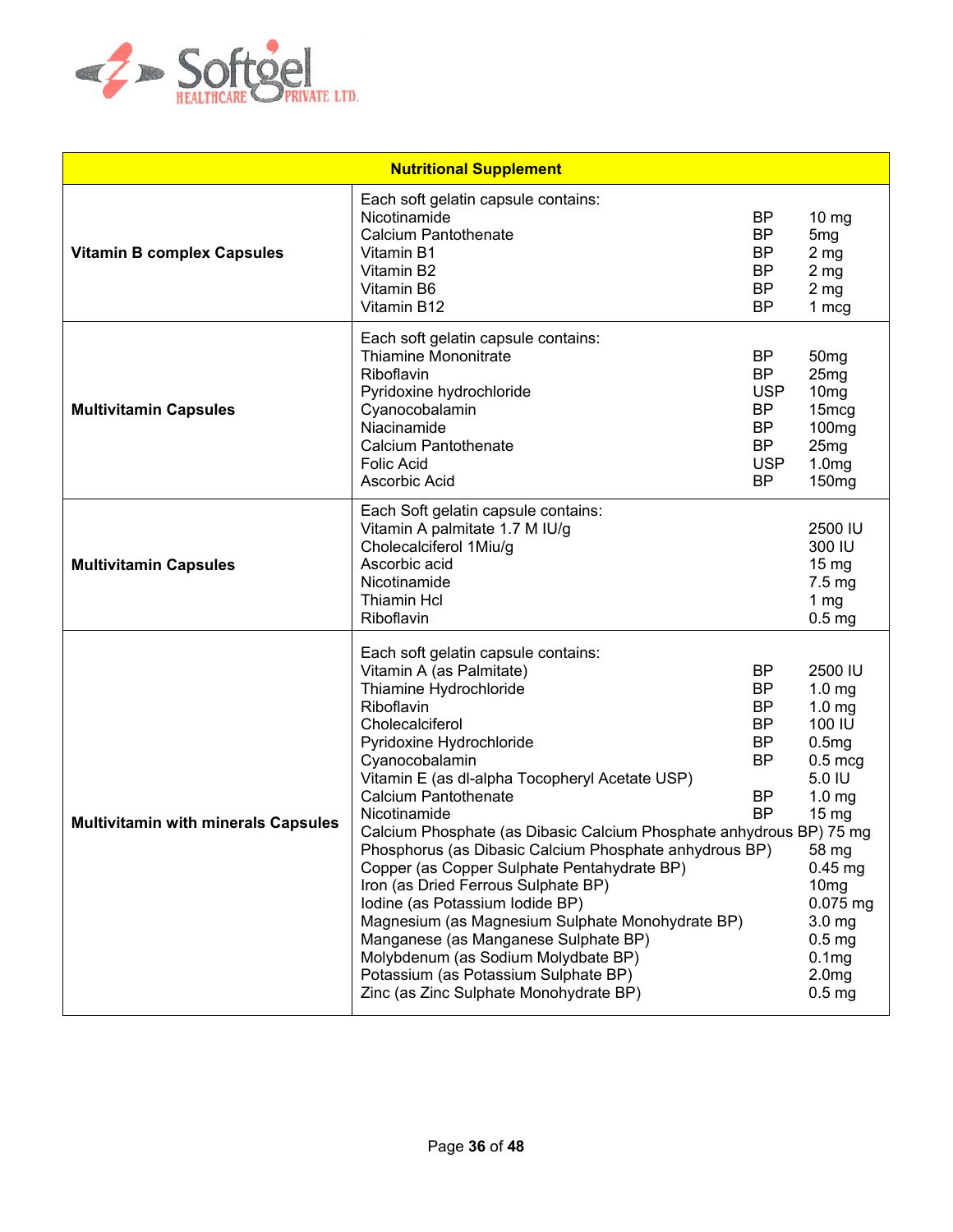| Nutritional Supplement | | | |
|---|---|---|---|
| **Vitamin B complex Capsules** | Each soft gelatin capsule contains: | | |
| | Nicotinamide | BP | 10 mg |
| | Calcium Pantothenate | BP | 5mg |
| | Vitamin B1 | BP | 2 mg |
| | Vitamin B2 | BP | 2 mg |
| | Vitamin B6 | BP | 2 mg |
| | Vitamin B12 | BP | 1 mcg |
| **Multivitamin Capsules** | Each soft gelatin capsule contains: | | |
| | Thiamine Mononitrate | BP | 50mg |
| | Riboflavin | BP | 25mg |
| | Pyridoxine hydrochloride | USP | 10mg |
| | Cyanocobalamin | BP | 15mcg |
| | Niacinamide | BP | 100mg |
| | Calcium Pantothenate | BP | 25mg |
| | Folic Acid | USP | 1.0mg |
| | Ascorbic Acid | BP | 150mg |
| **Multivitamin Capsules** | Each Soft gelatin capsule contains: | | |
| | Vitamin A palmitate 1.7 M IU/g | | 2500 IU |
| | Cholecalciferol 1Miu/g | | 300 IU |
| | Ascorbic acid | | 15 mg |
| | Nicotinamide | | 7.5 mg |
| | Thiamin Hcl | | 1 mg |
| | Riboflavin | | 0.5 mg |
| **Multivitamin with minerals Capsules** | Each soft gelatin capsule contains: | | |
| | Vitamin A (as Palmitate) | BP | 2500 IU |
| | Thiamine Hydrochloride | BP | 1.0 mg |
| | Riboflavin | BP | 1.0 mg |
| | Cholecalciferol | BP | 100 IU |
| | Pyridoxine Hydrochloride | BP | 0.5mg |
| | Cyanocobalamin | BP | 0.5 mcg |
| | Vitamin E (as dl-alpha Tocopheryl Acetate USP) | | 5.0 IU |
| | Calcium Pantothenate | BP | 1.0 mg |
| | Nicotinamide | BP | 15 mg |
| | Calcium Phosphate (as Dibasic Calcium Phosphate anhydrous BP) | | 75 mg |
| | Phosphorus (as Dibasic Calcium Phosphate anhydrous BP) | | 58 mg |
| | Copper (as Copper Sulphate Pentahydrate BP) | | 0.45 mg |
| | Iron (as Dried Ferrous Sulphate BP) | | 10mg |
| | Iodine (as Potassium Iodide BP) | | 0.075 mg |
| | Magnesium (as Magnesium Sulphate Monohydrate BP) | | 3.0 mg |
| | Manganese (as Manganese Sulphate BP) | | 0.5 mg |
| | Molybdenum (as Sodium Molydbate BP) | | 0.1mg |
| | Potassium (as Potassium Sulphate BP) | | 2.0mg |
| | Zinc (as Zinc Sulphate Monohydrate BP) | | 0.5 mg |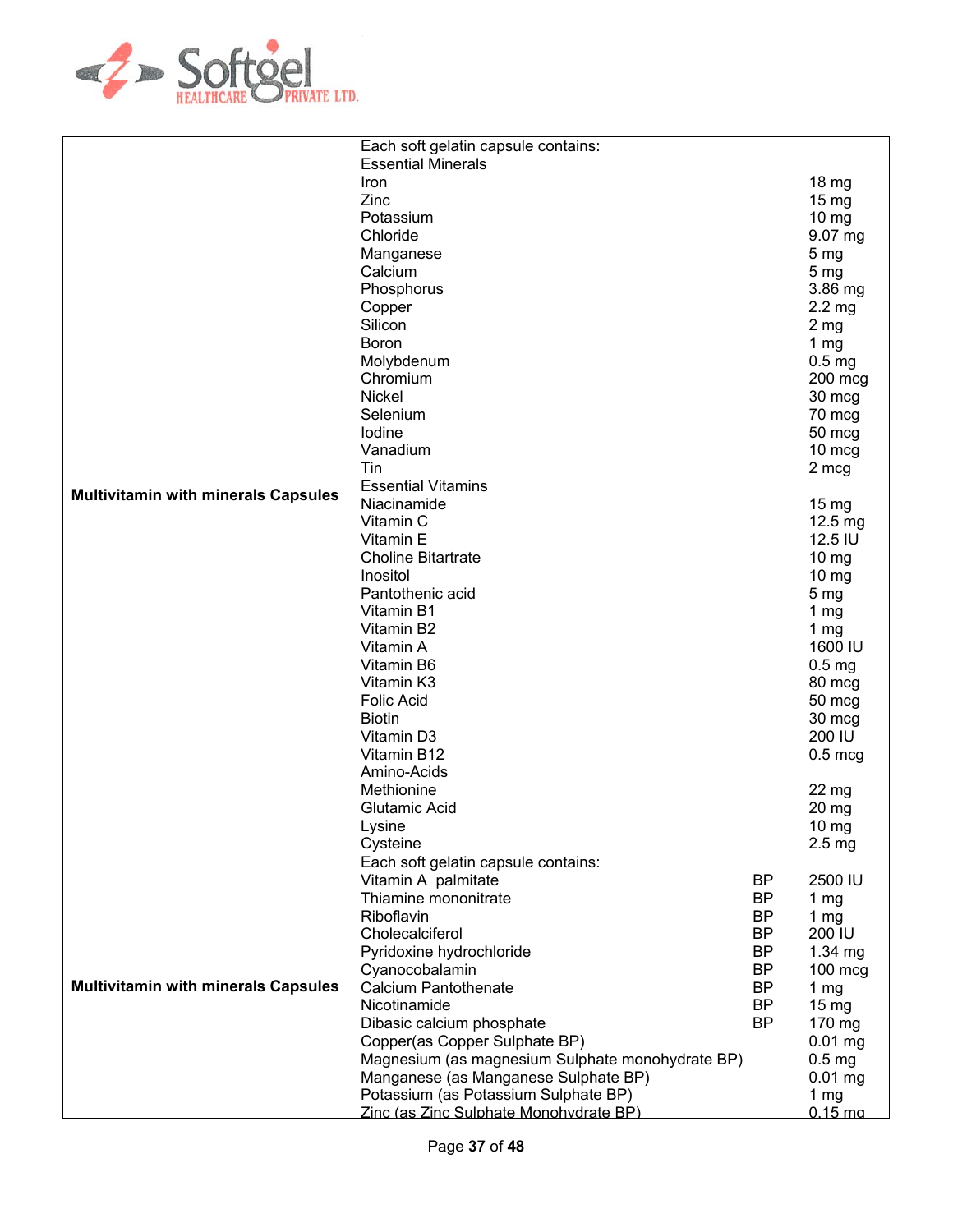| | | | |
|---|---|---|---|
| **Multivitamin with minerals Capsules** | Each soft gelatin capsule contains:<br>Essential Minerals<br>Iron<br>Zinc<br>Potassium<br>Chloride<br>Manganese<br>Calcium<br>Phosphorus<br>Copper<br>Silicon<br>Boron<br>Molybdenum<br>Chromium<br>Nickel<br>Selenium<br>Iodine<br>Vanadium<br>Tin<br>Essential Vitamins<br>Niacinamide<br>Vitamin C<br>Vitamin E<br>Choline Bitartrate<br>Inositol<br>Pantothenic acid<br>Vitamin B1<br>Vitamin B2<br>Vitamin A<br>Vitamin B6<br>Vitamin K3<br>Folic Acid<br>Biotin<br>Vitamin D3<br>Vitamin B12<br>Amino-Acids<br>Methionine<br>Glutamic Acid<br>Lysine<br>Cysteine | | <br><br>18 mg<br>15 mg<br>10 mg<br>9.07 mg<br>5 mg<br>5 mg<br>3.86 mg<br>2.2 mg<br>2 mg<br>1 mg<br>0.5 mg<br>200 mcg<br>30 mcg<br>70 mcg<br>50 mcg<br>10 mcg<br>2 mcg<br><br>15 mg<br>12.5 mg<br>12.5 IU<br>10 mg<br>10 mg<br>5 mg<br>1 mg<br>1 mg<br>1600 IU<br>0.5 mg<br>80 mcg<br>50 mcg<br>30 mcg<br>200 IU<br>0.5 mcg<br><br>22 mg<br>20 mg<br>10 mg<br>2.5 mg |
| **Multivitamin with minerals Capsules** | Each soft gelatin capsule contains:<br>Vitamin A palmitate<br>Thiamine mononitrate<br>Riboflavin<br>Cholecalciferol<br>Pyridoxine hydrochloride<br>Cyanocobalamin<br>Calcium Pantothenate<br>Nicotinamide<br>Dibasic calcium phosphate<br>Copper(as Copper Sulphate BP)<br>Magnesium (as magnesium Sulphate monohydrate BP)<br>Manganese (as Manganese Sulphate BP)<br>Potassium (as Potassium Sulphate BP)<br>Zinc (as Zinc Sulphate Monohydrate BP) | <br>BP<br>BP<br>BP<br>BP<br>BP<br>BP<br>BP<br>BP<br>BP | <br>2500 IU<br>1 mg<br>1 mg<br>200 IU<br>1.34 mg<br>100 mcg<br>1 mg<br>15 mg<br>170 mg<br>0.01 mg<br>0.5 mg<br>0.01 mg<br>1 mg<br>0.15 mg |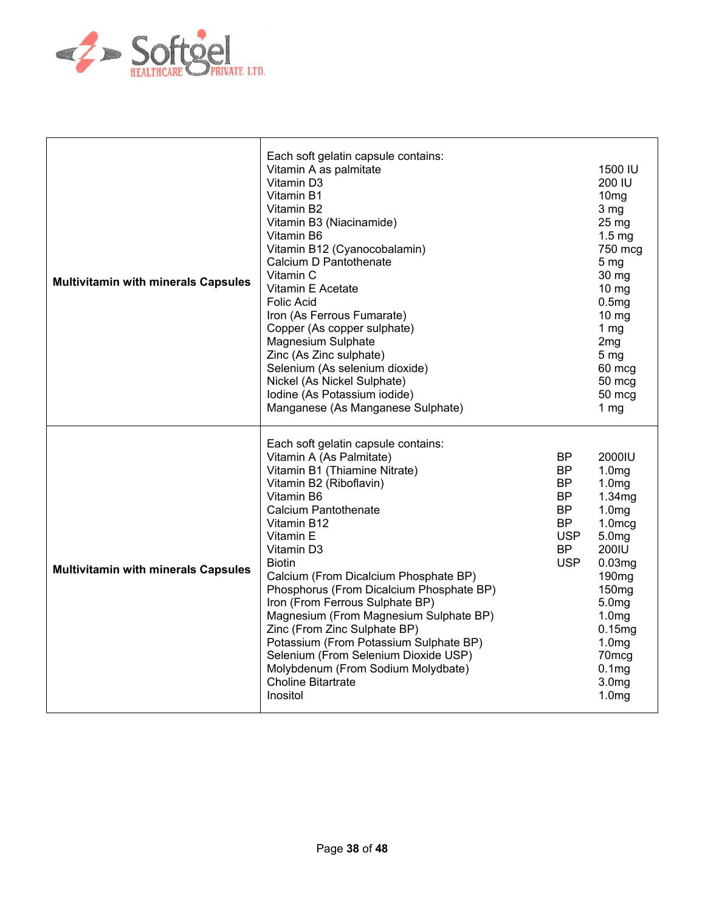| Product | Composition | | |
|---|---|---|---|
| **Multivitamin with minerals Capsules** | Each soft gelatin capsule contains: | | |
| | Vitamin A as palmitate | | 1500 IU |
| | Vitamin D3 | | 200 IU |
| | Vitamin B1 | | 10mg |
| | Vitamin B2 | | 3 mg |
| | Vitamin B3 (Niacinamide) | | 25 mg |
| | Vitamin B6 | | 1.5 mg |
| | Vitamin B12 (Cyanocobalamin) | | 750 mcg |
| | Calcium D Pantothenate | | 5 mg |
| | Vitamin C | | 30 mg |
| | Vitamin E Acetate | | 10 mg |
| | Folic Acid | | 0.5mg |
| | Iron (As Ferrous Fumarate) | | 10 mg |
| | Copper (As copper sulphate) | | 1 mg |
| | Magnesium Sulphate | | 2mg |
| | Zinc (As Zinc sulphate) | | 5 mg |
| | Selenium (As selenium dioxide) | | 60 mcg |
| | Nickel (As Nickel Sulphate) | | 50 mcg |
| | Iodine (As Potassium iodide) | | 50 mcg |
| | Manganese (As Manganese Sulphate) | | 1 mg |
| **Multivitamin with minerals Capsules** | Each soft gelatin capsule contains: | | |
| | Vitamin A (As Palmitate) | BP | 2000IU |
| | Vitamin B1 (Thiamine Nitrate) | BP | 1.0mg |
| | Vitamin B2 (Riboflavin) | BP | 1.0mg |
| | Vitamin B6 | BP | 1.34mg |
| | Calcium Pantothenate | BP | 1.0mg |
| | Vitamin B12 | BP | 1.0mcg |
| | Vitamin E | USP | 5.0mg |
| | Vitamin D3 | BP | 200IU |
| | Biotin | USP | 0.03mg |
| | Calcium (From Dicalcium Phosphate BP) | | 190mg |
| | Phosphorus (From Dicalcium Phosphate BP) | | 150mg |
| | Iron (From Ferrous Sulphate BP) | | 5.0mg |
| | Magnesium (From Magnesium Sulphate BP) | | 1.0mg |
| | Zinc (From Zinc Sulphate BP) | | 0.15mg |
| | Potassium (From Potassium Sulphate BP) | | 1.0mg |
| | Selenium (From Selenium Dioxide USP) | | 70mcg |
| | Molybdenum (From Sodium Molydbate) | | 0.1mg |
| | Choline Bitartrate | | 3.0mg |
| | Inositol | | 1.0mg |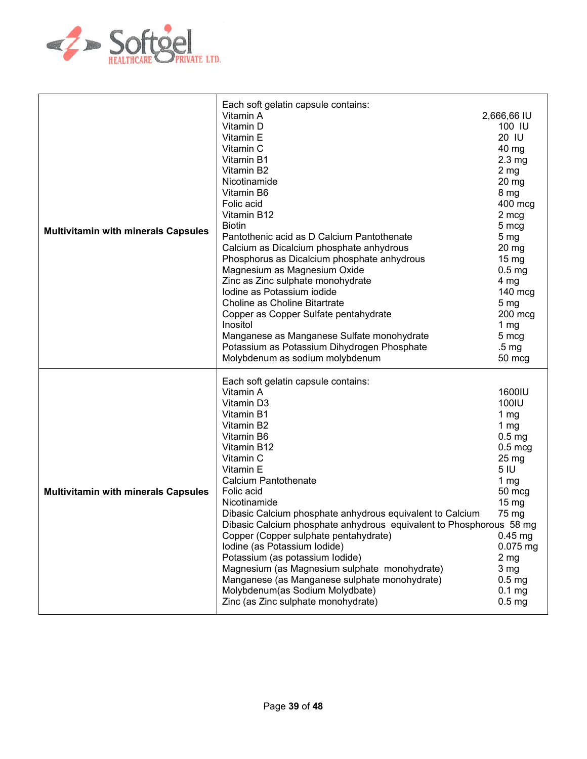| | | |
|---|---|---|
| **Multivitamin with minerals Capsules** | Each soft gelatin capsule contains: | |
| | Vitamin A | 2,666,66 IU |
| | Vitamin D | 100 IU |
| | Vitamin E | 20 IU |
| | Vitamin C | 40 mg |
| | Vitamin B1 | 2.3 mg |
| | Vitamin B2 | 2 mg |
| | Nicotinamide | 20 mg |
| | Vitamin B6 | 8 mg |
| | Folic acid | 400 mcg |
| | Vitamin B12 | 2 mcg |
| | Biotin | 5 mcg |
| | Pantothenic acid as D Calcium Pantothenate | 5 mg |
| | Calcium as Dicalcium phosphate anhydrous | 20 mg |
| | Phosphorus as Dicalcium phosphate anhydrous | 15 mg |
| | Magnesium as Magnesium Oxide | 0.5 mg |
| | Zinc as Zinc sulphate monohydrate | 4 mg |
| | Iodine as Potassium iodide | 140 mcg |
| | Choline as Choline Bitartrate | 5 mg |
| | Copper as Copper Sulfate pentahydrate | 200 mcg |
| | Inositol | 1 mg |
| | Manganese as Manganese Sulfate monohydrate | 5 mcg |
| | Potassium as Potassium Dihydrogen Phosphate | .5 mg |
| | Molybdenum as sodium molybdenum | 50 mcg |
| **Multivitamin with minerals Capsules** | Each soft gelatin capsule contains: | |
| | Vitamin A | 1600IU |
| | Vitamin D3 | 100IU |
| | Vitamin B1 | 1 mg |
| | Vitamin B2 | 1 mg |
| | Vitamin B6 | 0.5 mg |
| | Vitamin B12 | 0.5 mcg |
| | Vitamin C | 25 mg |
| | Vitamin E | 5 IU |
| | Calcium Pantothenate | 1 mg |
| | Folic acid | 50 mcg |
| | Nicotinamide | 15 mg |
| | Dibasic Calcium phosphate anhydrous equivalent to Calcium | 75 mg |
| | Dibasic Calcium phosphate anhydrous equivalent to Phosphorous | 58 mg |
| | Copper (Copper sulphate pentahydrate) | 0.45 mg |
| | Iodine (as Potassium Iodide) | 0.075 mg |
| | Potassium (as potassium Iodide) | 2 mg |
| | Magnesium (as Magnesium sulphate monohydrate) | 3 mg |
| | Manganese (as Manganese sulphate monohydrate) | 0.5 mg |
| | Molybdenum(as Sodium Molydbate) | 0.1 mg |
| | Zinc (as Zinc sulphate monohydrate) | 0.5 mg |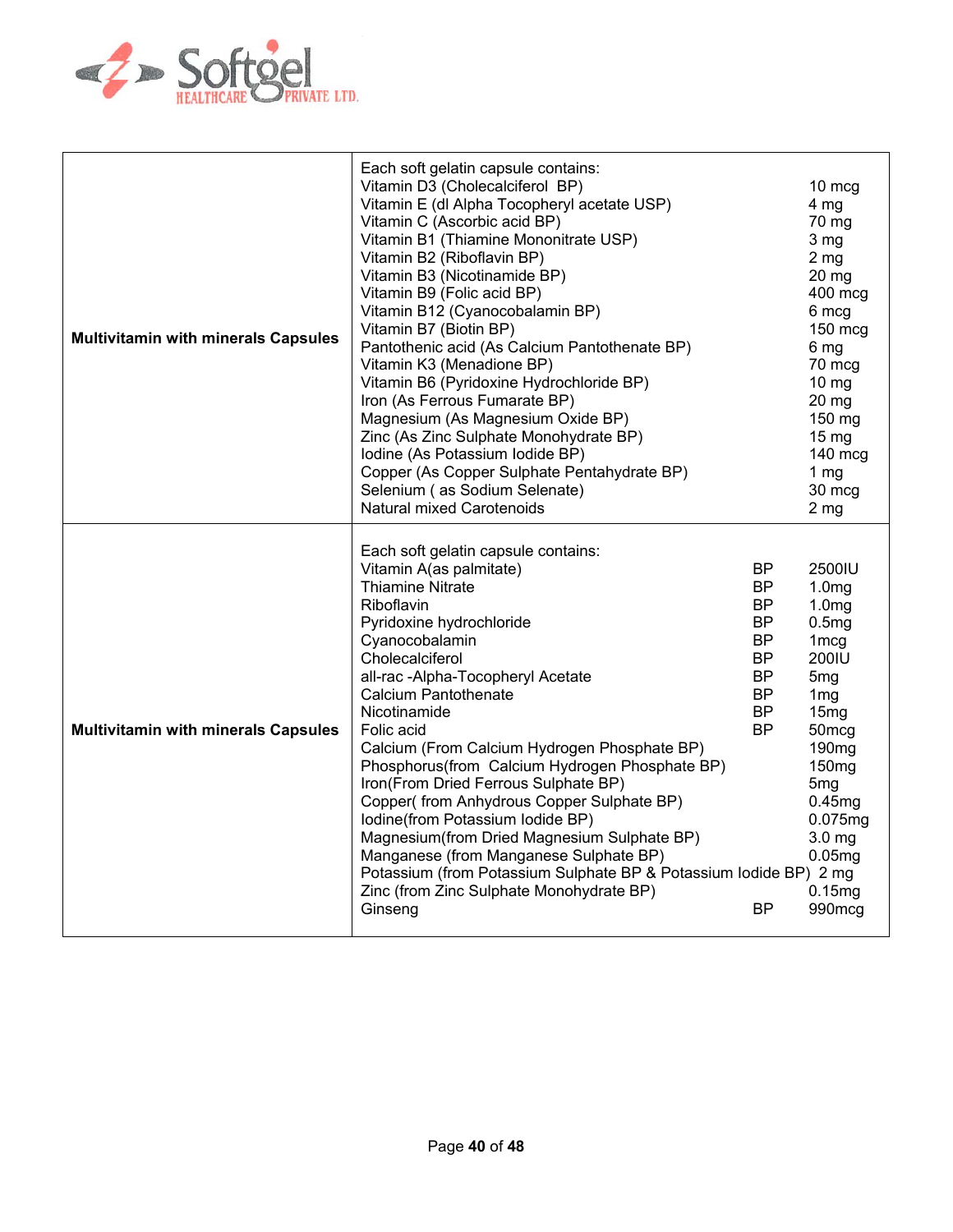Softgel HEALTHCARE PRIVATE LTD.

| Product | Composition |
|---|---|
| **Multivitamin with minerals Capsules** | Each soft gelatin capsule contains:<br>Vitamin D3 (Cholecalciferol BP) 10 mcg<br>Vitamin E (dl Alpha Tocopheryl acetate USP) 4 mg<br>Vitamin C (Ascorbic acid BP) 70 mg<br>Vitamin B1 (Thiamine Mononitrate USP) 3 mg<br>Vitamin B2 (Riboflavin BP) 2 mg<br>Vitamin B3 (Nicotinamide BP) 20 mg<br>Vitamin B9 (Folic acid BP) 400 mcg<br>Vitamin B12 (Cyanocobalamin BP) 6 mcg<br>Vitamin B7 (Biotin BP) 150 mcg<br>Pantothenic acid (As Calcium Pantothenate BP) 6 mg<br>Vitamin K3 (Menadione BP) 70 mcg<br>Vitamin B6 (Pyridoxine Hydrochloride BP) 10 mg<br>Iron (As Ferrous Fumarate BP) 20 mg<br>Magnesium (As Magnesium Oxide BP) 150 mg<br>Zinc (As Zinc Sulphate Monohydrate BP) 15 mg<br>Iodine (As Potassium Iodide BP) 140 mcg<br>Copper (As Copper Sulphate Pentahydrate BP) 1 mg<br>Selenium ( as Sodium Selenate) 30 mcg<br>Natural mixed Carotenoids 2 mg |
| **Multivitamin with minerals Capsules** | Each soft gelatin capsule contains:<br>Vitamin A(as palmitate) BP 2500IU<br>Thiamine Nitrate BP 1.0mg<br>Riboflavin BP 1.0mg<br>Pyridoxine hydrochloride BP 0.5mg<br>Cyanocobalamin BP 1mcg<br>Cholecalciferol BP 200IU<br>all-rac -Alpha-Tocopheryl Acetate BP 5mg<br>Calcium Pantothenate BP 1mg<br>Nicotinamide BP 15mg<br>Folic acid BP 50mcg<br>Calcium (From Calcium Hydrogen Phosphate BP) 190mg<br>Phosphorus(from Calcium Hydrogen Phosphate BP) 150mg<br>Iron(From Dried Ferrous Sulphate BP) 5mg<br>Copper( from Anhydrous Copper Sulphate BP) 0.45mg<br>Iodine(from Potassium Iodide BP) 0.075mg<br>Magnesium(from Dried Magnesium Sulphate BP) 3.0 mg<br>Manganese (from Manganese Sulphate BP) 0.05mg<br>Potassium (from Potassium Sulphate BP & Potassium Iodide BP) 2 mg<br>Zinc (from Zinc Sulphate Monohydrate BP) 0.15mg<br>Ginseng BP 990mcg |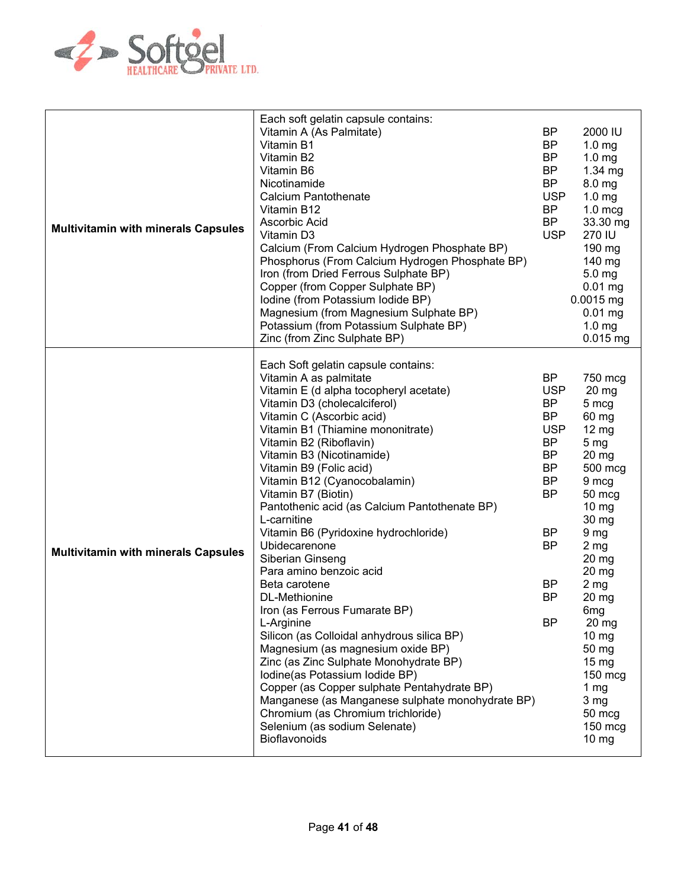| Multivitamin with minerals Capsules | Each soft gelatin capsule contains: | | |
|---|---|---|---|
| | Vitamin A (As Palmitate) | BP | 2000 IU |
| | Vitamin B1 | BP | 1.0 mg |
| | Vitamin B2 | BP | 1.0 mg |
| | Vitamin B6 | BP | 1.34 mg |
| | Nicotinamide | BP | 8.0 mg |
| | Calcium Pantothenate | USP | 1.0 mg |
| | Vitamin B12 | BP | 1.0 mcg |
| | Ascorbic Acid | BP | 33.30 mg |
| | Vitamin D3 | USP | 270 IU |
| | Calcium (From Calcium Hydrogen Phosphate BP) | | 190 mg |
| | Phosphorus (From Calcium Hydrogen Phosphate BP) | | 140 mg |
| | Iron (from Dried Ferrous Sulphate BP) | | 5.0 mg |
| | Copper (from Copper Sulphate BP) | | 0.01 mg |
| | Iodine (from Potassium Iodide BP) | | 0.0015 mg |
| | Magnesium (from Magnesium Sulphate BP) | | 0.01 mg |
| | Potassium (from Potassium Sulphate BP) | | 1.0 mg |
| | Zinc (from Zinc Sulphate BP) | | 0.015 mg |
| **Multivitamin with minerals Capsules** | Each Soft gelatin capsule contains: | | |
| | Vitamin A as palmitate | BP | 750 mcg |
| | Vitamin E (d alpha tocopheryl acetate) | USP | 20 mg |
| | Vitamin D3 (cholecalciferol) | BP | 5 mcg |
| | Vitamin C (Ascorbic acid) | BP | 60 mg |
| | Vitamin B1 (Thiamine mononitrate) | USP | 12 mg |
| | Vitamin B2 (Riboflavin) | BP | 5 mg |
| | Vitamin B3 (Nicotinamide) | BP | 20 mg |
| | Vitamin B9 (Folic acid) | BP | 500 mcg |
| | Vitamin B12 (Cyanocobalamin) | BP | 9 mcg |
| | Vitamin B7 (Biotin) | BP | 50 mcg |
| | Pantothenic acid (as Calcium Pantothenate BP) | | 10 mg |
| | L-carnitine | | 30 mg |
| | Vitamin B6 (Pyridoxine hydrochloride) | BP | 9 mg |
| | Ubidecarenone | BP | 2 mg |
| | Siberian Ginseng | | 20 mg |
| | Para amino benzoic acid | | 20 mg |
| | Beta carotene | BP | 2 mg |
| | DL-Methionine | BP | 20 mg |
| | Iron (as Ferrous Fumarate BP) | | 6mg |
| | L-Arginine | BP | 20 mg |
| | Silicon (as Colloidal anhydrous silica BP) | | 10 mg |
| | Magnesium (as magnesium oxide BP) | | 50 mg |
| | Zinc (as Zinc Sulphate Monohydrate BP) | | 15 mg |
| | Iodine(as Potassium Iodide BP) | | 150 mcg |
| | Copper (as Copper sulphate Pentahydrate BP) | | 1 mg |
| | Manganese (as Manganese sulphate monohydrate BP) | | 3 mg |
| | Chromium (as Chromium trichloride) | | 50 mcg |
| | Selenium (as sodium Selenate) | | 150 mcg |
| | Bioflavonoids | | 10 mg |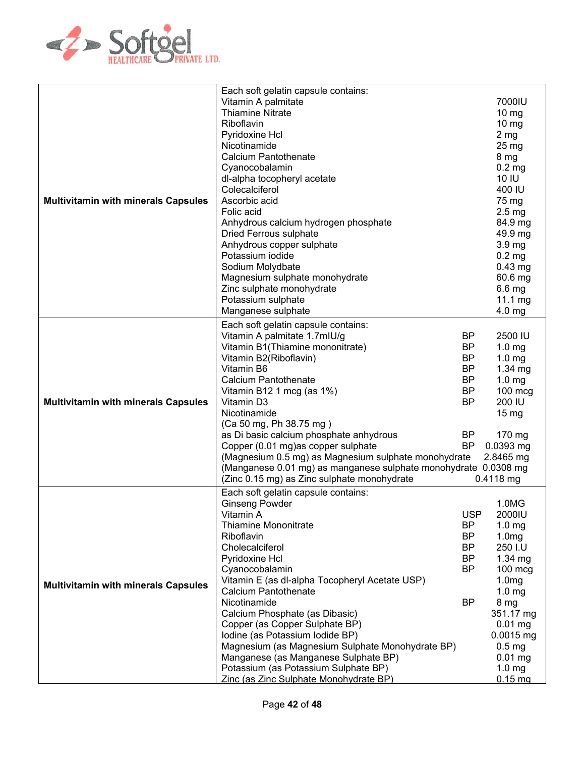| Product | Composition | | |
|---|---|---|---|
| **Multivitamin with minerals Capsules** | Each soft gelatin capsule contains: | | |
| | Vitamin A palmitate | | 7000IU |
| | Thiamine Nitrate | | 10 mg |
| | Riboflavin | | 10 mg |
| | Pyridoxine Hcl | | 2 mg |
| | Nicotinamide | | 25 mg |
| | Calcium Pantothenate | | 8 mg |
| | Cyanocobalamin | | 0.2 mg |
| | dl-alpha tocopheryl acetate | | 10 IU |
| | Colecalciferol | | 400 IU |
| | Ascorbic acid | | 75 mg |
| | Folic acid | | 2.5 mg |
| | Anhydrous calcium hydrogen phosphate | | 84.9 mg |
| | Dried Ferrous sulphate | | 49.9 mg |
| | Anhydrous copper sulphate | | 3.9 mg |
| | Potassium iodide | | 0.2 mg |
| | Sodium Molydbate | | 0.43 mg |
| | Magnesium sulphate monohydrate | | 60.6 mg |
| | Zinc sulphate monohydrate | | 6.6 mg |
| | Potassium sulphate | | 11.1 mg |
| | Manganese sulphate | | 4.0 mg |
| **Multivitamin with minerals Capsules** | Each soft gelatin capsule contains: | | |
| | Vitamin A palmitate 1.7mIU/g | BP | 2500 IU |
| | Vitamin B1(Thiamine mononitrate) | BP | 1.0 mg |
| | Vitamin B2(Riboflavin) | BP | 1.0 mg |
| | Vitamin B6 | BP | 1.34 mg |
| | Calcium Pantothenate | BP | 1.0 mg |
| | Vitamin B12 1 mcg (as 1%) | BP | 100 mcg |
| | Vitamin D3 | BP | 200 IU |
| | Nicotinamide | | 15 mg |
| | (Ca 50 mg, Ph 38.75 mg ) | | |
| | as Di basic calcium phosphate anhydrous | BP | 170 mg |
| | Copper (0.01 mg)as copper sulphate | BP | 0.0393 mg |
| | (Magnesium 0.5 mg) as Magnesium sulphate monohydrate | | 2.8465 mg |
| | (Manganese 0.01 mg) as manganese sulphate monohydrate | | 0.0308 mg |
| | (Zinc 0.15 mg) as Zinc sulphate monohydrate | | 0.4118 mg |
| **Multivitamin with minerals Capsules** | Each soft gelatin capsule contains: | | |
| | Ginseng Powder | | 1.0MG |
| | Vitamin A | USP | 2000IU |
| | Thiamine Mononitrate | BP | 1.0 mg |
| | Riboflavin | BP | 1.0mg |
| | Cholecalciferol | BP | 250 I.U |
| | Pyridoxine Hcl | BP | 1.34 mg |
| | Cyanocobalamin | BP | 100 mcg |
| | Vitamin E (as dl-alpha Tocopheryl Acetate USP) | | 1.0mg |
| | Calcium Pantothenate | | 1.0 mg |
| | Nicotinamide | BP | 8 mg |
| | Calcium Phosphate (as Dibasic) | | 351.17 mg |
| | Copper (as Copper Sulphate BP) | | 0.01 mg |
| | Iodine (as Potassium Iodide BP) | | 0.0015 mg |
| | Magnesium (as Magnesium Sulphate Monohydrate BP) | | 0.5 mg |
| | Manganese (as Manganese Sulphate BP) | | 0.01 mg |
| | Potassium (as Potassium Sulphate BP) | | 1.0 mg |
| | Zinc (as Zinc Sulphate Monohydrate BP) | | 0.15 mg |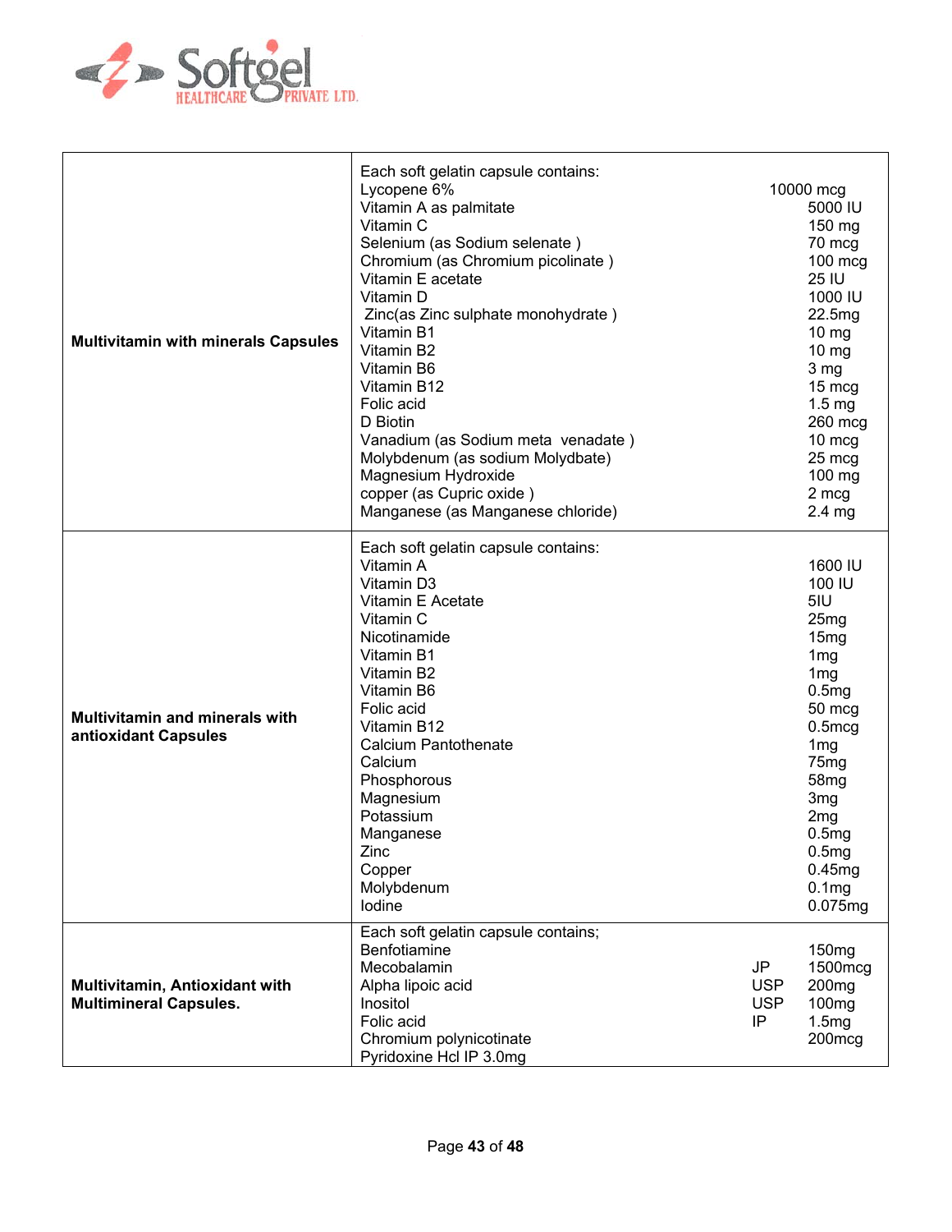| | |
|---|---|
| **Multivitamin with minerals Capsules** | Each soft gelatin capsule contains:<br>Lycopene 6% 10000 mcg<br>Vitamin A as palmitate 5000 IU<br>Vitamin C 150 mg<br>Selenium (as Sodium selenate ) 70 mcg<br>Chromium (as Chromium picolinate ) 100 mcg<br>Vitamin E acetate 25 IU<br>Vitamin D 1000 IU<br>Zinc(as Zinc sulphate monohydrate ) 22.5mg<br>Vitamin B1 10 mg<br>Vitamin B2 10 mg<br>Vitamin B6 3 mg<br>Vitamin B12 15 mcg<br>Folic acid 1.5 mg<br>D Biotin 260 mcg<br>Vanadium (as Sodium meta venadate ) 10 mcg<br>Molybdenum (as sodium Molydbate) 25 mcg<br>Magnesium Hydroxide 100 mg<br>copper (as Cupric oxide ) 2 mcg<br>Manganese (as Manganese chloride) 2.4 mg |
| **Multivitamin and minerals with antioxidant Capsules** | Each soft gelatin capsule contains:<br>Vitamin A 1600 IU<br>Vitamin D3 100 IU<br>Vitamin E Acetate 5IU<br>Vitamin C 25mg<br>Nicotinamide 15mg<br>Vitamin B1 1mg<br>Vitamin B2 1mg<br>Vitamin B6 0.5mg<br>Folic acid 50 mcg<br>Vitamin B12 0.5mcg<br>Calcium Pantothenate 1mg<br>Calcium 75mg<br>Phosphorous 58mg<br>Magnesium 3mg<br>Potassium 2mg<br>Manganese 0.5mg<br>Zinc 0.5mg<br>Copper 0.45mg<br>Molybdenum 0.1mg<br>Iodine 0.075mg |
| **Multivitamin, Antioxidant with Multimineral Capsules.** | Each soft gelatin capsule contains;<br>Benfotiamine 150mg<br>Mecobalamin JP 1500mcg<br>Alpha lipoic acid USP 200mg<br>Inositol USP 100mg<br>Folic acid IP 1.5mg<br>Chromium polynicotinate 200mcg<br>Pyridoxine Hcl IP 3.0mg |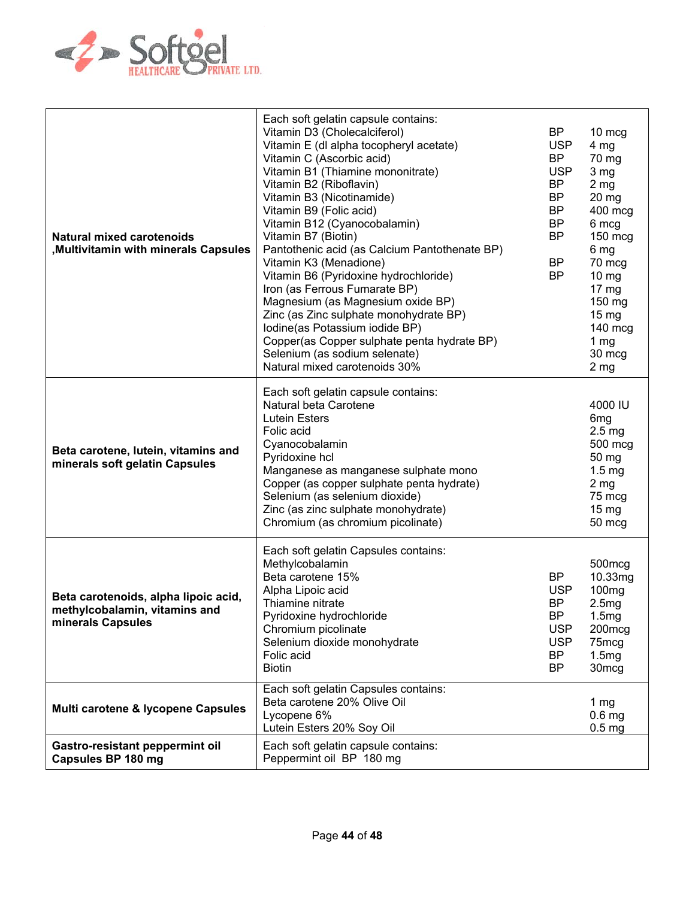| | | | |
|---|---|---|---|
| **Natural mixed carotenoids ,Multivitamin with minerals Capsules** | Each soft gelatin capsule contains:<br>Vitamin D3 (Cholecalciferol)<br>Vitamin E (dl alpha tocopheryl acetate)<br>Vitamin C (Ascorbic acid)<br>Vitamin B1 (Thiamine mononitrate)<br>Vitamin B2 (Riboflavin)<br>Vitamin B3 (Nicotinamide)<br>Vitamin B9 (Folic acid)<br>Vitamin B12 (Cyanocobalamin)<br>Vitamin B7 (Biotin)<br>Pantothenic acid (as Calcium Pantothenate BP)<br>Vitamin K3 (Menadione)<br>Vitamin B6 (Pyridoxine hydrochloride)<br>Iron (as Ferrous Fumarate BP)<br>Magnesium (as Magnesium oxide BP)<br>Zinc (as Zinc sulphate monohydrate BP)<br>Iodine(as Potassium iodide BP)<br>Copper(as Copper sulphate penta hydrate BP)<br>Selenium (as sodium selenate)<br>Natural mixed carotenoids 30% | <br>BP<br>USP<br>BP<br>USP<br>BP<br>BP<br>BP<br>BP<br>BP<br><br>BP<br>BP<br><br><br><br><br><br><br> | <br>10 mcg<br>4 mg<br>70 mg<br>3 mg<br>2 mg<br>20 mg<br>400 mcg<br>6 mcg<br>150 mcg<br>6 mg<br>70 mcg<br>10 mg<br>17 mg<br>150 mg<br>15 mg<br>140 mcg<br>1 mg<br>30 mcg<br>2 mg |
| **Beta carotene, lutein, vitamins and minerals soft gelatin Capsules** | Each soft gelatin capsule contains:<br>Natural beta Carotene<br>Lutein Esters<br>Folic acid<br>Cyanocobalamin<br>Pyridoxine hcl<br>Manganese as manganese sulphate mono<br>Copper (as copper sulphate penta hydrate)<br>Selenium (as selenium dioxide)<br>Zinc (as zinc sulphate monohydrate)<br>Chromium (as chromium picolinate) | | <br>4000 IU<br>6mg<br>2.5 mg<br>500 mcg<br>50 mg<br>1.5 mg<br>2 mg<br>75 mcg<br>15 mg<br>50 mcg |
| **Beta carotenoids, alpha lipoic acid, methylcobalamin, vitamins and minerals Capsules** | Each soft gelatin Capsules contains:<br>Methylcobalamin<br>Beta carotene 15%<br>Alpha Lipoic acid<br>Thiamine nitrate<br>Pyridoxine hydrochloride<br>Chromium picolinate<br>Selenium dioxide monohydrate<br>Folic acid<br>Biotin | <br><br>BP<br>USP<br>BP<br>BP<br>USP<br>USP<br>BP<br>BP | <br>500mcg<br>10.33mg<br>100mg<br>2.5mg<br>1.5mg<br>200mcg<br>75mcg<br>1.5mg<br>30mcg |
| **Multi carotene & lycopene Capsules** | Each soft gelatin Capsules contains:<br>Beta carotene 20% Olive Oil<br>Lycopene 6%<br>Lutein Esters 20% Soy Oil | | <br>1 mg<br>0.6 mg<br>0.5 mg |
| **Gastro-resistant peppermint oil Capsules BP 180 mg** | Each soft gelatin capsule contains:<br>Peppermint oil BP 180 mg | | |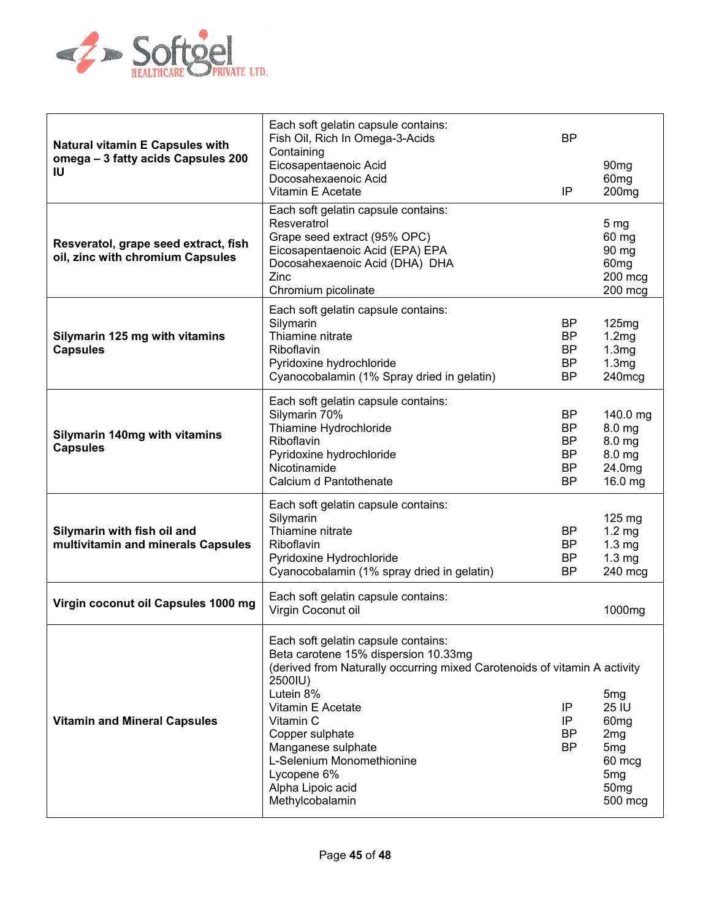| Product | Composition |
|---|---|
| **Natural vitamin E Capsules with omega – 3 fatty acids Capsules 200 IU** | Each soft gelatin capsule contains:<br>Fish Oil, Rich In Omega-3-Acids BP<br>Containing<br>Eicosapentaenoic Acid 90mg<br>Docosahexaenoic Acid 60mg<br>Vitamin E Acetate IP 200mg |
| **Resveratol, grape seed extract, fish oil, zinc with chromium Capsules** | Each soft gelatin capsule contains:<br>Resveratrol 5 mg<br>Grape seed extract (95% OPC) 60 mg<br>Eicosapentaenoic Acid (EPA) EPA 90 mg<br>Docosahexaenoic Acid (DHA) DHA 60mg<br>Zinc 200 mcg<br>Chromium picolinate 200 mcg |
| **Silymarin 125 mg with vitamins Capsules** | Each soft gelatin capsule contains:<br>Silymarin BP 125mg<br>Thiamine nitrate BP 1.2mg<br>Riboflavin BP 1.3mg<br>Pyridoxine hydrochloride BP 1.3mg<br>Cyanocobalamin (1% Spray dried in gelatin) BP 240mcg |
| **Silymarin 140mg with vitamins Capsules** | Each soft gelatin capsule contains:<br>Silymarin 70% BP 140.0 mg<br>Thiamine Hydrochloride BP 8.0 mg<br>Riboflavin BP 8.0 mg<br>Pyridoxine hydrochloride BP 8.0 mg<br>Nicotinamide BP 24.0mg<br>Calcium d Pantothenate BP 16.0 mg |
| **Silymarin with fish oil and multivitamin and minerals Capsules** | Each soft gelatin capsule contains:<br>Silymarin 125 mg<br>Thiamine nitrate BP 1.2 mg<br>Riboflavin BP 1.3 mg<br>Pyridoxine Hydrochloride BP 1.3 mg<br>Cyanocobalamin (1% spray dried in gelatin) BP 240 mcg |
| **Virgin coconut oil Capsules 1000 mg** | Each soft gelatin capsule contains:<br>Virgin Coconut oil 1000mg |
| **Vitamin and Mineral Capsules** | Each soft gelatin capsule contains:<br>Beta carotene 15% dispersion 10.33mg<br>(derived from Naturally occurring mixed Carotenoids of vitamin A activity 2500IU)<br>Lutein 8% 5mg<br>Vitamin E Acetate IP 25 IU<br>Vitamin C IP 60mg<br>Copper sulphate BP 2mg<br>Manganese sulphate BP 5mg<br>L-Selenium Monomethionine 60 mcg<br>Lycopene 6% 5mg<br>Alpha Lipoic acid 50mg<br>Methylcobalamin 500 mcg |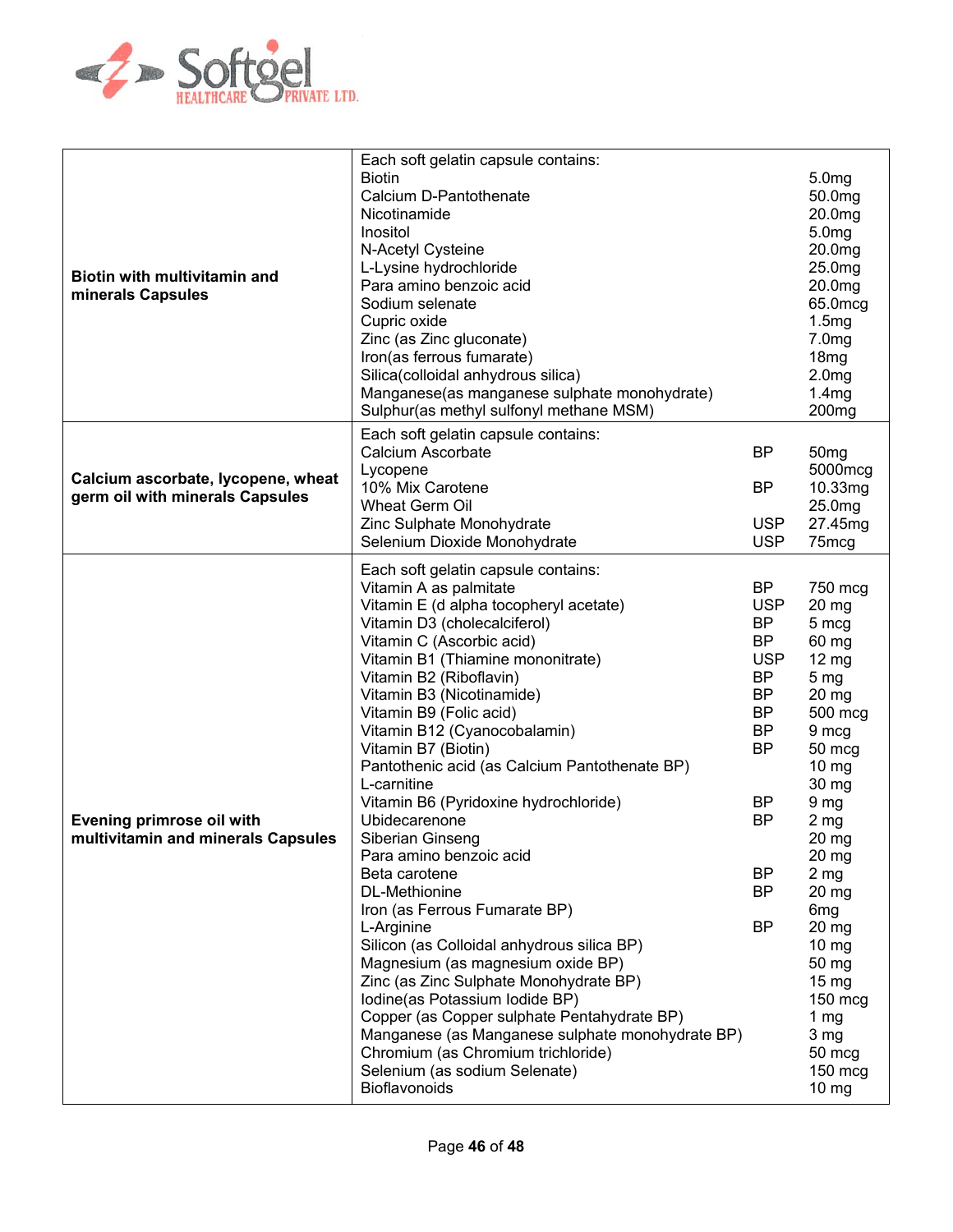| Product | Composition | Standard | Quantity |
|---|---|---|---|
| **Biotin with multivitamin and minerals Capsules** | Each soft gelatin capsule contains: | | |
| | Biotin | | 5.0mg |
| | Calcium D-Pantothenate | | 50.0mg |
| | Nicotinamide | | 20.0mg |
| | Inositol | | 5.0mg |
| | N-Acetyl Cysteine | | 20.0mg |
| | L-Lysine hydrochloride | | 25.0mg |
| | Para amino benzoic acid | | 20.0mg |
| | Sodium selenate | | 65.0mcg |
| | Cupric oxide | | 1.5mg |
| | Zinc (as Zinc gluconate) | | 7.0mg |
| | Iron(as ferrous fumarate) | | 18mg |
| | Silica(colloidal anhydrous silica) | | 2.0mg |
| | Manganese(as manganese sulphate monohydrate) | | 1.4mg |
| | Sulphur(as methyl sulfonyl methane MSM) | | 200mg |
| **Calcium ascorbate, lycopene, wheat germ oil with minerals Capsules** | Each soft gelatin capsule contains: | | |
| | Calcium Ascorbate | BP | 50mg |
| | Lycopene | | 5000mcg |
| | 10% Mix Carotene | BP | 10.33mg |
| | Wheat Germ Oil | | 25.0mg |
| | Zinc Sulphate Monohydrate | USP | 27.45mg |
| | Selenium Dioxide Monohydrate | USP | 75mcg |
| **Evening primrose oil with multivitamin and minerals Capsules** | Each soft gelatin capsule contains: | | |
| | Vitamin A as palmitate | BP | 750 mcg |
| | Vitamin E (d alpha tocopheryl acetate) | USP | 20 mg |
| | Vitamin D3 (cholecalciferol) | BP | 5 mcg |
| | Vitamin C (Ascorbic acid) | BP | 60 mg |
| | Vitamin B1 (Thiamine mononitrate) | USP | 12 mg |
| | Vitamin B2 (Riboflavin) | BP | 5 mg |
| | Vitamin B3 (Nicotinamide) | BP | 20 mg |
| | Vitamin B9 (Folic acid) | BP | 500 mcg |
| | Vitamin B12 (Cyanocobalamin) | BP | 9 mcg |
| | Vitamin B7 (Biotin) | BP | 50 mcg |
| | Pantothenic acid (as Calcium Pantothenate BP) | | 10 mg |
| | L-carnitine | | 30 mg |
| | Vitamin B6 (Pyridoxine hydrochloride) | BP | 9 mg |
| | Ubidecarenone | BP | 2 mg |
| | Siberian Ginseng | | 20 mg |
| | Para amino benzoic acid | | 20 mg |
| | Beta carotene | BP | 2 mg |
| | DL-Methionine | BP | 20 mg |
| | Iron (as Ferrous Fumarate BP) | | 6mg |
| | L-Arginine | BP | 20 mg |
| | Silicon (as Colloidal anhydrous silica BP) | | 10 mg |
| | Magnesium (as magnesium oxide BP) | | 50 mg |
| | Zinc (as Zinc Sulphate Monohydrate BP) | | 15 mg |
| | Iodine(as Potassium Iodide BP) | | 150 mcg |
| | Copper (as Copper sulphate Pentahydrate BP) | | 1 mg |
| | Manganese (as Manganese sulphate monohydrate BP) | | 3 mg |
| | Chromium (as Chromium trichloride) | | 50 mcg |
| | Selenium (as sodium Selenate) | | 150 mcg |
| | Bioflavonoids | | 10 mg |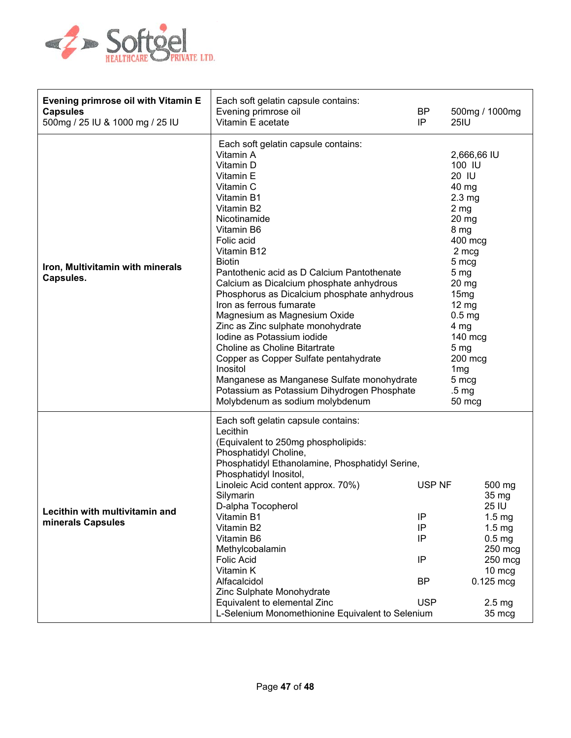| Product | Composition |
|---|---|
| **Evening primrose oil with Vitamin E Capsules** 500mg / 25 IU & 1000 mg / 25 IU | Each soft gelatin capsule contains:<br>Evening primrose oil BP 500mg / 1000mg<br>Vitamin E acetate IP 25IU |
| **Iron, Multivitamin with minerals Capsules.** | Each soft gelatin capsule contains:<br>Vitamin A 2,666,66 IU<br>Vitamin D 100 IU<br>Vitamin E 20 IU<br>Vitamin C 40 mg<br>Vitamin B1 2.3 mg<br>Vitamin B2 2 mg<br>Nicotinamide 20 mg<br>Vitamin B6 8 mg<br>Folic acid 400 mcg<br>Vitamin B12 2 mcg<br>Biotin 5 mcg<br>Pantothenic acid as D Calcium Pantothenate 5 mg<br>Calcium as Dicalcium phosphate anhydrous 20 mg<br>Phosphorus as Dicalcium phosphate anhydrous 15mg<br>Iron as ferrous fumarate 12 mg<br>Magnesium as Magnesium Oxide 0.5 mg<br>Zinc as Zinc sulphate monohydrate 4 mg<br>Iodine as Potassium iodide 140 mcg<br>Choline as Choline Bitartrate 5 mg<br>Copper as Copper Sulfate pentahydrate 200 mcg<br>Inositol 1mg<br>Manganese as Manganese Sulfate monohydrate 5 mcg<br>Potassium as Potassium Dihydrogen Phosphate .5 mg<br>Molybdenum as sodium molybdenum 50 mcg |
| **Lecithin with multivitamin and minerals Capsules** | Each soft gelatin capsule contains:<br>Lecithin<br>(Equivalent to 250mg phospholipids:<br>Phosphatidyl Choline,<br>Phosphatidyl Ethanolamine, Phosphatidyl Serine,<br>Phosphatidyl Inositol,<br>Linoleic Acid content approx. 70%) USP NF 500 mg<br>Silymarin 35 mg<br>D-alpha Tocopherol 25 IU<br>Vitamin B1 IP 1.5 mg<br>Vitamin B2 IP 1.5 mg<br>Vitamin B6 IP 0.5 mg<br>Methylcobalamin 250 mcg<br>Folic Acid IP 250 mcg<br>Vitamin K 10 mcg<br>Alfacalcidol BP 0.125 mcg<br>Zinc Sulphate Monohydrate<br>Equivalent to elemental Zinc USP 2.5 mg<br>L-Selenium Monomethionine Equivalent to Selenium 35 mcg |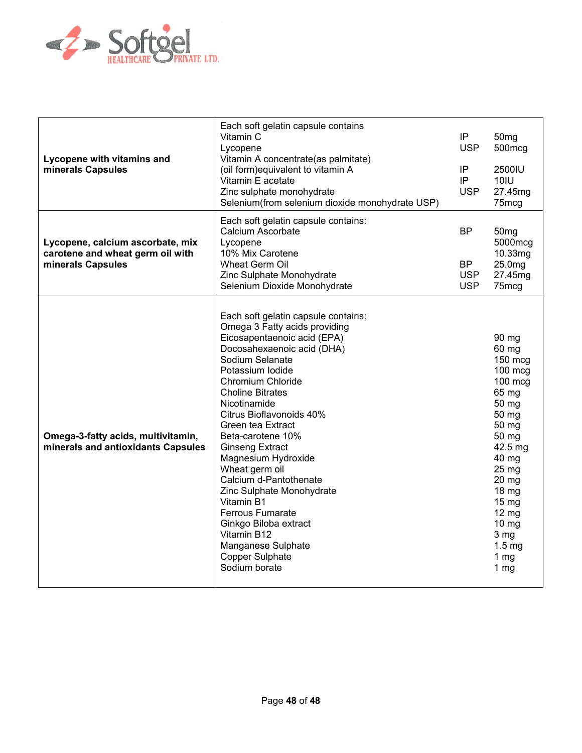| | | | |
|---|---|---|---|
| **Lycopene with vitamins and minerals Capsules** | Each soft gelatin capsule contains | | |
| | Vitamin C | IP | 50mg |
| | Lycopene | USP | 500mcg |
| | Vitamin A concentrate(as palmitate) (oil form)equivalent to vitamin A | IP | 2500IU |
| | Vitamin E acetate | IP | 10IU |
| | Zinc sulphate monohydrate | USP | 27.45mg |
| | Selenium(from selenium dioxide monohydrate USP) | | 75mcg |
| **Lycopene, calcium ascorbate, mix carotene and wheat germ oil with minerals Capsules** | Each soft gelatin capsule contains: | | |
| | Calcium Ascorbate | BP | 50mg |
| | Lycopene | | 5000mcg |
| | 10% Mix Carotene | | 10.33mg |
| | Wheat Germ Oil | BP | 25.0mg |
| | Zinc Sulphate Monohydrate | USP | 27.45mg |
| | Selenium Dioxide Monohydrate | USP | 75mcg |
| **Omega-3-fatty acids, multivitamin, minerals and antioxidants Capsules** | Each soft gelatin capsule contains: | | |
| | Omega 3 Fatty acids providing | | |
| | Eicosapentaenoic acid (EPA) | | 90 mg |
| | Docosahexaenoic acid (DHA) | | 60 mg |
| | Sodium Selanate | | 150 mcg |
| | Potassium Iodide | | 100 mcg |
| | Chromium Chloride | | 100 mcg |
| | Choline Bitrates | | 65 mg |
| | Nicotinamide | | 50 mg |
| | Citrus Bioflavonoids 40% | | 50 mg |
| | Green tea Extract | | 50 mg |
| | Beta-carotene 10% | | 50 mg |
| | Ginseng Extract | | 42.5 mg |
| | Magnesium Hydroxide | | 40 mg |
| | Wheat germ oil | | 25 mg |
| | Calcium d-Pantothenate | | 20 mg |
| | Zinc Sulphate Monohydrate | | 18 mg |
| | Vitamin B1 | | 15 mg |
| | Ferrous Fumarate | | 12 mg |
| | Ginkgo Biloba extract | | 10 mg |
| | Vitamin B12 | | 3 mg |
| | Manganese Sulphate | | 1.5 mg |
| | Copper Sulphate | | 1 mg |
| | Sodium borate | | 1 mg |